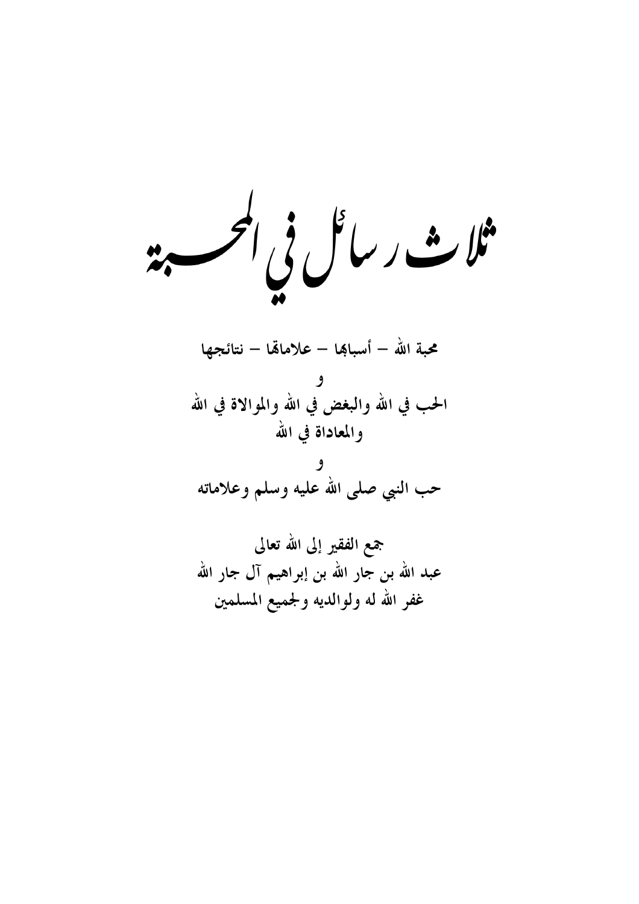# ثلاث رسائل في المحبة

**محبة الله – أسبابها – علاماتها – نتائجها**

**و**

**الحب في الله والبغض في الله والموالاة في الله والمعاداة في الله**

**و**

**حب النبي صلى الله عليه وسلم وعلاماته**

**جمع الفقير إلى الله تعالى**

**عبد الله بن جار الله بن إبراهيم آل جار الله**

**غفر الله له ولوالديه ولجميع المسلمين**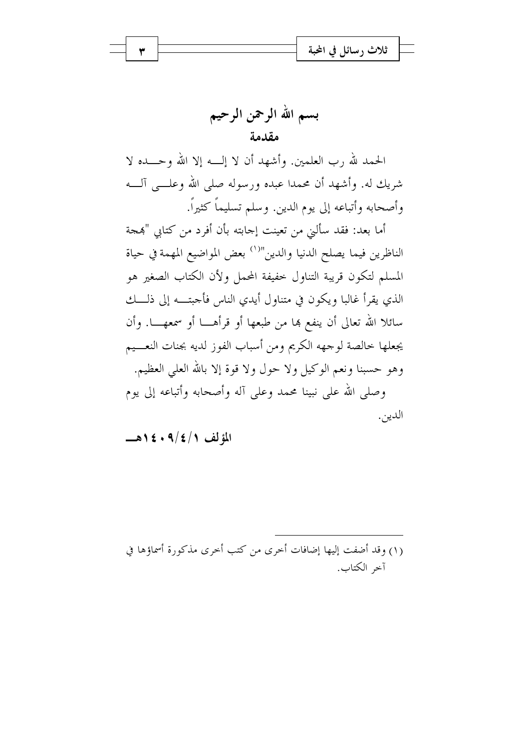# بسم الله الرحمن الرحيم

## مقدمة

الحمد لله رب العلمين. وأشهد أن لا إله إلا الله وحده لا شريك له. وأشهد أن محمدا عبده ورسوله صلى الله وعلى آله وأصحابه وأتباعه إلى يوم الدين. وسلم تسليماً كثيراً.

أما بعد: فقد سألني من تعينت إجابته بأن أفرد من كتابي "بهجة الناظرين فيما يصلح الدنيا والدين"[1] بعض المواضيع المهمة في حياة المسلم لتكون قريبة التناول خفيفة المحمل ولأن الكتاب الصغير هو الذي يقرأ غالبا ويكون في متناول أيدي الناس فأجبته إلى ذلك سائلا الله تعالى أن ينفع بها من طبعها أو قرأها أو سمعها. وأن يجعلها خالصة لوجهه الكريم ومن أسباب الفوز لديه بجنات النعيم وهو حسبنا ونعم الوكيل ولا حول ولا قوة إلا بالله العلي العظيم.

وصلى الله على نبينا محمد وعلى آله وأصحابه وأتباعه إلى يوم الدين.

**المؤلف ١٤٠٩/٤/١هـ**

---

(١) وقد أضفت إليها إضافات أخرى من كتب أخرى مذكورة أسماؤها في آخر الكتاب.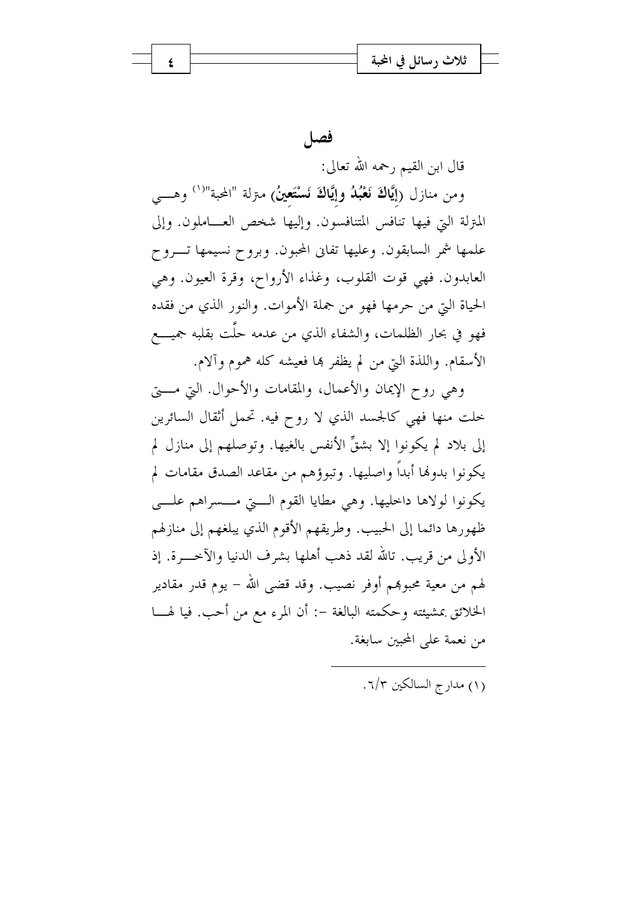# فصل

قال ابن القيم رحمه الله تعالى:

ومن منازل **﴿إِيَّاكَ نَعْبُدُ وإِيَّاكَ نَسْتَعِينُ﴾** مترلة "المحبة"[1] وهي المترلة التي فيها تنافس المتنافسون. وإليها شخص العاملون. وإلى علمها شمر السابقون. وعليها تفانى المحبون. وبروح نسيمها تروح العابدون. فهي قوت القلوب، وغذاء الأرواح، وقرة العيون. وهي الحياة التي من حرمها فهو من جملة الأموات. والنور الذي من فقده فهو في بحار الظلمات، والشفاء الذي من عدمه حلَّت بقلبه جميع الأسقام. واللذة التي من لم يظفر بها فعيشه كله هموم وآلام.

وهي روح الإيمان والأعمال، والمقامات والأحوال. التي متى خلت منها فهي كالجسد الذي لا روح فيه. تحمل أثقال السائرين إلى بلاد لم يكونوا إلا بشقِّ الأنفس بالغيها. وتوصلهم إلى منازل لم يكونوا بدونها أبداً واصليها. وتبوؤهم من مقاعد الصدق مقامات لم يكونوا لولاها داخليها. وهي مطايا القوم التي مسراهم على ظهورها دائما إلى الحبيب. وطريقهم الأقوم الذي يبلغهم إلى منازلهم الأولى من قريب. تالله لقد ذهب أهلها بشرف الدنيا والآخرة. إذ لهم من معية محبوبهم أوفر نصيب. وقد قضى الله – يوم قدر مقادير الخلائق بمشيئته وحكمته البالغة –: أن المرء مع من أحب. فيا لها من نعمة على المحبين سابغة.

---

(1) مدارج السالكين ٦/٣.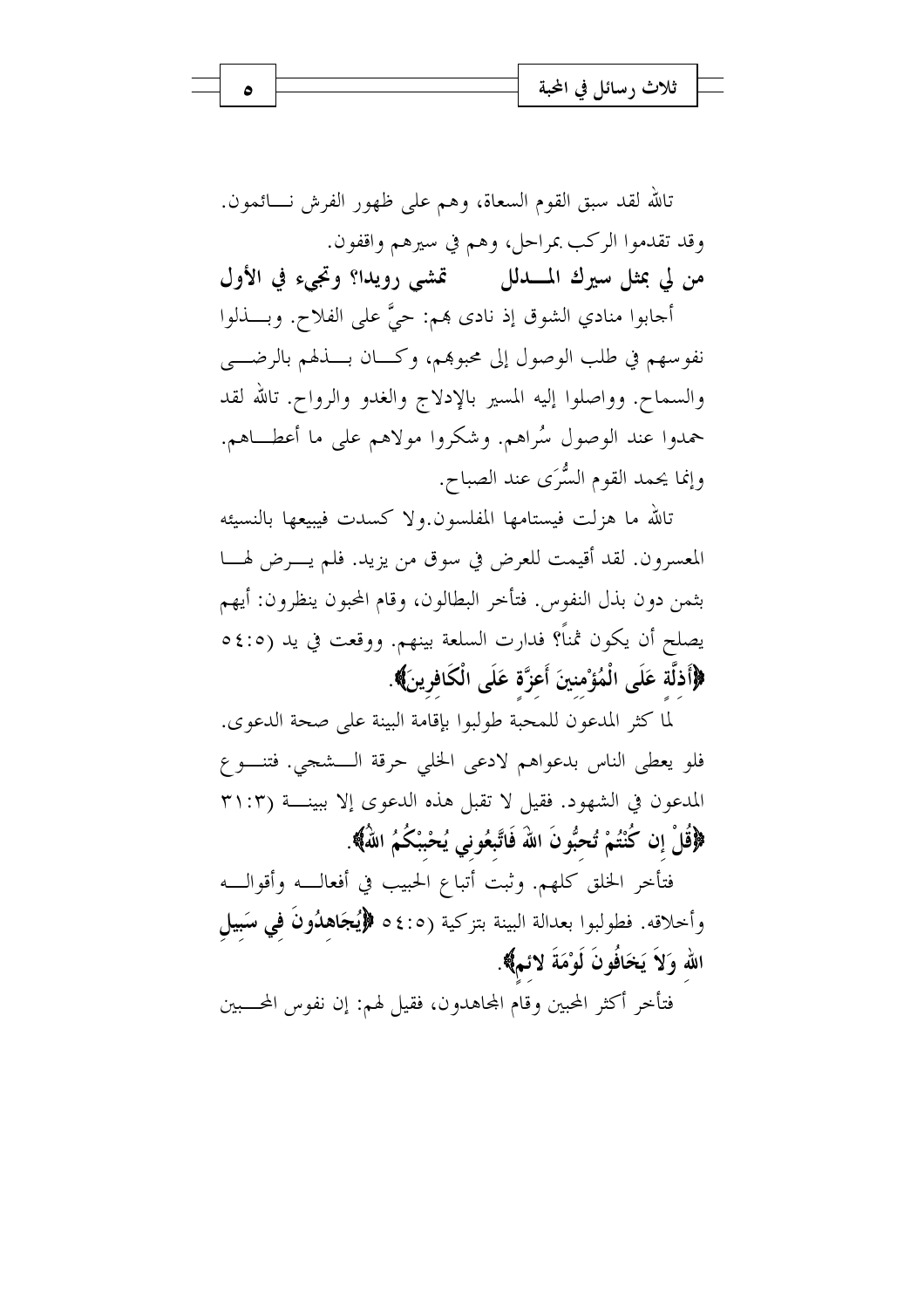تالله لقد سبق القوم السعاة، وهم على ظهور الفرش نـائمون. وقد تقدموا الركب بمراحل، وهم في سيرهم واقفون.

**من لي بمثل سيرك المـدلل    تمشي رويدا؟ وتجيء في الأول**

أجابوا منادي الشوق إذ نادى بهم: حيَّ على الفلاح. وبـذلوا نفوسهم في طلب الوصول إلى محبوبهم، وكـان بـذلهم بالرضـى والسماح. وواصلوا إليه المسير بالإدلاج والغدو والرواح. تالله لقد حمدوا عند الوصول سُراهم. وشكروا مولاهم على ما أعطـاهم. وإنما يحمد القوم السُّرَى عند الصباح.

تالله ما هزلت فيستامها المفلسون.ولا كسدت فيبيعها بالنسيئه المعسرون. لقد أقيمت للعرض في سوق من يزيد. فلم يـرض لهـا بثمن دون بذل النفوس. فتأخر البطالون، وقام المحبون ينظرون: أيهم يصلح أن يكون ثمناً؟ فدارت السلعة بينهم. ووقعت في يد (٥:٥٤ **﴿أَذِلَّةٍ عَلَى الْمُؤْمِنِينَ أَعِزَّةٍ عَلَى الْكَافِرِينَ﴾**.

لما كثر المدعون للمحبة طولبوا بإقامة البينة على صحة الدعوى. فلو يعطى الناس بدعواهم لادعى الخلي حرقة الـشجي. فتنـوع المدعون في الشهود. فقيل لا تقبل هذه الدعوى إلا ببينـة (٣:٣١ **﴿قُلْ إِن كُنْتُمْ تُحِبُّونَ اللهَ فَاتَّبِعُونِي يُحْبِبْكُمُ اللهُ﴾**.

فتأخر الخلق كلهم. وثبت أتباع الحبيب في أفعالـه وأقوالـه وأخلاقه. فطولبوا بعدالة البينة بتزكية (٥:٥٤ **﴿يُجَاهِدُونَ فِي سَبِيلِ اللهِ وَلاَ يَخَافُونَ لَوْمَةَ لائِمٍ﴾**.

فتأخر أكثر المحبين وقام المجاهدون، فقيل لهم: إن نفوس المحـبين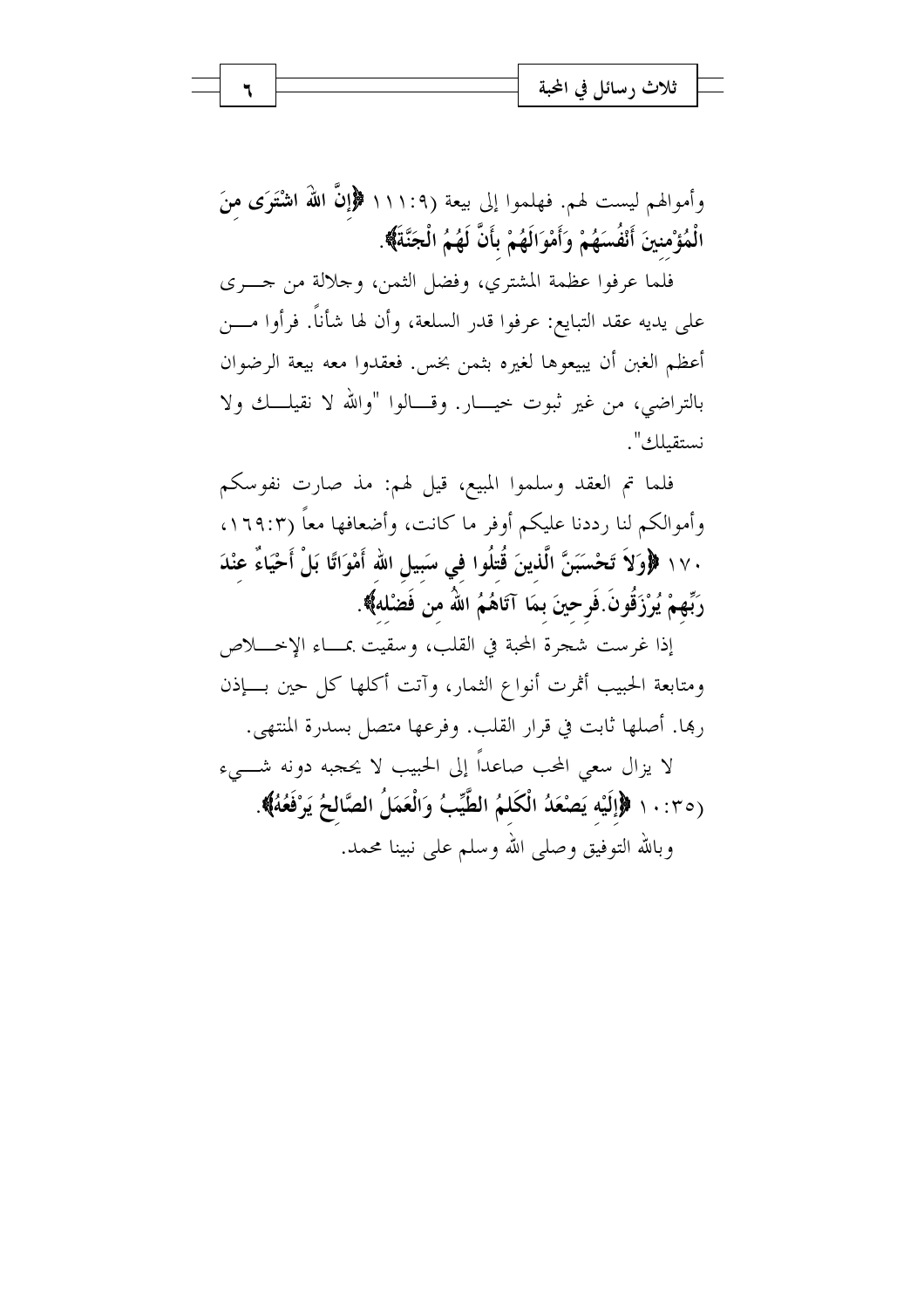وأموالهم ليست لهم. فهلموا إلى بيعة (٩:١١١ ﴿إِنَّ اللهَ اشْتَرَى مِنَ الْمُؤْمِنِينَ أَنْفُسَهُمْ وَأَمْوَالَهُمْ بِأَنَّ لَهُمُ الْجَنَّةَ﴾.

فلما عرفوا عظمة المشتري، وفضل الثمن، وجلالة من جرى على يديه عقد التبايع: عرفوا قدر السلعة، وأن لها شأناً. فرأوا من أعظم الغبن أن يبيعوها لغيره بثمن بخس. فعقدوا معه بيعة الرضوان بالتراضي، من غير ثبوت خيار. وقالوا "والله لا نقيلك ولا نستقيلك".

فلما تم العقد وسلموا المبيع، قيل لهم: مذ صارت نفوسكم وأموالكم لنا رددنا عليكم أوفر ما كانت، وأضعافها معاً (٣:١٦٩، ١٧٠ ﴿وَلاَ تَحْسَبَنَّ الَّذِينَ قُتِلُوا فِي سَبِيلِ اللهِ أَمْوَاتًا بَلْ أَحْيَاءٌ عِنْدَ رَبِّهِمْ يُرْزَقُونَ.فَرِحِينَ بِمَا آتَاهُمُ اللهُ مِن فَضْلِهِ﴾.

إذا غرست شجرة المحبة في القلب، وسقيت بماء الإخلاص ومتابعة الحبيب أثمرت أنواع الثمار، وآتت أكلها كل حين بإذن ربها. أصلها ثابت في قرار القلب. وفرعها متصل بسدرة المنتهى.

لا يزال سعي المحب صاعداً إلى الحبيب لا يحجبه دونه شيء (٣٥:١٠ ﴿إِلَيْهِ يَصْعَدُ الْكَلِمُ الطَّيِّبُ وَالْعَمَلُ الصَّالِحُ يَرْفَعُهُ﴾.

وبالله التوفيق وصلى الله وسلم على نبينا محمد.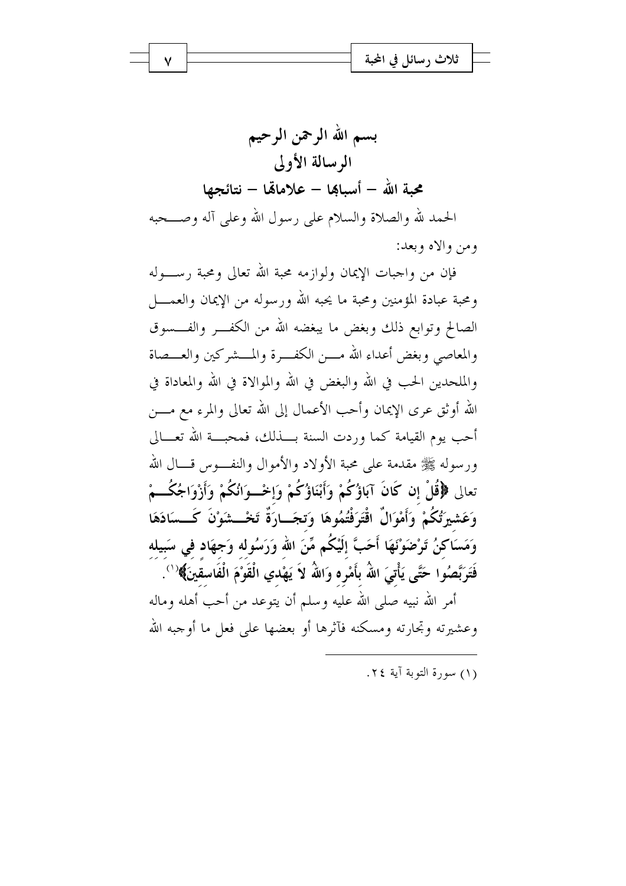# بسم الله الرحمن الرحيم

## الرسالة الأولى

### محبة الله – أسبابها – علاماتها – نتائجها

الحمد لله والصلاة والسلام على رسول الله وعلى آله وصحبه ومن والاه وبعد:

فإن من واجبات الإيمان ولوازمه محبة الله تعالى ومحبة رسوله ومحبة عباده المؤمنين ومحبة ما يحبه الله ورسوله من الإيمان والعمل الصالح وتوابع ذلك وبغض ما يبغضه الله من الكفر والفسوق والمعاصي وبغض أعداء الله من الكفرة والمشركين والعصاة والملحدين الحب في الله والبغض في الله والموالاة في الله والمعاداة في الله أوثق عرى الإيمان وأحب الأعمال إلى الله تعالى والمرء مع من أحب يوم القيامة كما وردت السنة بذلك، فمحبة الله تعالى ورسوله ﷺ مقدمة على محبة الأولاد والأموال والنفوس قال الله تعالى **﴿قُلْ إِن كَانَ آبَاؤُكُمْ وَأَبْنَاؤُكُمْ وَإِخْوَانُكُمْ وَأَزْوَاجُكُمْ وَعَشِيرَتُكُمْ وَأَمْوَالٌ اقْتَرَفْتُمُوهَا وَتِجَارَةٌ تَخْشَوْنَ كَسَادَهَا وَمَسَاكِنُ تَرْضَوْنَهَا أَحَبَّ إِلَيْكُم مِّنَ اللهِ وَرَسُولِهِ وَجِهَادٍ فِي سَبِيلِهِ فَتَرَبَّصُوا حَتَّى يَأْتِيَ اللهُ بِأَمْرِهِ وَاللهُ لاَ يَهْدِي الْقَوْمَ الْفَاسِقِينَ﴾**[1].

أمر الله نبيه صلى الله عليه وسلم أن يتوعد من أحب أهله وماله وعشيرته وتجارته ومسكنه فآثرها أو بعضها على فعل ما أوجبه الله

---

(١) سورة التوبة آية ٢٤.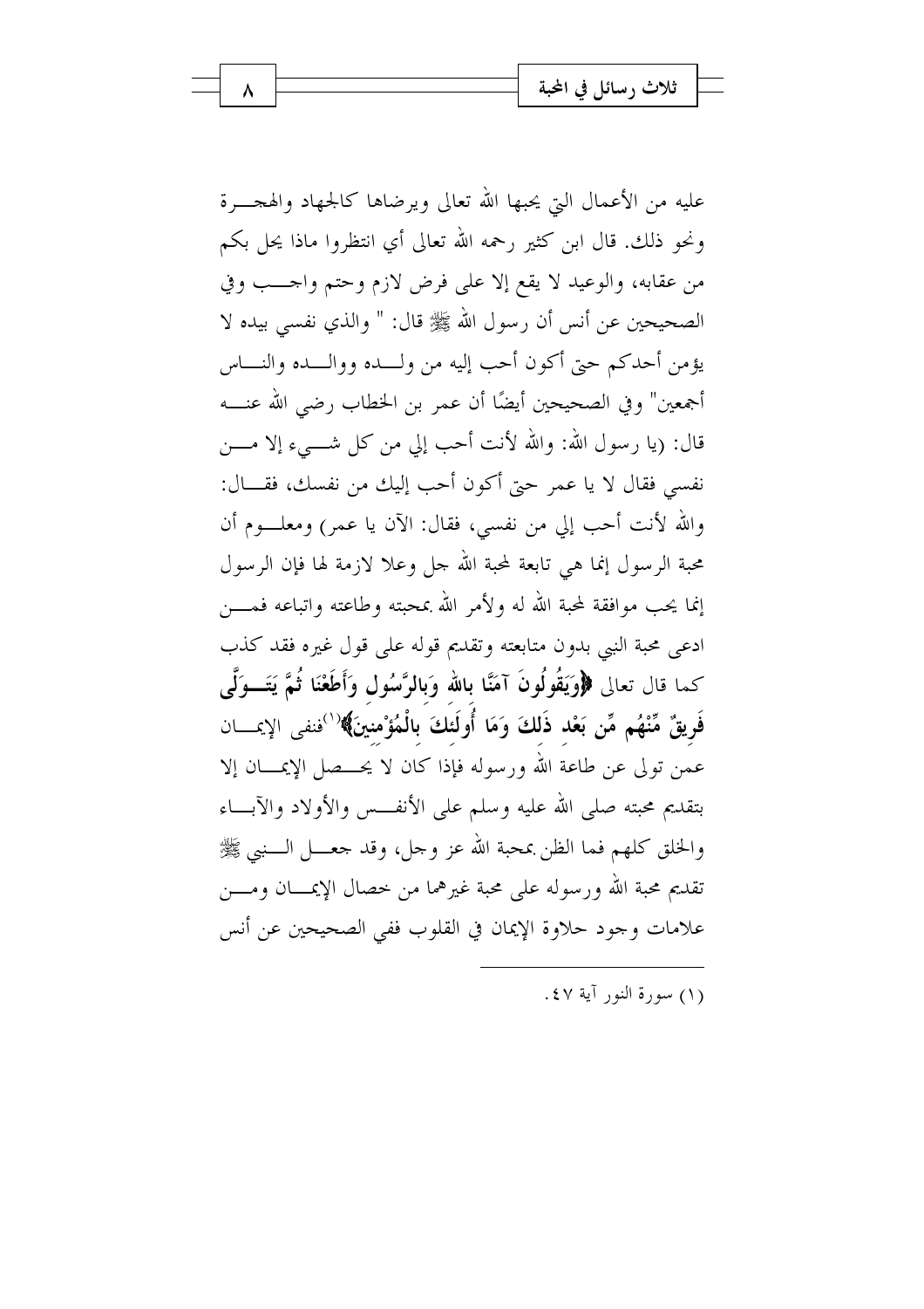عليه من الأعمال التي يحبها الله تعالى ويرضاها كالجهاد والهجرة ونحو ذلك. قال ابن كثير رحمه الله تعالى أي انتظروا ماذا يحل بكم من عقابه، والوعيد لا يقع إلا على فرض لازم وحتم واجب وفي الصحيحين عن أنس أن رسول الله ﷺ قال: " والذي نفسي بيده لا يؤمن أحدكم حتى أكون أحب إليه من ولده ووالده والناس أجمعين" وفي الصحيحين أيضًا أن عمر بن الخطاب رضي الله عنه قال: (يا رسول الله: والله لأنت أحب إلي من كل شيء إلا من نفسي فقال لا يا عمر حتى أكون أحب إليك من نفسك، فقال: والله لأنت أحب إلي من نفسي، فقال: الآن يا عمر) ومعلوم أن محبة الرسول إنما هي تابعة لمحبة الله جل وعلا لازمة لها فإن الرسول إنما يحب موافقة لمحبة الله له ولأمر الله بمحبته وطاعته واتباعه فمن ادعى محبة النبي بدون متابعته وتقديم قوله على قول غيره فقد كذب كما قال تعالى **﴿وَيَقُولُونَ آمَنَّا بِاللَّهِ وَبِالرَّسُولِ وَأَطَعْنَا ثُمَّ يَتَوَلَّى فَرِيقٌ مِّنْهُم مِّن بَعْدِ ذَلِكَ وَمَا أُولَئِكَ بِالْمُؤْمِنِينَ﴾**[1] فنفى الإيمان عمن تولى عن طاعة الله ورسوله فإذا كان لا يحصل الإيمان إلا بتقديم محبته صلى الله عليه وسلم على الأنفس والأولاد والآباء والخلق كلهم فما الظن بمحبة الله عز وجل، وقد جعل النبي ﷺ تقديم محبة الله ورسوله على محبة غيرهما من خصال الإيمان ومن علامات وجود حلاوة الإيمان في القلوب ففي الصحيحين عن أنس

---

(١) سورة النور آية ٤٧.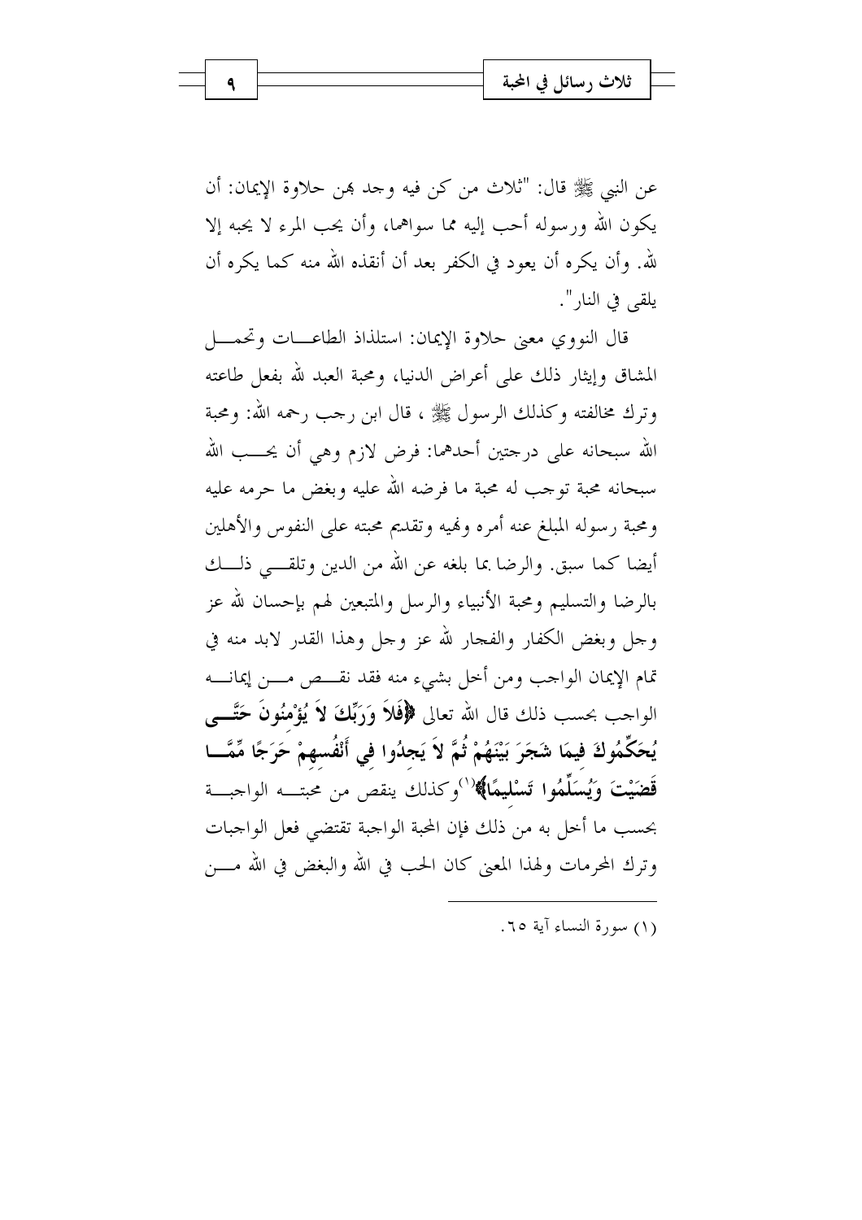عن النبي ﷺ قال: "ثلاث من كن فيه وجد بهن حلاوة الإيمان: أن يكون الله ورسوله أحب إليه مما سواهما، وأن يحب المرء لا يحبه إلا لله. وأن يكره أن يعود في الكفر بعد أن أنقذه الله منه كما يكره أن يلقى في النار".

قال النووي معنى حلاوة الإيمان: استلذاذ الطاعات وتحمل المشاق وإيثار ذلك على أعراض الدنيا، ومحبة العبد لله بفعل طاعته وترك مخالفته وكذلك الرسول ﷺ ، قال ابن رجب رحمه الله: ومحبة الله سبحانه على درجتين أحدهما: فرض لازم وهي أن يحب الله سبحانه محبة توجب له محبة ما فرضه الله عليه وبغض ما حرمه عليه ومحبة رسوله المبلغ عنه أمره ونهيه وتقديم محبته على النفوس والأهلين أيضا كما سبق. والرضا بما بلغه عن الله من الدين وتلقي ذلك بالرضا والتسليم ومحبة الأنبياء والرسل والمتبعين لهم بإحسان لله عز وجل وبغض الكفار والفجار لله عز وجل وهذا القدر لابد منه في تمام الإيمان الواجب ومن أخل بشيء منه فقد نقص من إيمانه الواجب بحسب ذلك قال الله تعالى **﴿فَلاَ وَرَبِّكَ لاَ يُؤْمِنُونَ حَتَّى يُحَكِّمُوكَ فِيمَا شَجَرَ بَيْنَهُمْ ثُمَّ لاَ يَجِدُوا فِي أَنْفُسِهِمْ حَرَجًا مِّمَّا قَضَيْتَ وَيُسَلِّمُوا تَسْلِيمًا﴾**(1) وكذلك ينقص من محبته الواجبة بحسب ما أخل به من ذلك فإن المحبة الواجبة تقتضي فعل الواجبات وترك المحرمات ولهذا المعنى كان الحب في الله والبغض في الله من

---

(1) سورة النساء آية ٦٥.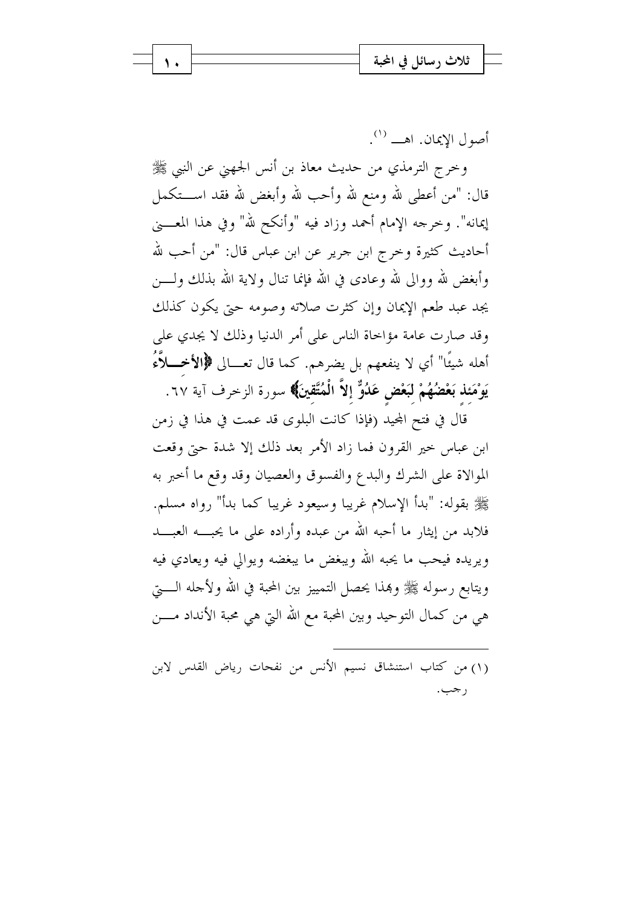أصول الإيمان. اهـ [1].

وخرج الترمذي من حديث معاذ بن أنس الجهني عن النبي ﷺ قال: "من أعطى لله ومنع لله وأحب لله وأبغض لله فقد استكمل إيمانه". وخرجه الإمام أحمد وزاد فيه "وأنكح لله" وفي هذا المعنى أحاديث كثيرة وخرج ابن جرير عن ابن عباس قال: "من أحب لله وأبغض لله ووالى لله وعادى في الله فإنما تنال ولاية الله بذلك ولن يجد عبد طعم الإيمان وإن كثرت صلاته وصومه حتى يكون كذلك وقد صارت عامة مؤاخاة الناس على أمر الدنيا وذلك لا يجدي على أهله شيئًا" أي لا ينفعهم بل يضرهم. كما قال تعالى **﴿الأخلاَّءُ يَوْمَئِذٍ بَعْضُهُمْ لِبَعْضٍ عَدُوٌّ إِلاَّ الْمُتَّقِينَ﴾** سورة الزخرف آية ٦٧.

قال في فتح المجيد (فإذا كانت البلوى قد عمت في هذا في زمن ابن عباس خير القرون فما زاد الأمر بعد ذلك إلا شدة حتى وقعت الموالاة على الشرك والبدع والفسوق والعصيان وقد وقع ما أخبر به ﷺ بقوله: "بدأ الإسلام غريبا وسيعود غريبا كما بدأ" رواه مسلم. فلابد من إيثار ما أحبه الله من عبده وأراده على ما يحبه العبد ويريده فيحب ما يحبه الله ويبغض ما يبغضه ويوالي فيه ويعادي فيه ويتابع رسوله ﷺ وبهذا يحصل التمييز بين المحبة في الله ولأجله التي هي من كمال التوحيد وبين المحبة مع الله التي هي محبة الأنداد من

---

(١) من كتاب استنشاق نسيم الأنس من نفحات رياض القدس لابن رجب.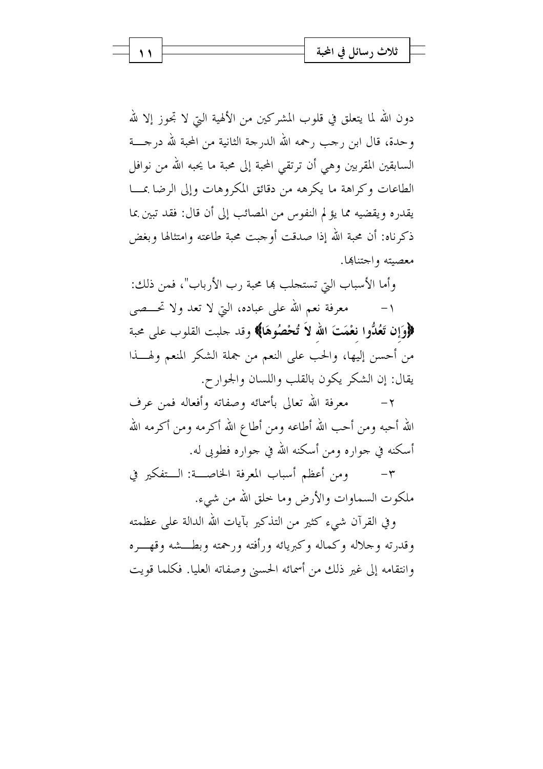دون الله لما يتعلق في قلوب المشركين من الألهية التي لا تجوز إلا لله وحدة، قال ابن رجب رحمه الله الدرجة الثانية من المحبة لله درجة السابقين المقربين وهي أن ترتقي المحبة إلى محبة ما يحبه الله من نوافل الطاعات وكراهة ما يكرهه من دقائق المكروهات وإلى الرضا بما يقدره ويقضيه مما يؤلم النفوس من المصائب إلى أن قال: فقد تبين بما ذكرناه: أن محبة الله إذا صدقت أوجبت محبة طاعته وامتثالها وبغض معصيته واجتنابها.

وأما الأسباب التي تستجلب بها محبة رب الأرباب"، فمن ذلك:

١- معرفة نعم الله على عباده، التي لا تعد ولا تحصى **﴿وَإِن تَعُدُّوا نِعْمَتَ اللهِ لاَ تُحْصُوهَا﴾** وقد جلبت القلوب على محبة من أحسن إليها، والحب على النعم من جملة الشكر المنعم ولهذا يقال: إن الشكر يكون بالقلب واللسان والجوارح.

٢- معرفة الله تعالى بأسمائه وصفاته وأفعاله فمن عرف الله أحبه ومن أحب الله أطاعه ومن أطاع الله أكرمه ومن أكرمه الله أسكنه في جواره ومن أسكنه الله في جواره فطوبى له.

٣- ومن أعظم أسباب المعرفة الخاصة: التفكير في ملكوت السماوات والأرض وما خلق الله من شيء.

وفي القرآن شيء كثير من التذكير بآيات الله الدالة على عظمته وقدرته وجلاله وكماله وكبريائه ورأفته ورحمته وبطشه وقهره وانتقامه إلى غير ذلك من أسمائه الحسنى وصفاته العليا. فكلما قويت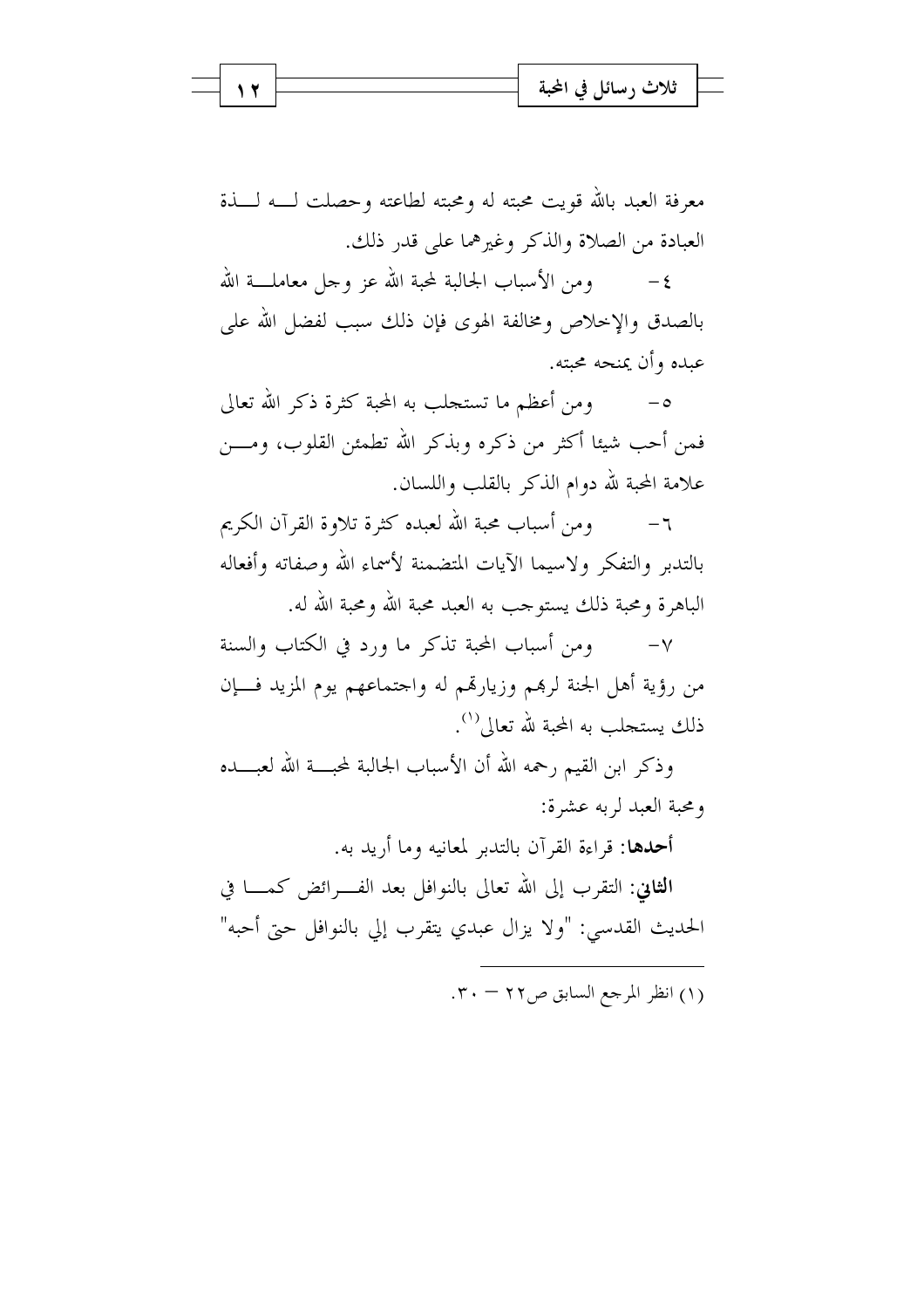معرفة العبد بالله قويت محبته له ومحبته لطاعته وحصلت لـه لـذة العبادة من الصلاة والذكر وغيرهما على قدر ذلك.

٤- ومن الأسباب الجالبة لمحبة الله عز وجل معاملـة الله بالصدق والإخلاص ومخالفة الهوى فإن ذلك سبب لفضل الله على عبده وأن يمنحه محبته.

٥- ومن أعظم ما تستجلب به المحبة كثرة ذكر الله تعالى فمن أحب شيئا أكثر من ذكره وبذكر الله تطمئن القلوب، ومـن علامة المحبة لله دوام الذكر بالقلب واللسان.

٦- ومن أسباب محبة الله لعبده كثرة تلاوة القرآن الكريم بالتدبر والتفكر ولاسيما الآيات المتضمنة لأسماء الله وصفاته وأفعاله الباهرة ومحبة ذلك يستوجب به العبد محبة الله ومحبة الله له.

٧- ومن أسباب المحبة تذكر ما ورد في الكتاب والسنة من رؤية أهل الجنة لربهم وزيارتهم له واجتماعهم يوم المزيد فـإن ذلك يستجلب به المحبة لله تعالى[1].

وذكر ابن القيم رحمه الله أن الأسباب الجالبة لمحبـة الله لعبـده ومحبة العبد لربه عشرة:

**أحدها**: قراءة القرآن بالتدبر لمعانيه وما أريد به.

**الثاني**: التقرب إلى الله تعالى بالنوافل بعد الفـرائض كمـا في الحديث القدسي: "ولا يزال عبدي يتقرب إلي بالنوافل حتى أحبه"

---

(١) انظر المرجع السابق ص٢٢ – ٣٠.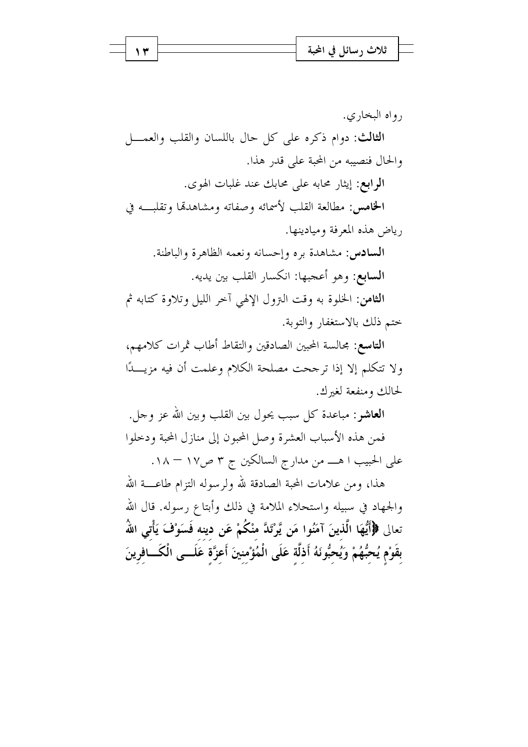رواه البخاري.

**الثالث**: دوام ذكره على كل حال باللسان والقلب والعمل والحال فنصيبه من المحبة على قدر هذا.

**الرابع**: إيثار محابه على محابك عند غلبات الهوى.

**الخامس**: مطالعة القلب لأسمائه وصفاته ومشاهدتها وتقلبه في رياض هذه المعرفة وميادينها.

**السادس**: مشاهدة بره وإحسانه ونعمه الظاهرة والباطنة.

**السابع**: وهو أعجبها: انكسار القلب بين يديه.

**الثامن**: الخلوة به وقت النزول الإلهي آخر الليل وتلاوة كتابه ثم ختم ذلك بالاستغفار والتوبة.

**التاسع**: مجالسة المحبين الصادقين والتقاط أطاب ثمرات كلامهم، ولا تتكلم إلا إذا ترجحت مصلحة الكلام وعلمت أن فيه مزيدًا لحالك ومنفعة لغيرك.

**العاشر**: مباعدة كل سبب يحول بين القلب وبين الله عز وجل.

فمن هذه الأسباب العشرة وصل المحبون إلى منازل المحبة ودخلوا على الحبيب ا هـ من مدارج السالكين ج ٣ ص١٧ – ١٨.

هذا، ومن علامات المحبة الصادقة لله ولرسوله التزام طاعة الله والجهاد في سبيله واستحلاء الملامة في ذلك وأبتاع رسوله. قال الله تعالى **﴿يَا أَيُّهَا الَّذِينَ آمَنُوا مَن يَرْتَدَّ مِنْكُمْ عَن دِينِهِ فَسَوْفَ يَأْتِي اللهُ بِقَوْمٍ يُحِبُّهُمْ وَيُحِبُّونَهُ أَذِلَّةٍ عَلَى الْمُؤْمِنِينَ أَعِزَّةٍ عَلَى الْكَافِرِينَ**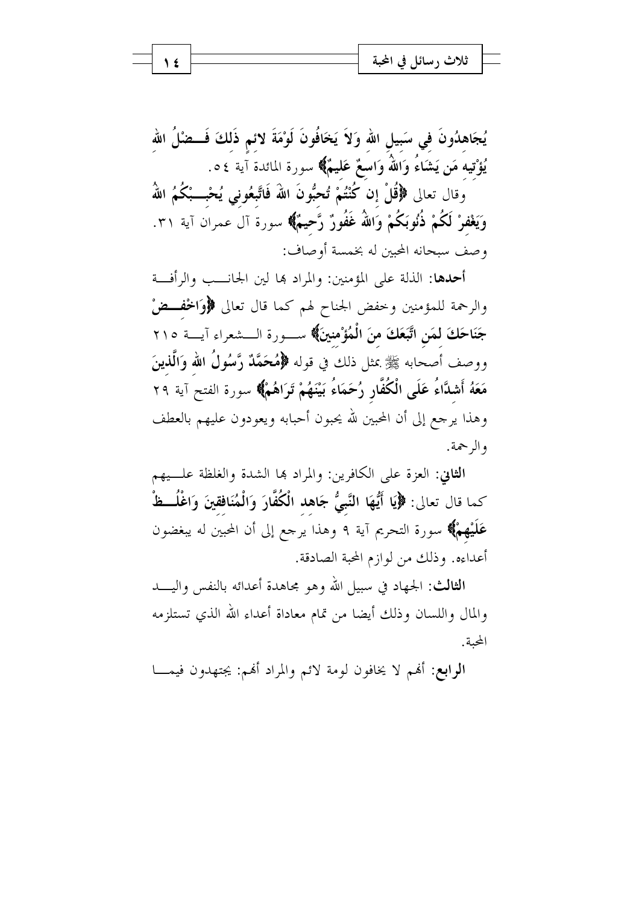**يُجَاهِدُونَ فِي سَبِيلِ اللهِ وَلاَ يَخَافُونَ لَوْمَةَ لائِمٍ ذَلِكَ فَضْلُ اللهِ يُؤْتِيهِ مَن يَشَاءُ وَاللهُ وَاسِعٌ عَلِيمٌ﴾** سورة المائدة آية ٥٤.

وقال تعالى **﴿قُلْ إِن كُنتُمْ تُحِبُّونَ اللهَ فَاتَّبِعُونِي يُحْبِبْكُمُ اللهُ وَيَغْفِرْ لَكُمْ ذُنُوبَكُمْ وَاللهُ غَفُورٌ رَّحِيمٌ﴾** سورة آل عمران آية ٣١.

وصف سبحانه المحبين له بخمسة أوصاف:

**أحدها**: الذلة على المؤمنين: والمراد بها لين الجانب والرأفة والرحمة للمؤمنين وخفض الجناح لهم كما قال تعالى **﴿وَاخْفِضْ جَنَاحَكَ لِمَنِ اتَّبَعَكَ مِنَ الْمُؤْمِنِينَ﴾** سورة الشعراء آية ٢١٥ ووصف أصحابه ﷺ بمثل ذلك في قوله **﴿مُحَمَّدٌ رَّسُولُ اللهِ وَالَّذِينَ مَعَهُ أَشِدَّاءُ عَلَى الْكُفَّارِ رُحَمَاءُ بَيْنَهُمْ تَرَاهُمْ﴾** سورة الفتح آية ٢٩ وهذا يرجع إلى أن المحبين لله يحبون أحبابه ويعودون عليهم بالعطف والرحمة.

**الثاني**: العزة على الكافرين: والمراد بها الشدة والغلظة عليهم كما قال تعالى: **﴿يَا أَيُّهَا النَّبِيُّ جَاهِدِ الْكُفَّارَ وَالْمُنَافِقِينَ وَاغْلُظْ عَلَيْهِمْ﴾** سورة التحريم آية ٩ وهذا يرجع إلى أن المحبين له يبغضون أعداءه. وذلك من لوازم المحبة الصادقة.

**الثالث**: الجهاد في سبيل الله وهو مجاهدة أعدائه بالنفس واليد والمال واللسان وذلك أيضا من تمام معاداة أعداء الله الذي تستلزمه المحبة.

**الرابع**: أنهم لا يخافون لومة لائم والمراد أنهم: يجتهدون فيما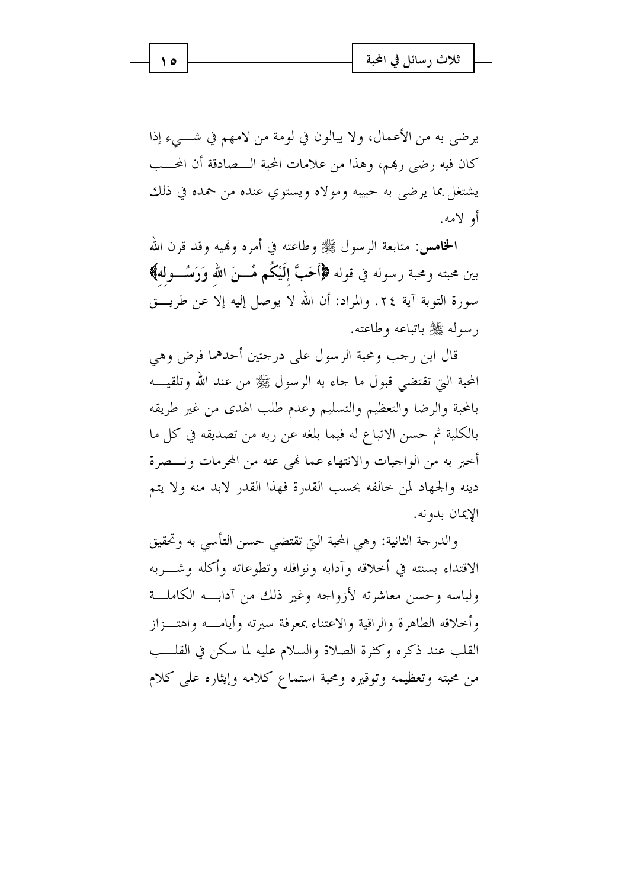يرضى به من الأعمال، ولا يبالون في لومة من لامهم في شيء إذا كان فيه رضى ربهم، وهذا من علامات المحبة الصادقة أن المحب يشتغل بما يرضى به حبيبه ومولاه ويستوي عنده من حمده في ذلك أو لامه.

**الخامس:** متابعة الرسول ﷺ وطاعته في أمره ونهيه وقد قرن الله بين محبته ومحبة رسوله في قوله **﴿أَحَبَّ إِلَيْكُم مِّنَ اللهِ وَرَسُولِه﴾** سورة التوبة آية ٢٤. والمراد: أن الله لا يوصل إليه إلا عن طريق رسوله ﷺ باتباعه وطاعته.

قال ابن رجب ومحبة الرسول على درجتين أحدهما فرض وهي المحبة التي تقتضي قبول ما جاء به الرسول ﷺ من عند الله وتلقيه بالمحبة والرضا والتعظيم والتسليم وعدم طلب الهدى من غير طريقه بالكلية ثم حسن الاتباع له فيما بلغه عن ربه من تصديقه في كل ما أخبر به من الواجبات والانتهاء عما نهى عنه من المحرمات ونصرة دينه والجهاد لمن خالفه بحسب القدرة فهذا القدر لابد منه ولا يتم الإيمان بدونه.

والدرجة الثانية: وهي المحبة التي تقتضي حسن التأسي به وتحقيق الاقتداء بسنته في أخلاقه وآدابه ونوافله وتطوعاته وأكله وشربه ولباسه وحسن معاشرته لأزواجه وغير ذلك من آدابه الكاملة وأخلاقه الطاهرة والراقية والاعتناء بمعرفة سيرته وأيامه واهتزاز القلب عند ذكره وكثرة الصلاة والسلام عليه لما سكن في القلب من محبته وتعظيمه وتوقيره ومحبة استماع كلامه وإيثاره على كلام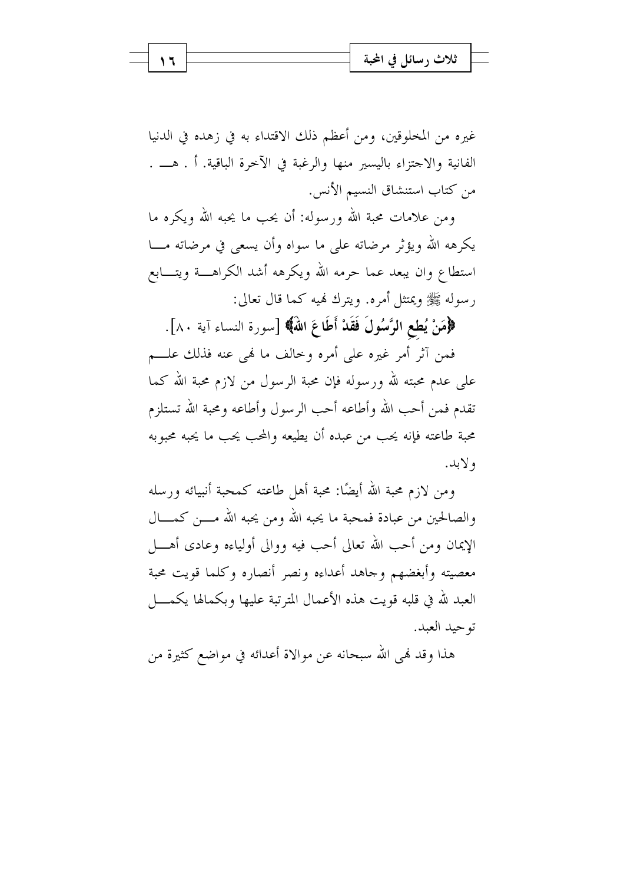غيره من المخلوقين، ومن أعظم ذلك الاقتداء به في زهده في الدنيا الفانية والاجتزاء باليسير منها والرغبة في الآخرة الباقية. أ . هـ . من كتاب استنشاق النسيم الأنس.

ومن علامات محبة الله ورسوله: أن يحب ما يحبه الله ويكره ما يكرهه الله ويؤثر مرضاته على ما سواه وأن يسعى في مرضاته ما استطاع وان يبعد عما حرمه الله ويكرهه أشد الكراهة ويتابع رسوله ﷺ ويمتثل أمره. ويترك نهيه كما قال تعالى:

﴿مَنْ يُطِعِ الرَّسُولَ فَقَدْ أَطَاعَ اللهَ﴾ [سورة النساء آية ٨٠].

فمن آثر أمر غيره على أمره وخالف ما نهى عنه فذلك علم على عدم محبته لله ورسوله فإن محبة الرسول من لازم محبة الله كما تقدم فمن أحب الله وأطاعه أحب الرسول وأطاعه ومحبة الله تستلزم محبة طاعته فإنه يحب من عبده أن يطيعه والمحب يحب ما يحبه محبوبه ولابد.

ومن لازم محبة الله أيضًا: محبة أهل طاعته كمحبة أنبيائه ورسله والصالحين من عبادة فمحبة ما يحبه الله ومن يحبه الله من كمال الإيمان ومن أحب الله تعالى أحب فيه ووالى أولياءه وعادى أهل معصيته وأبغضهم وجاهد أعداءه ونصر أنصاره وكلما قويت محبة العبد لله في قلبه قويت هذه الأعمال المترتبة عليها وبكمالها يكمل توحيد العبد.

هذا وقد نهى الله سبحانه عن موالاة أعدائه في مواضع كثيرة من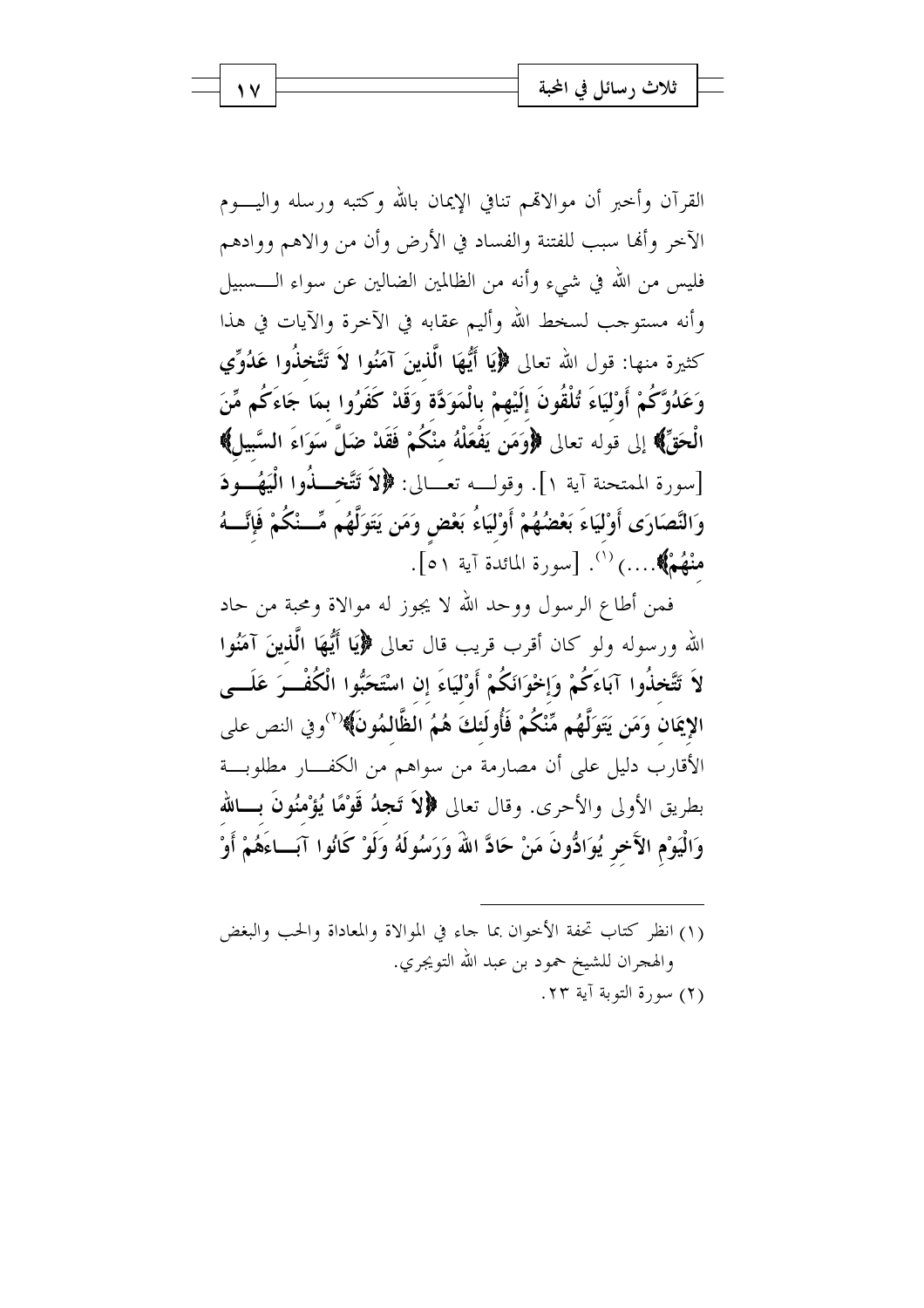القرآن وأخبر أن موالاتهم تنافي الإيمان بالله وكتبه ورسله واليوم الآخر وأنها سبب للفتنة والفساد في الأرض وأن من والاهم ووادهم فليس من الله في شيء وأنه من الظالمين الضالين عن سواء السبيل وأنه مستوجب لسخط الله وأليم عقابه في الآخرة والآيات في هذا كثيرة منها: قول الله تعالى **﴿يَا أَيُّهَا الَّذِينَ آمَنُوا لاَ تَتَّخِذُوا عَدُوِّي وَعَدُوَّكُمْ أَوْلِيَاءَ تُلْقُونَ إِلَيْهِمْ بِالْمَوَدَّةِ وَقَدْ كَفَرُوا بِمَا جَاءَكُم مِّنَ الْحَقِّ﴾** إلى قوله تعالى **﴿وَمَن يَفْعَلْهُ مِنكُمْ فَقَدْ ضَلَّ سَوَاءَ السَّبِيلِ﴾** [سورة الممتحنة آية ١]. وقوله تعالى: **﴿لاَ تَتَّخِذُوا الْيَهُودَ وَالنَّصَارَى أَوْلِيَاءَ بَعْضُهُمْ أَوْلِيَاءُ بَعْضٍ وَمَن يَتَوَلَّهُم مِّنكُمْ فَإِنَّهُ مِنْهُمْ﴾**....)[١]. [سورة المائدة آية ٥١].

فمن أطاع الرسول ووحد الله لا يجوز له موالاة ومحبة من حاد الله ورسوله ولو كان أقرب قريب قال تعالى **﴿يَا أَيُّهَا الَّذِينَ آمَنُوا لاَ تَتَّخِذُوا آبَاءَكُمْ وَإِخْوَانَكُمْ أَوْلِيَاءَ إِنِ اسْتَحَبُّوا الْكُفْرَ عَلَى الإِيمَانِ وَمَن يَتَوَلَّهُم مِّنكُمْ فَأُولَئِكَ هُمُ الظَّالِمُونَ﴾**[٢] وفي النص على الأقارب دليل على أن مصارمة من سواهم من الكفار مطلوبة بطريق الأولى والأحرى. وقال تعالى **﴿لاَ تَجِدُ قَوْمًا يُؤْمِنُونَ بِاللهِ وَالْيَوْمِ الآخِرِ يُوَادُّونَ مَنْ حَادَّ اللهَ وَرَسُولَهُ وَلَوْ كَانُوا آبَاءَهُمْ أَوْ**

---

(١) انظر كتاب تحفة الأخوان بما جاء في الموالاة والمعاداة والحب والبغض والهجران للشيخ حمود بن عبد الله التويجري.

(٢) سورة التوبة آية ٢٣.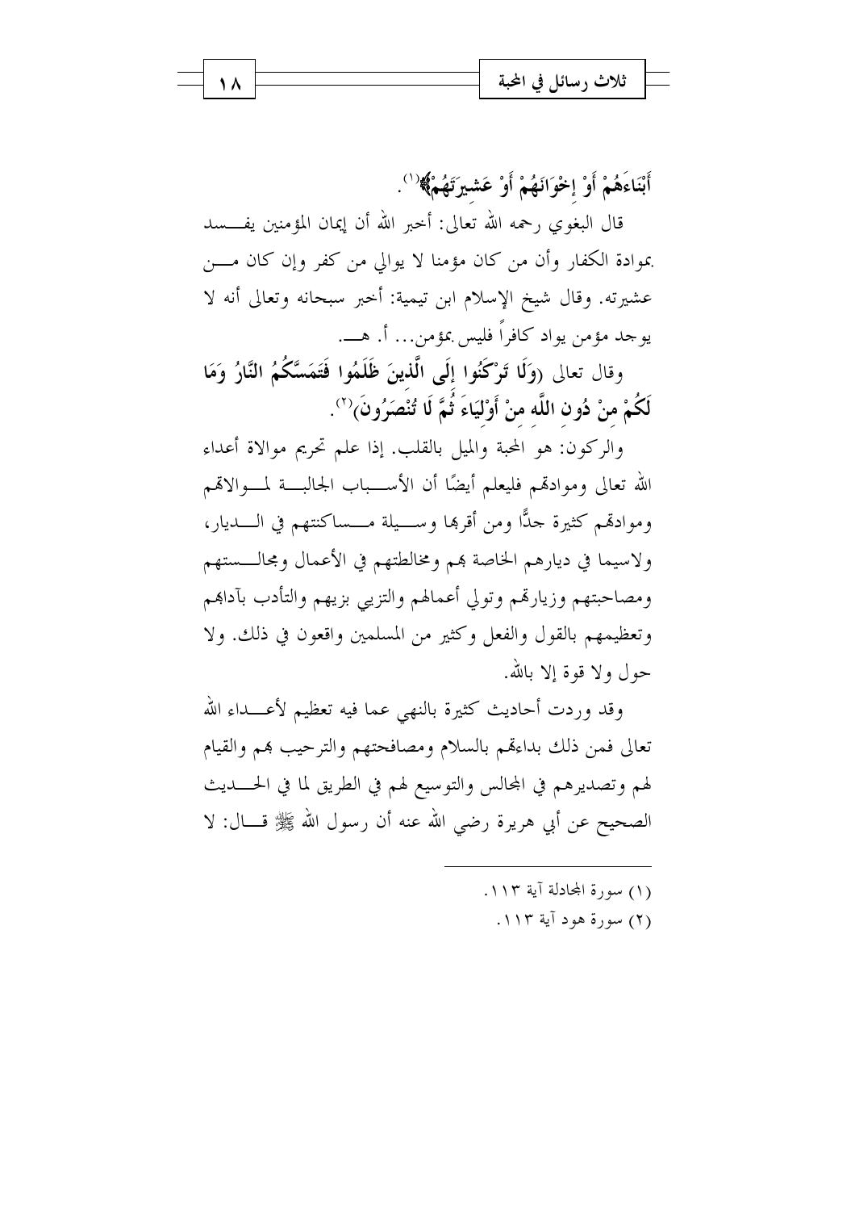أَبْنَاءَهُمْ أَوْ إِخْوَانَهُمْ أَوْ عَشِيرَتَهُمْ﴾[1].

قال البغوي رحمه الله تعالى: أخبر الله أن إيمان المؤمنين يفسد بموادة الكفار وأن من كان مؤمنا لا يوالي من كفر وإن كان من عشيرته. وقال شيخ الإسلام ابن تيمية: أخبر سبحانه وتعالى أنه لا يوجد مؤمن يواد كافراً فليس بمؤمن... أ. هـ.

وقال تعالى ﴿وَلَا تَرْكَنُوا إِلَى الَّذِينَ ظَلَمُوا فَتَمَسَّكُمُ النَّارُ وَمَا لَكُمْ مِنْ دُونِ اللَّهِ مِنْ أَوْلِيَاءَ ثُمَّ لَا تُنْصَرُونَ﴾[2].

والركون: هو المحبة والميل بالقلب. إذا علم تحريم موالاة أعداء الله تعالى وموادتهم فليعلم أيضًا أن الأسباب الجالبة لموالاتهم وموادتهم كثيرة جدًّا ومن أقربها وسيلة مساكنتهم في الديار، ولاسيما في ديارهم الخاصة بهم ومخالطتهم في الأعمال ومجالستهم ومصاحبتهم وزيارتهم وتولي أعمالهم والتزيي بزيهم والتأدب بآدابهم وتعظيمهم بالقول والفعل وكثير من المسلمين واقعون في ذلك. ولا حول ولا قوة إلا بالله.

وقد وردت أحاديث كثيرة بالنهي عما فيه تعظيم لأعداء الله تعالى فمن ذلك بداءتهم بالسلام ومصافحتهم والترحيب بهم والقيام لهم وتصديرهم في المجالس والتوسيع لهم في الطريق لما في الحديث الصحيح عن أبي هريرة رضي الله عنه أن رسول الله ﷺ قال: لا

---

(١) سورة المجادلة آية ١١٣.

(٢) سورة هود آية ١١٣.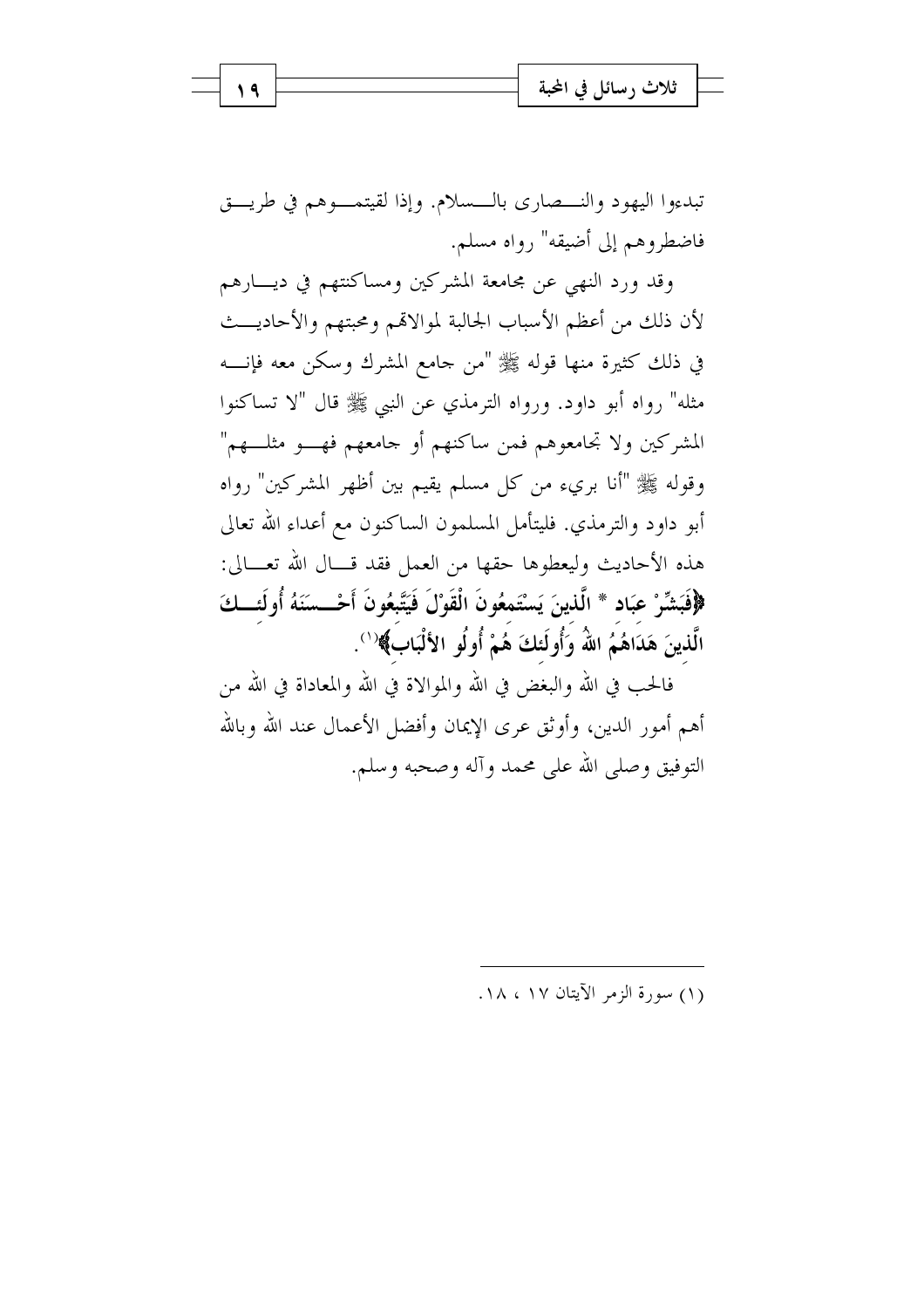تبدءوا اليهود والنصارى بالسلام. وإذا لقيتموهم في طريق فاضطروهم إلى أضيقه" رواه مسلم.

وقد ورد النهي عن مجامعة المشركين ومساكنتهم في ديارهم لأن ذلك من أعظم الأسباب الجالبة لموالاتهم ومحبتهم والأحاديث في ذلك كثيرة منها قوله ﷺ "من جامع المشرك وسكن معه فإنه مثله" رواه أبو داود. ورواه الترمذي عن النبي ﷺ قال "لا تساكنوا المشركين ولا تجامعوهم فمن ساكنهم أو جامعهم فهو مثلهم" وقوله ﷺ "أنا بريء من كل مسلم يقيم بين أظهر المشركين" رواه أبو داود والترمذي. فليتأمل المسلمون الساكنون مع أعداء الله تعالى هذه الأحاديث وليعطوها حقها من العمل فقد قال الله تعالى: **﴿فَبَشِّرْ عِبَادِ * الَّذِينَ يَسْتَمِعُونَ الْقَوْلَ فَيَتَّبِعُونَ أَحْسَنَهُ أُولَئِكَ الَّذِينَ هَدَاهُمُ اللهُ وَأُولَئِكَ هُمْ أُولُو الأَلْبَابِ﴾**(1).

فالحب في الله والبغض في الله والموالاة في الله والمعاداة في الله من أهم أمور الدين، وأوثق عرى الإيمان وأفضل الأعمال عند الله وبالله التوفيق وصلى الله على محمد وآله وصحبه وسلم.

---

(1) سورة الزمر الآيتان ١٧ ، ١٨.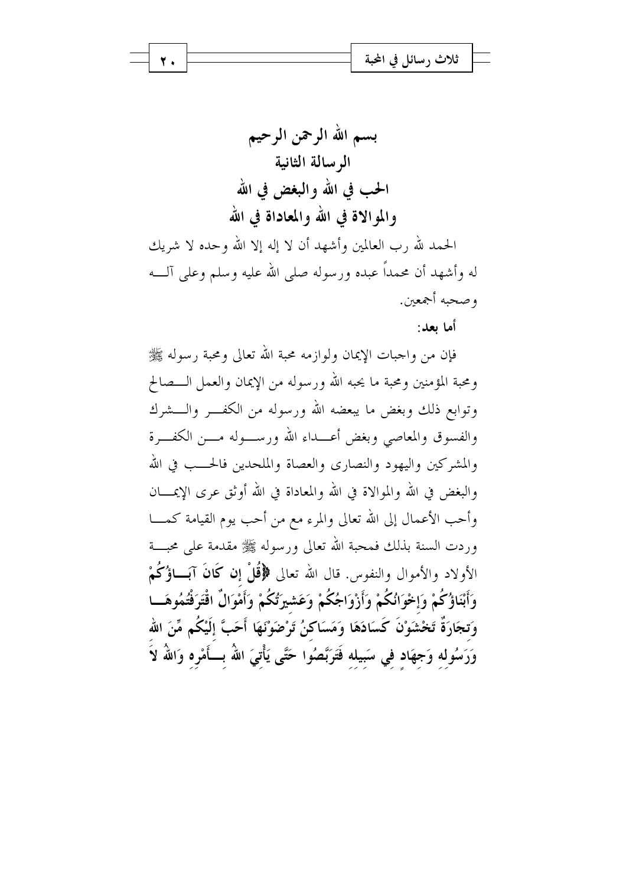# بسم الله الرحمن الرحيم

## الرسالة الثانية

## الحب في الله والبغض في الله والموالاة في الله والمعاداة في الله

الحمد لله رب العالمين وأشهد أن لا إله إلا الله وحده لا شريك له وأشهد أن محمداً عبده ورسوله صلى الله عليه وسلم وعلى آله وصحبه أجمعين.

**أما بعد:**

فإن من واجبات الإيمان ولوازمه محبة الله تعالى ومحبة رسوله ﷺ ومحبة المؤمنين ومحبة ما يحبه الله ورسوله من الإيمان والعمل الصالح وتوابع ذلك وبغض ما يبغضه الله ورسوله من الكفر والشرك والفسوق والمعاصي وبغض أعداء الله ورسوله من الكفرة والمشركين واليهود والنصارى والعصاة والملحدين فالحب في الله والبغض في الله والموالاة في الله والمعاداة في الله أوثق عرى الإيمان وأحب الأعمال إلى الله تعالى والمرء مع من أحب يوم القيامة كما وردت السنة بذلك فمحبة الله تعالى ورسوله ﷺ مقدمة على محبة الأولاد والأموال والنفوس. قال الله تعالى **﴿قُلْ إِن كَانَ آبَاؤُكُمْ وَأَبْنَاؤُكُمْ وَإِخْوَانُكُمْ وَأَزْوَاجُكُمْ وَعَشِيرَتُكُمْ وَأَمْوَالٌ اقْتَرَفْتُمُوهَا وَتِجَارَةٌ تَخْشَوْنَ كَسَادَهَا وَمَسَاكِنُ تَرْضَوْنَهَا أَحَبَّ إِلَيْكُم مِّنَ اللهِ وَرَسُولِهِ وَجِهَادٍ فِي سَبِيلِهِ فَتَرَبَّصُوا حَتَّى يَأْتِيَ اللهُ بِأَمْرِهِ وَاللهُ لاَ**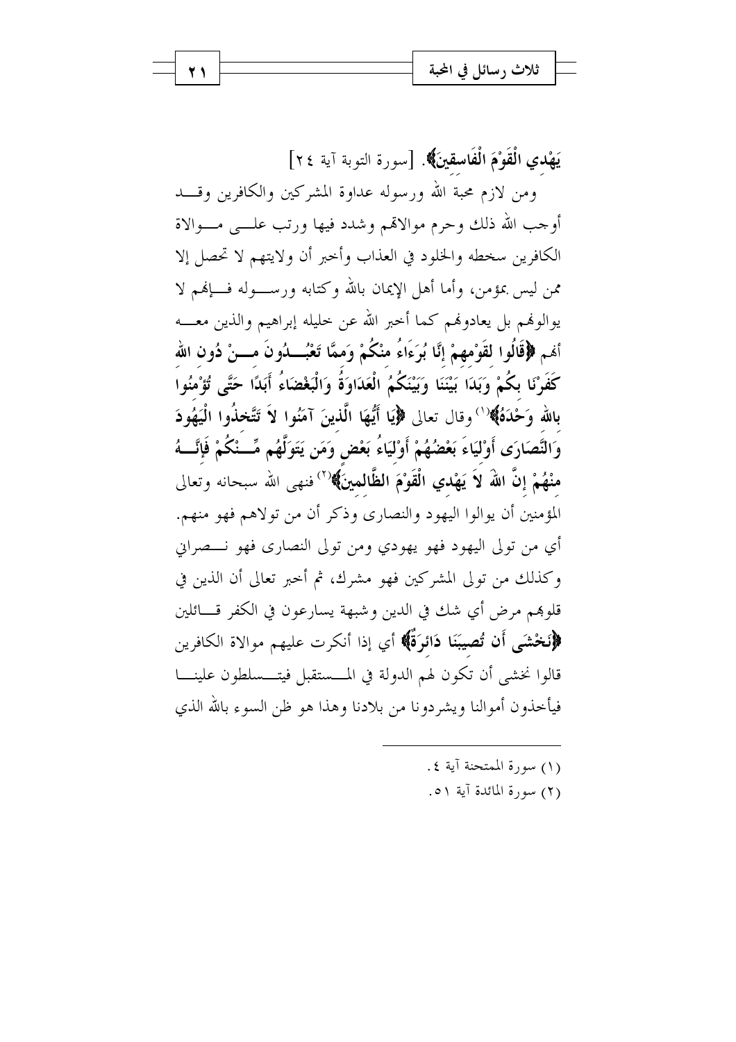يَهْدِي الْقَوْمَ الْفَاسِقِينَ﴾. [سورة التوبة آية ٢٤]

ومن لازم محبة الله ورسوله عداوة المشركين والكافرين وقد أوجب الله ذلك وحرم موالاتهم وشدد فيها ورتب على موالاة الكافرين سخطه والخلود في العذاب وأخبر أن ولايتهم لا تحصل إلا ممن ليس بمؤمن، وأما أهل الإيمان بالله وكتابه ورسوله فإنهم لا يوالونهم بل يعادونهم كما أخبر الله عن خليله إبراهيم والذين معه أنهم **﴿قَالُوا لِقَوْمِهِمْ إِنَّا بُرَآءُ مِنْكُمْ وَمِمَّا تَعْبُدُونَ مِنْ دُونِ اللهِ كَفَرْنَا بِكُمْ وَبَدَا بَيْنَنَا وَبَيْنَكُمُ الْعَدَاوَةُ وَالْبَغْضَاءُ أَبَدًا حَتَّى تُؤْمِنُوا بِاللهِ وَحْدَهُ﴾**(١) وقال تعالى **﴿يَا أَيُّهَا الَّذِينَ آمَنُوا لاَ تَتَّخِذُوا الْيَهُودَ وَالنَّصَارَى أَوْلِيَاءَ بَعْضُهُمْ أَوْلِيَاءُ بَعْضٍ وَمَن يَتَوَلَّهُم مِّنْكُمْ فَإِنَّهُ مِنْهُمْ إِنَّ اللهَ لاَ يَهْدِي الْقَوْمَ الظَّالِمِينَ﴾**(٢) فنهى الله سبحانه وتعالى المؤمنين أن يوالوا اليهود والنصارى وذكر أن من تولاهم فهو منهم. أي من تولى اليهود فهو يهودي ومن تولى النصارى فهو نصراني وكذلك من تولى المشركين فهو مشرك، ثم أخبر تعالى أن الذين في قلوبهم مرض أي شك في الدين وشبهة يسارعون في الكفر قائلين **﴿نَخْشَى أَن تُصِيبَنَا دَائِرَةٌ﴾** أي إذا أنكرت عليهم موالاة الكافرين قالوا نخشى أن تكون لهم الدولة في المستقبل فيتسلطون علينا فيأخذون أموالنا ويشردونا من بلادنا وهذا هو ظن السوء بالله الذي

---

(١) سورة الممتحنة آية ٤.

(٢) سورة المائدة آية ٥١.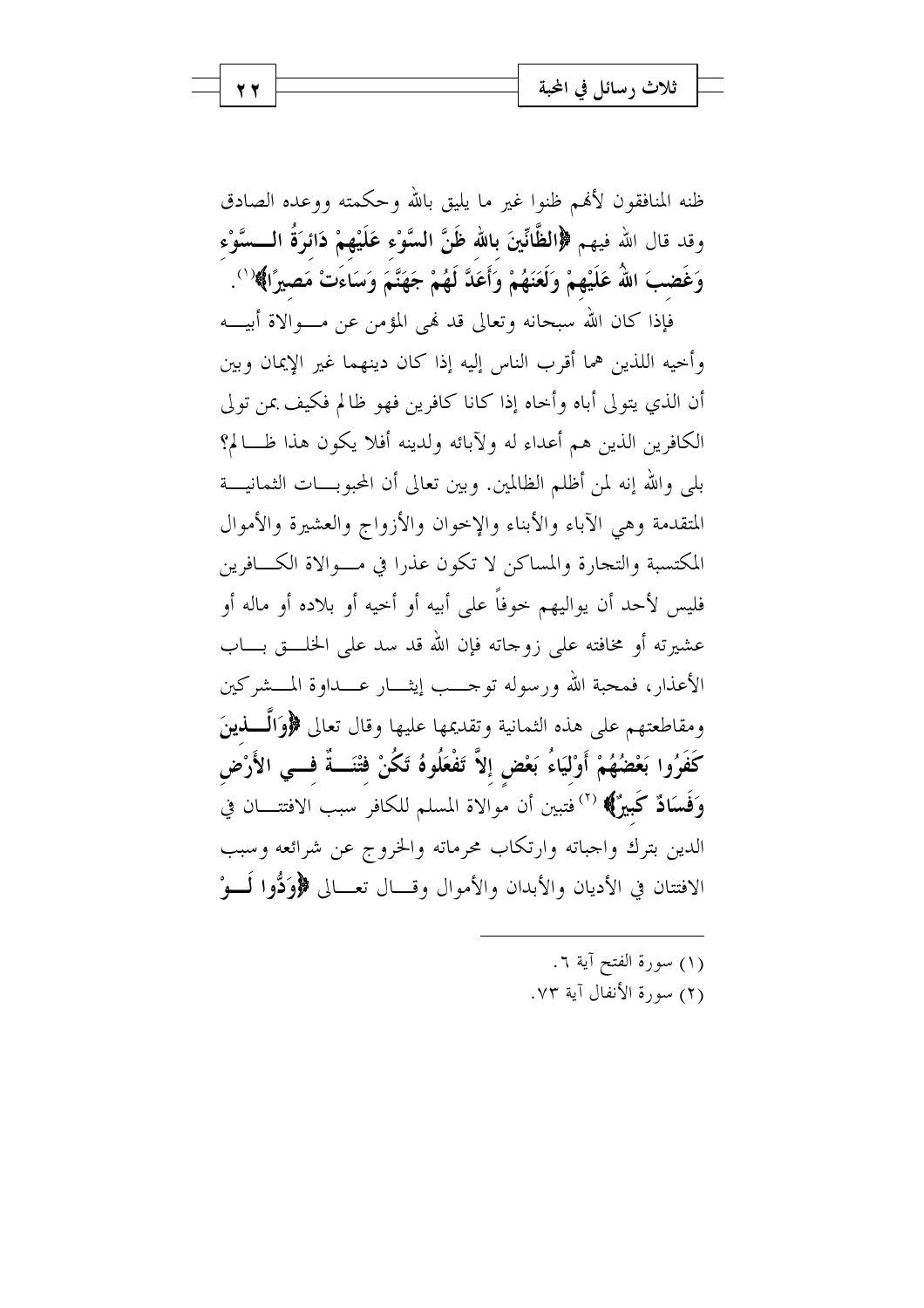ظنه المنافقون لأنهم ظنوا غير ما يليق بالله وحكمته ووعده الصادق وقد قال الله فيهم **﴿الظَّانِّينَ بِاللهِ ظَنَّ السَّوْءِ عَلَيْهِمْ دَائِرَةُ السَّوْءِ وَغَضِبَ اللهُ عَلَيْهِمْ وَلَعَنَهُمْ وَأَعَدَّ لَهُمْ جَهَنَّمَ وَسَاءَتْ مَصِيرًا﴾**(1).

فإذا كان الله سبحانه وتعالى قد نهى المؤمن عن موالاة أبيه وأخيه اللذين هما أقرب الناس إليه إذا كان دينهما غير الإيمان وبين أن الذي يتولى أباه وأخاه إذا كانا كافرين فهو ظالم فكيف بمن تولى الكافرين الذين هم أعداء له ولآبائه ولدينه أفلا يكون هذا ظالم؟ بلى والله إنه لمن أظلم الظالمين. وبين تعالى أن المحبوبات الثمانية المتقدمة وهي الآباء والأبناء والإخوان والأزواج والعشيرة والأموال المكتسبة والتجارة والمساكن لا تكون عذرا في موالاة الكافرين فليس لأحد أن يواليهم خوفاً على أبيه أو أخيه أو بلاده أو ماله أو عشيرته أو مخافته على زوجاته فإن الله قد سد على الخلق باب الأعذار، فمحبة الله ورسوله توجب إيثار عداوة المشركين ومقاطعتهم على هذه الثمانية وتقديمها عليها وقال تعالى **﴿وَالَّذِينَ كَفَرُوا بَعْضُهُمْ أَوْلِيَاءُ بَعْضٍ إِلاَّ تَفْعَلُوهُ تَكُنْ فِتْنَةٌ فِي الأَرْضِ وَفَسَادٌ كَبِيرٌ﴾** (2) فتبين أن موالاة المسلم للكافر سبب الافتتان في الدين بترك واجباته وارتكاب محرماته والخروج عن شرائعه وسبب الافتتان في الأديان والأبدان والأموال وقال تعالى **﴿وَدُّوا لَوْ**

---

(1) سورة الفتح آية ٦.

(2) سورة الأنفال آية ٧٣.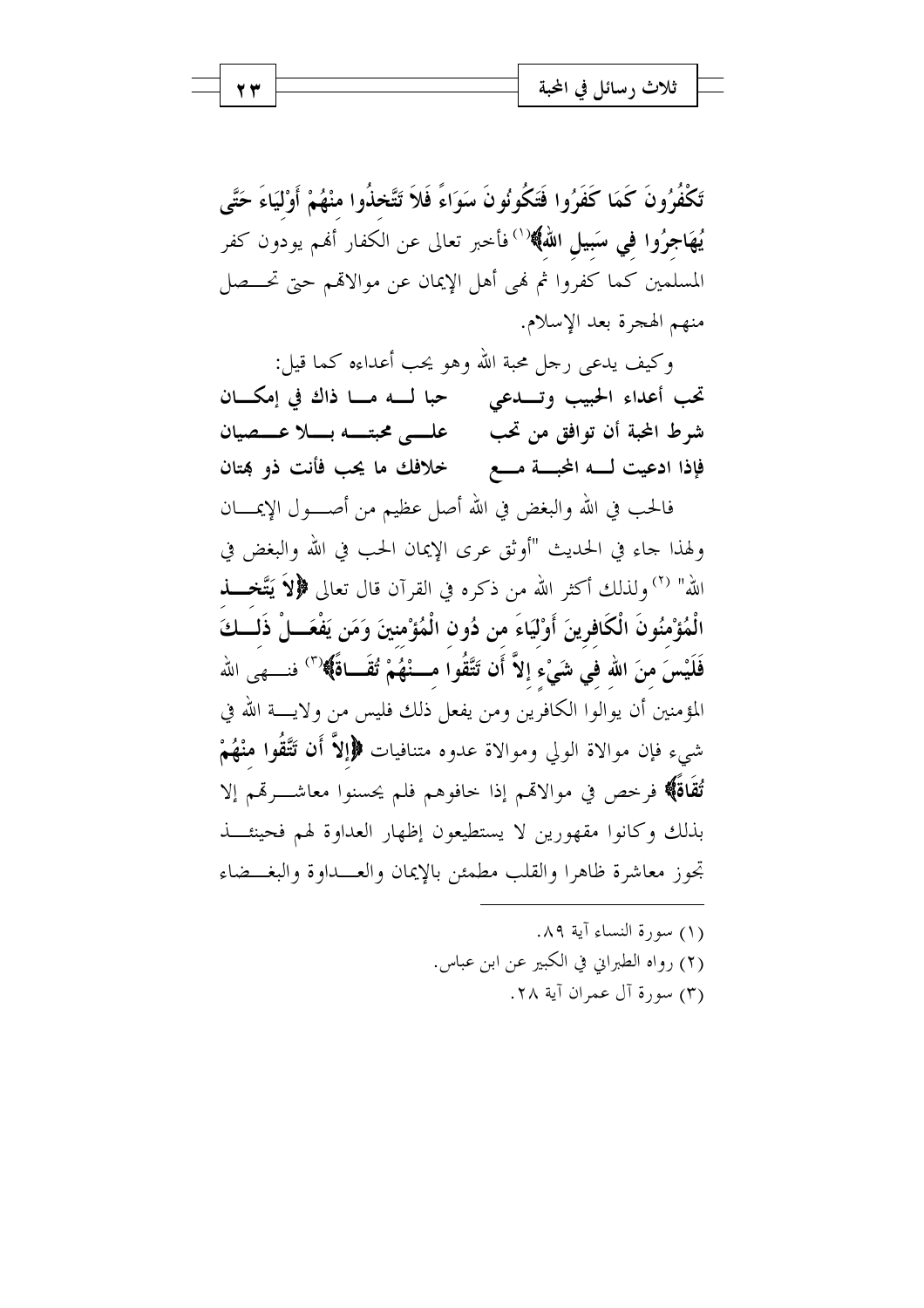**تَكْفُرُونَ كَمَا كَفَرُوا فَتَكُونُونَ سَوَاءً فَلاَ تَتَّخِذُوا مِنْهُمْ أَوْلِيَاءَ حَتَّى يُهَاجِرُوا فِي سَبِيلِ اللهِ﴾**[1] فأخبر تعالى عن الكفار أنهم يودون كفر المسلمين كما كفروا ثم نهى أهل الإيمان عن موالاتهم حتى تحصل منهم الهجرة بعد الإسلام.

وكيف يدعى رجل محبة الله وهو يحب أعداءه كما قيل:

**تحب أعداء الحبيب وتدعي حبا له ما ذاك في إمكان**
**شرط المحبة أن توافق من تحب على محبته بلا عصيان**
**فإذا ادعيت له المحبة مع خلافك ما يحب فأنت ذو بهتان**

فالحب في الله والبغض في الله أصل عظيم من أصول الإيمان ولهذا جاء في الحديث "أوثق عرى الإيمان الحب في الله والبغض في الله" [2] ولذلك أكثر الله من ذكره في القرآن قال تعالى **﴿لاَ يَتَّخِذِ الْمُؤْمِنُونَ الْكَافِرِينَ أَوْلِيَاءَ من دُونِ الْمُؤْمِنِينَ وَمَن يَفْعَلْ ذَلِكَ فَلَيْسَ مِنَ اللهِ فِي شَيْءٍ إِلاَّ أَن تَتَّقُوا مِنْهُمْ تُقَاةً﴾**[3] فنهى الله المؤمنين أن يوالوا الكافرين ومن يفعل ذلك فليس من ولاية الله في شيء فإن موالاة الولي وموالاة عدوه متنافيات **﴿إِلاَّ أَن تَتَّقُوا مِنْهُمْ تُقَاةً﴾** فرخص في موالاتهم إذا خافوهم فلم يحسنوا معاشرتهم إلا بذلك وكانوا مقهورين لا يستطيعون إظهار العداوة لهم فحينئذ تجوز معاشرة ظاهرا والقلب مطمئن بالإيمان والعداوة والبغضاء

---

(١) سورة النساء آية ٨٩.
(٢) رواه الطبراني في الكبير عن ابن عباس.
(٣) سورة آل عمران آية ٢٨.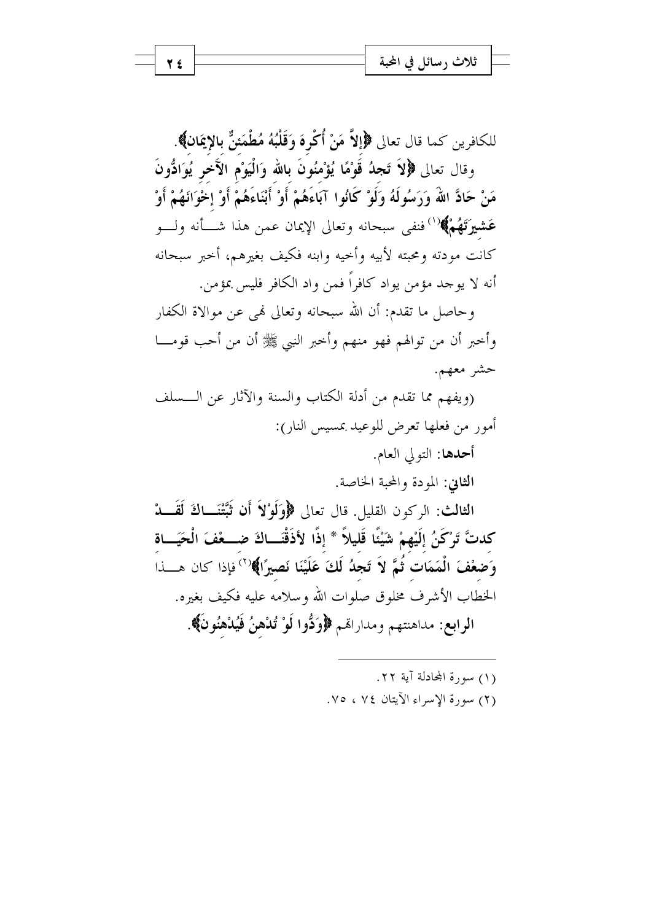للكافرين كما قال تعالى ﴿إلاَّ مَنْ أُكْرِهَ وَقَلْبُهُ مُطْمَئِنٌّ بالإِيمَانِ﴾.

وقال تعالى ﴿لاَ تَجِدُ قَوْمًا يُؤْمِنُونَ بالله وَالْيَوْمِ الآَخِرِ يُوَادُّونَ مَنْ حَادَّ اللهَ وَرَسُولَهُ وَلَوْ كَانُوا آبَاءَهُمْ أَوْ أَبْنَاءَهُمْ أَوْ إِخْوَانَهُمْ أَوْ عَشِيرَتَهُمْ﴾[1] فنفى سبحانه وتعالى الإيمان عمن هذا شأنه ولو كانت مودته ومحبته لأبيه وأخيه وابنه فكيف بغيرهم، أخبر سبحانه أنه لا يوجد مؤمن يواد كافراً فمن واد الكافر فليس بمؤمن.

وحاصل ما تقدم: أن الله سبحانه وتعالى نهى عن موالاة الكفار وأخبر أن من تولاهم فهو منهم وأخبر النبي ﷺ أن من أحب قوماً حشر معهم.

(ويفهم مما تقدم من أدلة الكتاب والسنة والآثار عن السلف أمور من فعلها تعرض للوعيد بمسيس النار):

**أحدها**: التولي العام.

**الثاني**: المودة والمحبة الخاصة.

**الثالث**: الركون القليل. قال تعالى ﴿وَلَوْلاَ أَن ثَبَّتْنَاكَ لَقَدْ كدتَّ تَرْكَنُ إِلَيْهِمْ شَيْئًا قَلِيلاً * إِذًا لأَذَقْنَاكَ ضِعْفَ الْحَيَاةِ وَضِعْفَ الْمَمَاتِ ثُمَّ لاَ تَجِدُ لَكَ عَلَيْنَا نَصِيرًا﴾[2] فإذا كان هذا الخطاب الأشرف مخلوق صلوات الله وسلامه عليه فكيف بغيره.

**الرابع**: مداهنتهم ومداراتهم ﴿وَدُّوا لَوْ تُدْهِنُ فَيُدْهِنُونَ﴾.

---

(١) سورة المجادلة آية ٢٢.

(٢) سورة الإسراء الآيتان ٧٤ ، ٧٥.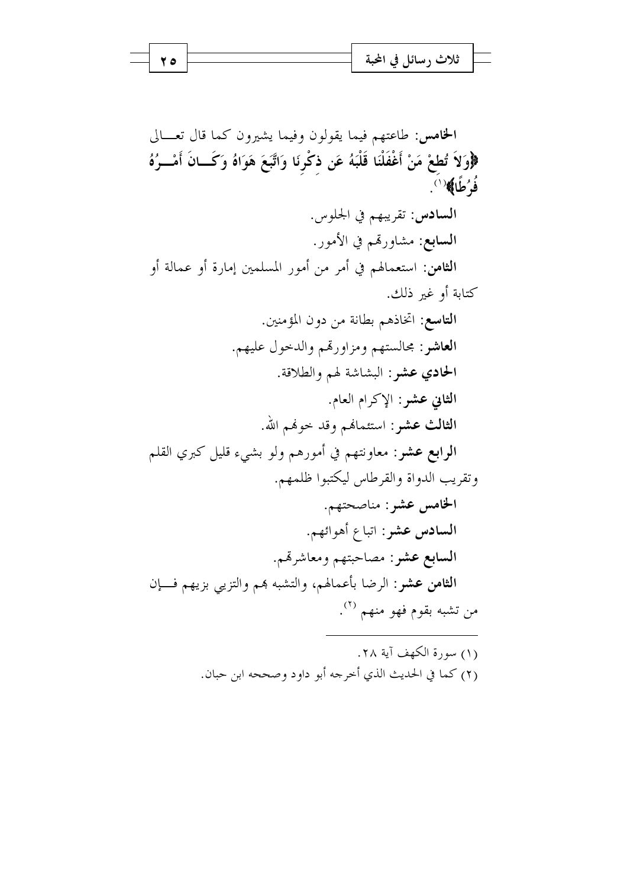**الخامس**: طاعتهم فيما يقولون وفيما يشيرون كما قال تعالى **﴿وَلاَ تُطِعْ مَنْ أَغْفَلْنَا قَلْبَهُ عَن ذِكْرِنَا وَاتَّبَعَ هَوَاهُ وَكَانَ أَمْرُهُ فُرُطًا﴾**[1].

**السادس**: تقريبهم في الجلوس.

**السابع**: مشاورتهم في الأمور.

**الثامن**: استعمالهم في أمر من أمور المسلمين إمارة أو عمالة أو كتابة أو غير ذلك.

**التاسع**: اتخاذهم بطانة من دون المؤمنين.

**العاشر**: مجالستهم ومزاورتهم والدخول عليهم.

**الحادي عشر**: البشاشة لهم والطلاقة.

**الثاني عشر**: الإكرام العام.

**الثالث عشر**: استئمانهم وقد خونهم الله.

**الرابع عشر**: معاونتهم في أمورهم ولو بشيء قليل كبري القلم وتقريب الدواة والقرطاس ليكتبوا ظلمهم.

**الخامس عشر**: مناصحتهم.

**السادس عشر**: اتباع أهوائهم.

**السابع عشر**: مصاحبتهم ومعاشرتهم.

**الثامن عشر**: الرضا بأعمالهم، والتشبه بهم والتزيي بزيهم فإن من تشبه بقوم فهو منهم [2].

---

(١) سورة الكهف آية ٢٨.

(٢) كما في الحديث الذي أخرجه أبو داود وصححه ابن حبان.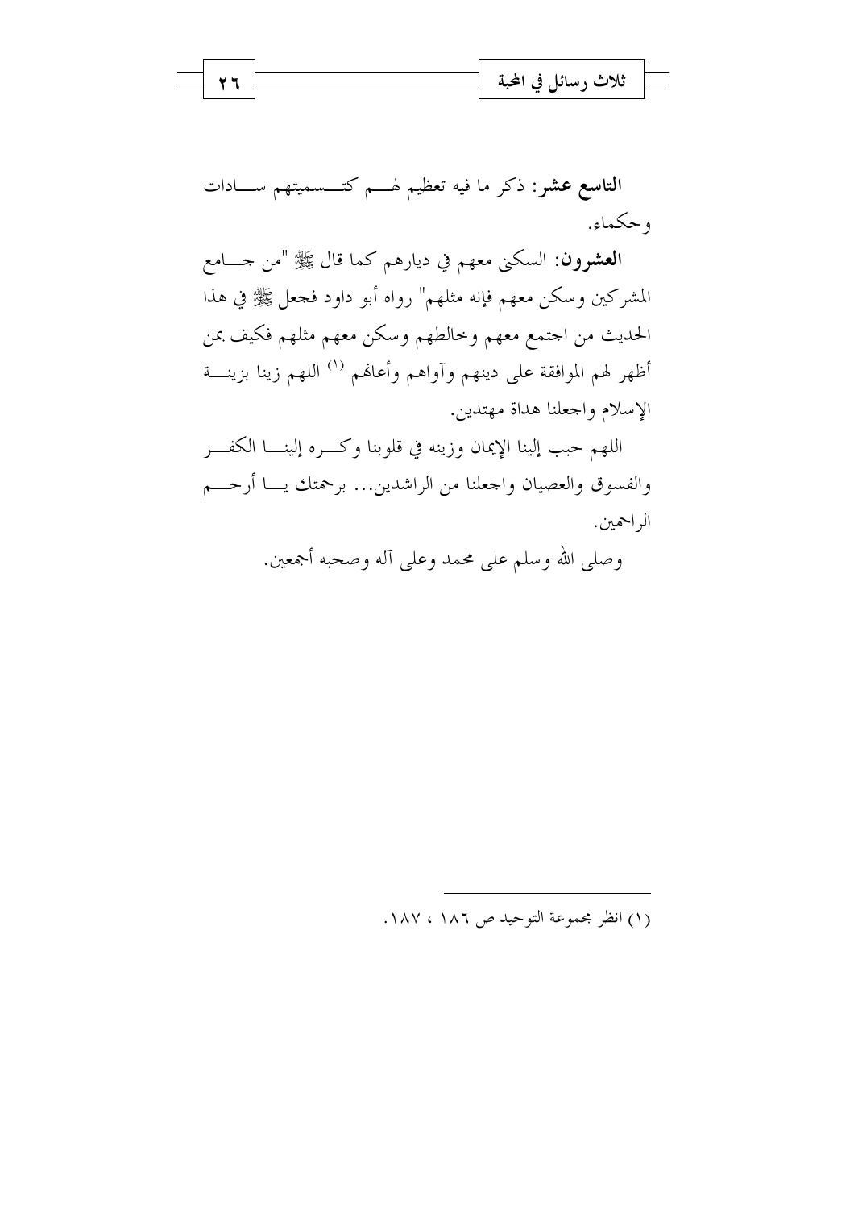**التاسع عشر**: ذكر ما فيه تعظيم لهم كتسميتهم سادات وحكماء.

**العشرون**: السكنى معهم في ديارهم كما قال ﷺ "من جامع المشركين وسكن معهم فإنه مثلهم" رواه أبو داود فجعل ﷺ في هذا الحديث من اجتمع معهم وخالطهم وسكن معهم مثلهم فكيف بمن أظهر لهم الموافقة على دينهم وآواهم وأعانهم [1] اللهم زينا بزينة الإسلام واجعلنا هداة مهتدين.

اللهم حبب إلينا الإيمان وزينه في قلوبنا وكره إلينا الكفر والفسوق والعصيان واجعلنا من الراشدين... برحمتك يا أرحم الراحمين.

وصلى الله وسلم على محمد وعلى آله وصحبه أجمعين.

---

(١) انظر مجموعة التوحيد ص ١٨٦ ، ١٨٧.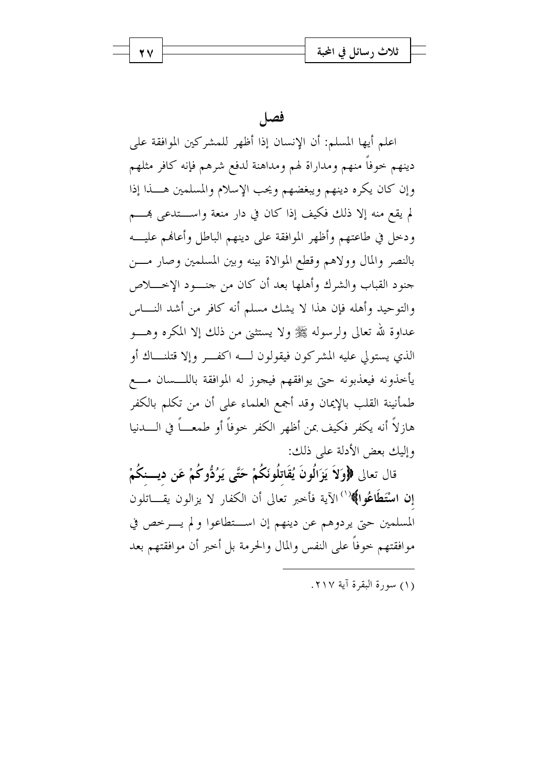## فصل

اعلم أيها المسلم: أن الإنسان إذا أظهر للمشركين الموافقة على دينهم خوفاً منهم ومداراة لهم ومداهنة لدفع شرهم فإنه كافر مثلهم وإن كان يكره دينهم ويبغضهم ويحب الإسلام والمسلمين هــذا إذا لم يقع منه إلا ذلك فكيف إذا كان في دار منعة واســتدعى بهــم ودخل في طاعتهم وأظهر الموافقة على دينهم الباطل وأعانهم عليــه بالنصر والمال وولاهم وقطع الموالاة بينه وبين المسلمين وصار مــن جنود القباب والشرك وأهلها بعد أن كان من جنــود الإخــلاص والتوحيد وأهله فإن هذا لا يشك مسلم أنه كافر من أشد النــاس عداوة لله تعالى ولرسوله ﷺ ولا يستثنى من ذلك إلا المكره وهــو الذي يستولي عليه المشركون فيقولون لــه اكفــر وإلا قتلنــاك أو يأخذونه فيعذبونه حتى يوافقهم فيجوز له الموافقة باللــسان مــع طمأنينة القلب بالإيمان وقد أجمع العلماء على أن من تكلم بالكفر هازلاً أنه يكفر فكيف بمن أظهر الكفر خوفاً أو طمعــاً في الــدنيا وإليك بعض الأدلة على ذلك:

قال تعالى **﴿وَلاَ يَزَالُونَ يُقَاتِلُونَكُمْ حَتَّى يَرُدُّوكُمْ عَن دِيــنِكُمْ إِنِ اسْتَطَاعُوا﴾**[1] الآية فأخبر تعالى أن الكفار لا يزالون يقــاتلون المسلمين حتى يردوهم عن دينهم إن اســتطاعوا ولم يــرخص في موافقتهم خوفاً على النفس والمال والحرمة بل أخبر أن موافقتهم بعد

---

(١) سورة البقرة آية ٢١٧.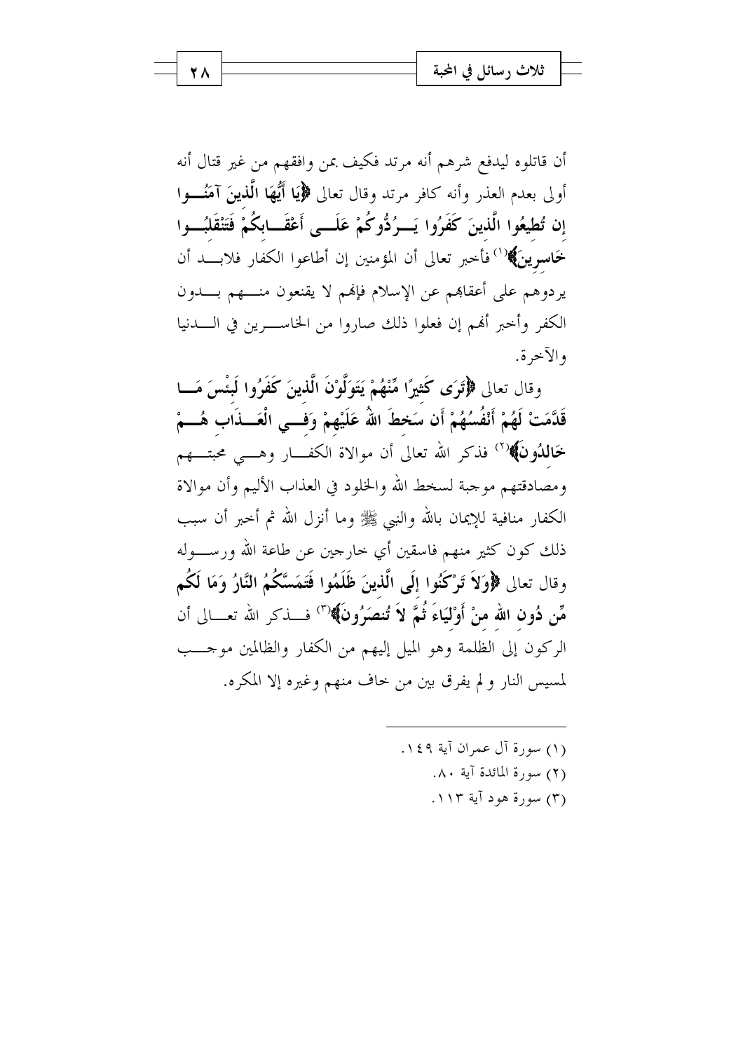أن قاتلوه ليدفع شرهم أنه مرتد فكيف بمن وافقهم من غير قتال أنه أولى بعدم العذر وأنه كافر مرتد وقال تعالى **﴿يَا أَيُّهَا الَّذِينَ آمَنُوا إِن تُطِيعُوا الَّذِينَ كَفَرُوا يَرُدُّوكُمْ عَلَى أَعْقَابِكُمْ فَتَنْقَلِبُوا خَاسِرِينَ﴾**(١) فأخبر تعالى أن المؤمنين إن أطاعوا الكفار فلابد أن يردوهم على أعقابهم عن الإسلام فإنهم لا يقنعون منهم بدون الكفر وأخبر أنهم إن فعلوا ذلك صاروا من الخاسرين في الدنيا والآخرة.

وقال تعالى **﴿تَرَى كَثِيرًا مِّنْهُمْ يَتَوَلَّوْنَ الَّذِينَ كَفَرُوا لَبِئْسَ مَا قَدَّمَتْ لَهُمْ أَنْفُسُهُمْ أَن سَخِطَ اللهُ عَلَيْهِمْ وَفِي الْعَذَابِ هُمْ خَالِدُونَ﴾**(٢) فذكر الله تعالى أن موالاة الكفار وهي محبتهم ومصادقتهم موجبة لسخط الله والخلود في العذاب الأليم وأن موالاة الكفار منافية للإيمان بالله والنبي ﷺ وما أنزل الله ثم أخبر أن سبب ذلك كون كثير منهم فاسقين أي خارجين عن طاعة الله ورسوله وقال تعالى **﴿وَلاَ تَرْكَنُوا إِلَى الَّذِينَ ظَلَمُوا فَتَمَسَّكُمُ النَّارُ وَمَا لَكُم مِّن دُونِ اللهِ مِنْ أَوْلِيَاءَ ثُمَّ لاَ تُنصَرُونَ﴾**(٣) فذكر الله تعالى أن الركون إلى الظلمة وهو الميل إليهم من الكفار والظالمين موجب لمسيس النار و لم يفرق بين من خاف منهم وغيره إلا المكره.

---

(١) سورة آل عمران آية ١٤٩.

(٢) سورة المائدة آية ٨٠.

(٣) سورة هود آية ١١٣.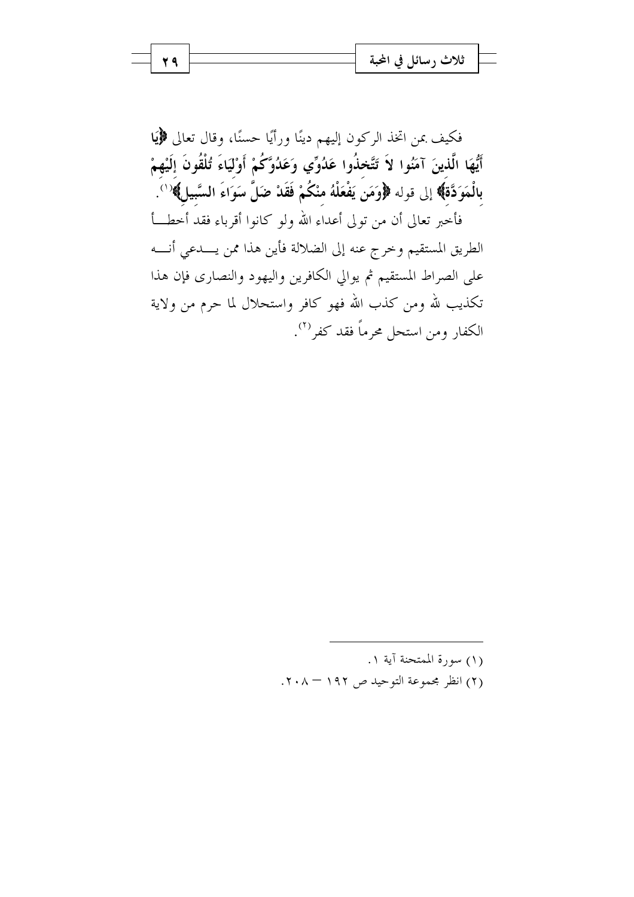فكيف بمن اتخذ الركون إليهم دينًا ورأيًا حسنًا، وقال تعالى ﴿**يَا أَيُّهَا الَّذِينَ آمَنُوا لاَ تَتَّخِذُوا عَدُوِّي وَعَدُوَّكُمْ أَوْلِيَاءَ تُلْقُونَ إِلَيْهِمْ بِالْمَوَدَّةِ**﴾ إلى قوله ﴿**وَمَن يَفْعَلْهُ مِنْكُمْ فَقَدْ ضَلَّ سَوَاءَ السَّبِيلِ**﴾[1].

فأخبر تعالى أن من تولى أعداء الله ولو كانوا أقرباء فقد أخطأ الطريق المستقيم وخرج عنه إلى الضلالة فأين هذا ممن يدعي أنه على الصراط المستقيم ثم يوالي الكافرين واليهود والنصارى فإن هذا تكذيب لله ومن كذب الله فهو كافر واستحلال لما حرم من ولاية الكفار ومن استحل محرماً فقد كفر[2].

---

(١) سورة الممتحنة آية ١.

(٢) انظر مجموعة التوحيد ص ١٩٢ – ٢٠٨.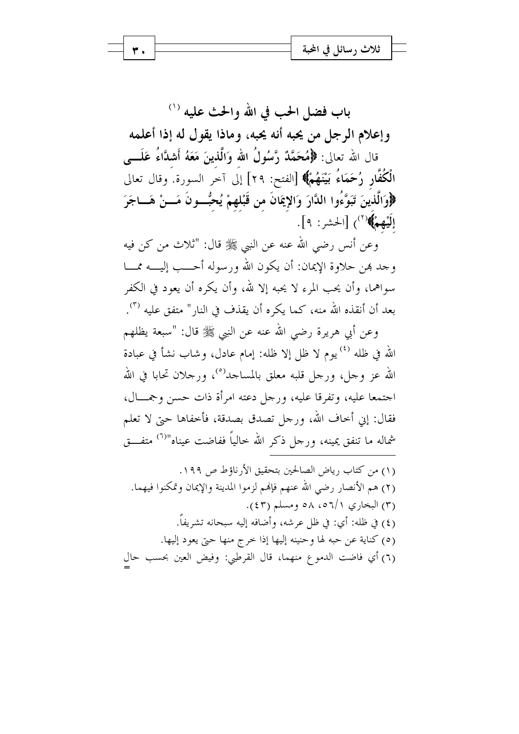## باب فضل الحب في الله والحث عليه [1]

## وإعلام الرجل من يحبه أنه يحبه، وماذا يقول له إذا أعلمه

قال الله تعالى: ﴿**مُحَمَّدٌ رَّسُولُ الله وَالَّذِينَ مَعَهُ أَشِدَّاءُ عَلَى الْكُفَّارِ رُحَمَاءُ بَيْنَهُمْ**﴾ [الفتح: ٢٩] إلى آخر السورة. وقال تعالى ﴿**وَالَّذِينَ تَبَوَّءُوا الدَّارَ وَالإِيمَانَ من قَبْلِهِمْ يُحِبُّونَ مَنْ هَاجَرَ إِلَيْهِمْ**﴾[2]) [الحشر: ٩].

وعن أنس رضي الله عنه عن النبي ﷺ قال: "ثلاث من كن فيه وجد بهن حلاوة الإيمان: أن يكون الله ورسوله أحب إليه مما سواهما، وأن يحب المرء لا يحبه إلا لله، وأن يكره أن يعود في الكفر بعد أن أنقذه الله منه، كما يكره أن يقذف في النار" متفق عليه [3].

وعن أبي هريرة رضي الله عنه عن النبي ﷺ قال: "سبعة يظلهم الله في ظله [4] يوم لا ظل إلا ظله: إمام عادل، وشاب نشأ في عبادة الله عز وجل، ورجل قلبه معلق بالمساجد[5]، ورجلان تحابا في الله اجتمعا عليه، وتفرقا عليه، ورجل دعته امرأة ذات حسن وجمال، فقال: إني أخاف الله، ورجل تصدق بصدقة، فأخفاها حتى لا تعلم شماله ما تنفق يمينه، ورجل ذكر الله خالياً ففاضت عيناه"[6] متفق

---

(١) من كتاب رياض الصالحين بتحقيق الأرناؤط ص ١٩٩.

(٢) هم الأنصار رضي الله عنهم فإنهم لزموا المدينة والإيمان وتمكنوا فيهما.

(٣) البخاري ٥٦/١، ٥٨ ومسلم (٤٣).

(٤) في ظله: أي: في ظل عرشه، وأضافه إليه سبحانه تشريفاً.

(٥) كناية عن حبه لها وحنينه إليها إذا خرج منها حتى يعود إليها.

(٦) أي فاضت الدموع منهما، قال القرطبي: وفيض العين بحسب حال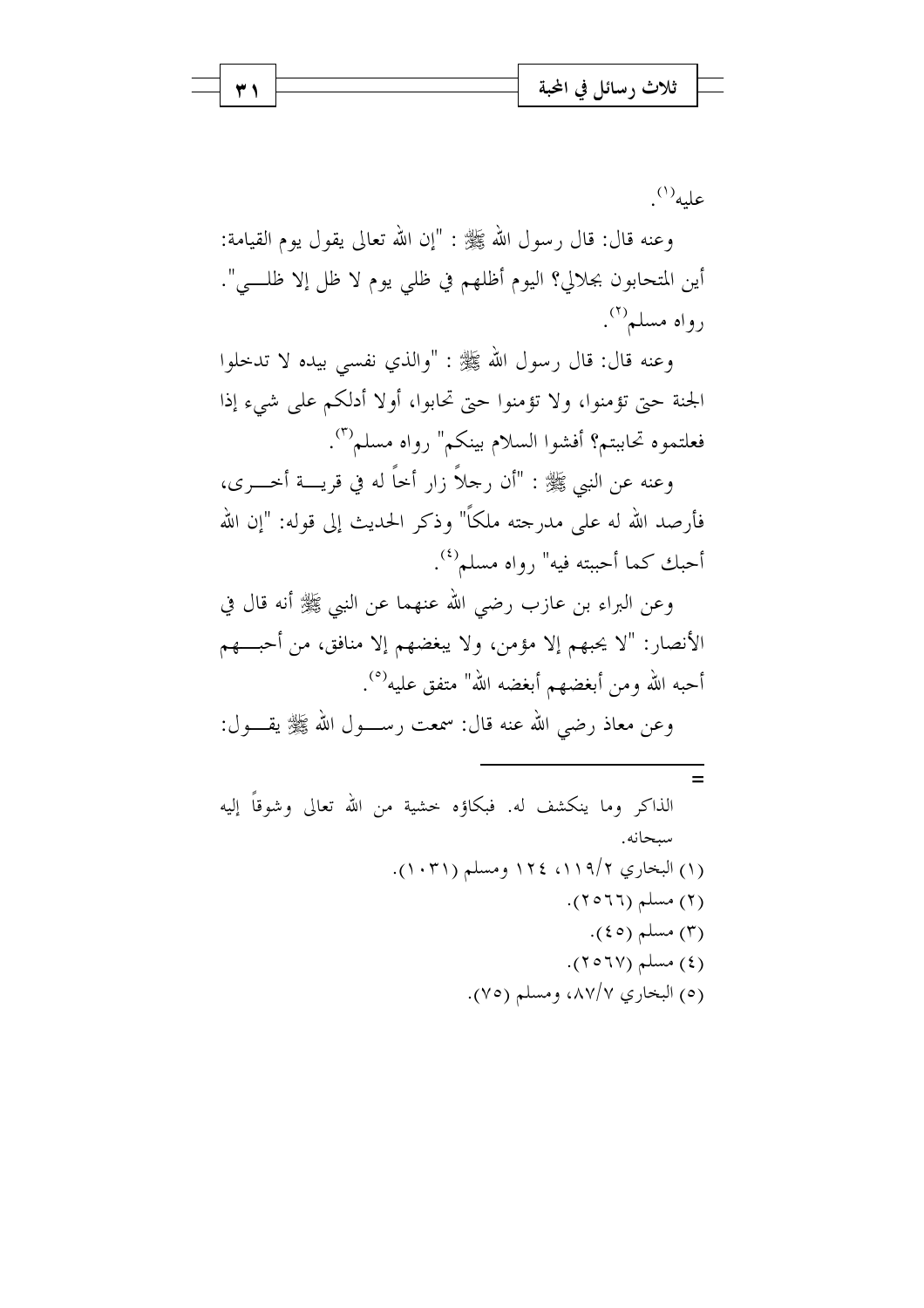عليه[1].

وعنه قال: قال رسول الله ﷺ : "إن الله تعالى يقول يوم القيامة: أين المتحابون بجلالي؟ اليوم أظلهم في ظلي يوم لا ظل إلا ظلي". رواه مسلم[2].

وعنه قال: قال رسول الله ﷺ : "والذي نفسي بيده لا تدخلوا الجنة حتى تؤمنوا، ولا تؤمنوا حتى تحابوا، أولا أدلكم على شيء إذا فعلتموه تحاببتم؟ أفشوا السلام بينكم" رواه مسلم[3].

وعنه عن النبي ﷺ : "أن رجلاً زار أخاً له في قرية أخرى، فأرصد الله له على مدرجته ملكاً" وذكر الحديث إلى قوله: "إن الله أحبك كما أحببته فيه" رواه مسلم[4].

وعن البراء بن عازب رضي الله عنهما عن النبي ﷺ أنه قال في الأنصار: "لا يحبهم إلا مؤمن، ولا يبغضهم إلا منافق، من أحبهم أحبه الله ومن أبغضهم أبغضه الله" متفق عليه[5].

وعن معاذ رضي الله عنه قال: سمعت رسول الله ﷺ يقول:

---

= الذاكر وما ينكشف له. فبكاؤه خشية من الله تعالى وشوقاً إليه سبحانه.

(١) البخاري ٢/١١٩، ١٢٤ ومسلم (١٠٣١).

(٢) مسلم (٢٥٦٦).

(٣) مسلم (٤٥).

(٤) مسلم (٢٥٦٧).

(٥) البخاري ٧/٨٧، ومسلم (٧٥).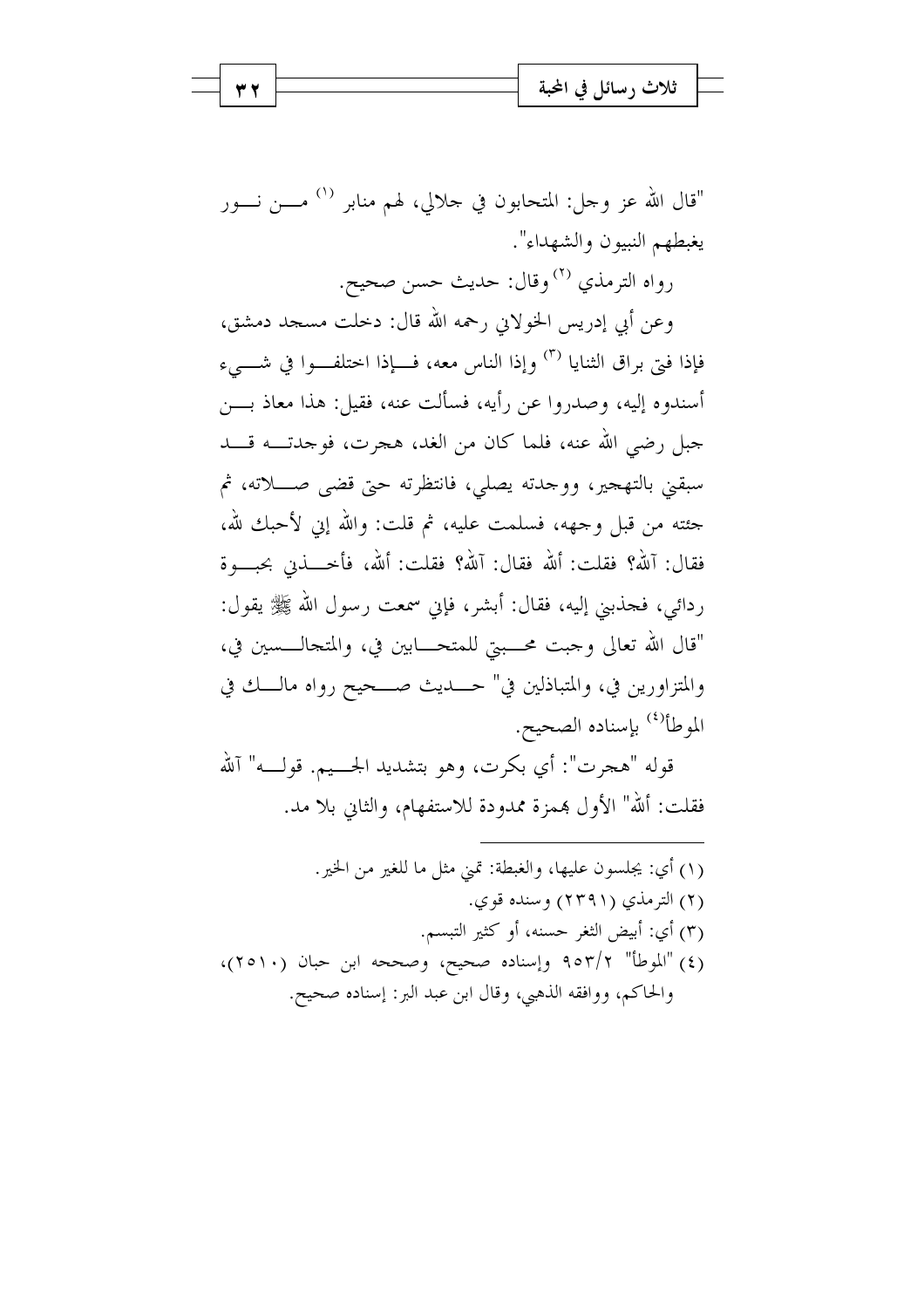"قال الله عز وجل: المتحابون في جلالي، لهم منابر [1] من نور يغبطهم النبيون والشهداء".

رواه الترمذي [2] وقال: حديث حسن صحيح.

وعن أبي إدريس الخولاني رحمه الله قال: دخلت مسجد دمشق، فإذا فتى براق الثنايا [3] وإذا الناس معه، فإذا اختلفوا في شيء أسندوه إليه، وصدروا عن رأيه، فسألت عنه، فقيل: هذا معاذ بن جبل رضي الله عنه، فلما كان من الغد، هجرت، فوجدته قد سبقني بالتهجير، ووجدته يصلي، فانتظرته حتى قضى صلاته، ثم جئته من قبل وجهه، فسلمت عليه، ثم قلت: والله إني لأحبك لله، فقال: آلله؟ فقلت: ألله فقال: آلله؟ فقلت: ألله، فأخذني بحبوة ردائي، فجذبني إليه، فقال: أبشر، فإني سمعت رسول الله ﷺ يقول: "قال الله تعالى وجبت محبتي للمتحابين في، والمتجالسين في، والمتزاورين في، والمتباذلين في" حديث صحيح رواه مالك في الموطأ[4] بإسناده الصحيح.

قوله "هجرت": أي بكرت، وهو بتشديد الجيم. قوله" آلله فقلت: ألله" الأول بهمزة ممدودة للاستفهام، والثاني بلا مد.

---

(١) أي: يجلسون عليها، والغبطة: تمني مثل ما للغير من الخير.

(٢) الترمذي (٢٣٩١) وسنده قوي.

(٣) أي: أبيض الثغر حسنه، أو كثير التبسم.

(٤) "الموطأ" ٢/٩٥٣ وإسناده صحيح، وصححه ابن حبان (٢٥١٠)، والحاكم، ووافقه الذهبي، وقال ابن عبد البر: إسناده صحيح.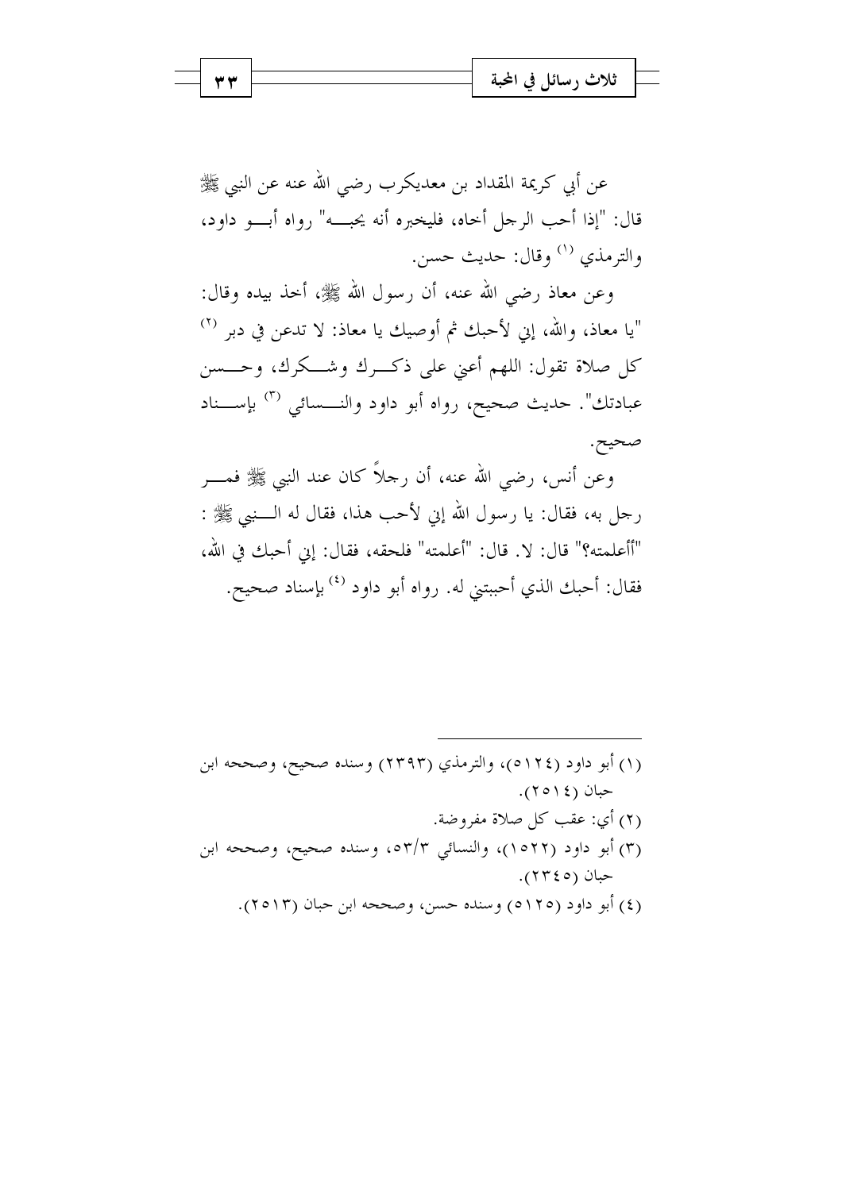عن أبي كريمة المقداد بن معديكرب رضي الله عنه عن النبي ﷺ قال: "إذا أحب الرجل أخاه، فليخبره أنه يحبه" رواه أبو داود، والترمذي [1] وقال: حديث حسن.

وعن معاذ رضي الله عنه، أن رسول الله ﷺ، أخذ بيده وقال: "يا معاذ، والله، إني لأحبك ثم أوصيك يا معاذ: لا تدعن في دبر [2] كل صلاة تقول: اللهم أعني على ذكرك وشكرك، وحسن عبادتك". حديث صحيح، رواه أبو داود والنسائي [3] بإسناد صحيح.

وعن أنس، رضي الله عنه، أن رجلاً كان عند النبي ﷺ فمر رجل به، فقال: يا رسول الله إني لأحب هذا، فقال له النبي ﷺ : "أأعلمته؟" قال: لا. قال: "أعلمه" فلحقه، فقال: إني أحبك في الله، فقال: أحبك الذي أحببتني له. رواه أبو داود [4] بإسناد صحيح.

---

(١) أبو داود (٥١٢٤)، والترمذي (٢٣٩٣) وسنده صحيح، وصححه ابن حبان (٢٥١٤).

(٢) أي: عقب كل صلاة مفروضة.

(٣) أبو داود (١٥٢٢)، والنسائي ٣/٥٣، وسنده صحيح، وصححه ابن حبان (٢٣٤٥).

(٤) أبو داود (٥١٢٥) وسنده حسن، وصححه ابن حبان (٢٥١٣).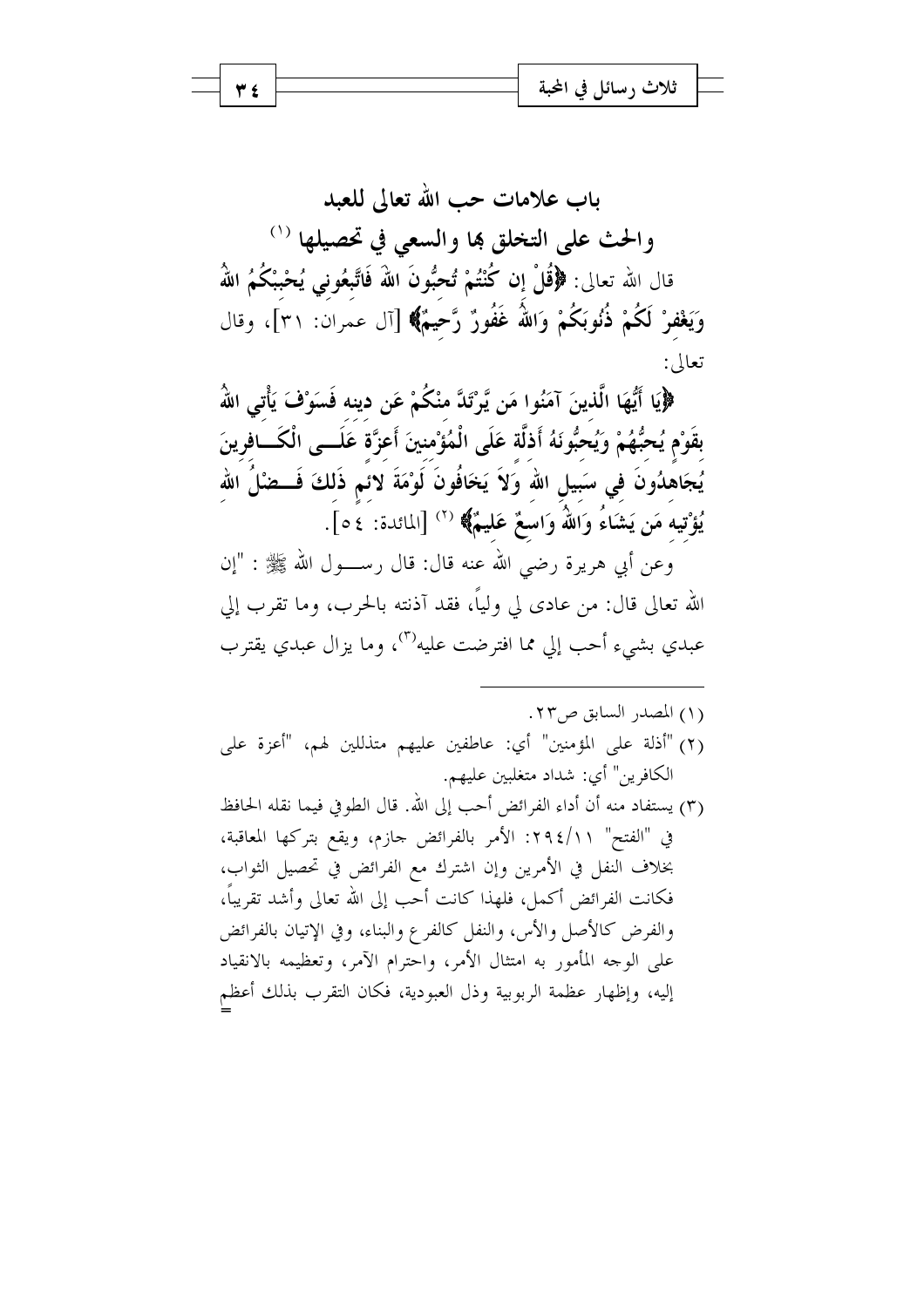## باب علامات حب الله تعالى للعبد والحث على التخلق بها والسعي في تحصيلها [(١)]

قال الله تعالى: ﴿قُلْ إِن كُنتُمْ تُحِبُّونَ اللهَ فَاتَّبِعُونِي يُحْبِبْكُمُ اللهُ وَيَغْفِرْ لَكُمْ ذُنُوبَكُمْ وَاللهُ غَفُورٌ رَّحِيمٌ﴾ [آل عمران: ٣١]، وقال تعالى:

﴿يَا أَيُّهَا الَّذِينَ آمَنُوا مَن يَرْتَدَّ مِنْكُمْ عَن دِينِهِ فَسَوْفَ يَأْتِي اللهُ بِقَوْمٍ يُحِبُّهُمْ وَيُحِبُّونَهُ أَذِلَّةٍ عَلَى الْمُؤْمِنِينَ أَعِزَّةٍ عَلَى الْكَافِرِينَ يُجَاهِدُونَ فِي سَبِيلِ اللهِ وَلاَ يَخَافُونَ لَوْمَةَ لائِمٍ ذَلِكَ فَضْلُ اللهِ يُؤْتِيهِ مَن يَشَاءُ وَاللهُ وَاسِعٌ عَلِيمٌ﴾ [(٢)] [المائدة: ٥٤].

وعن أبي هريرة رضي الله عنه قال: قال رسول الله ﷺ : "إن الله تعالى قال: من عادى لي ولياً، فقد آذنته بالحرب، وما تقرب إلي عبدي بشيء أحب إلي مما افترضت عليه[(٣)]، وما يزال عبدي يقترب

---

(١) المصدر السابق ص٢٣.

(٢) "أذلة على المؤمنين" أي: عاطفين عليهم متذللين لهم، "أعزة على الكافرين" أي: شداد متغلبين عليهم.

(٣) يستفاد منه أن أداء الفرائض أحب إلى الله. قال الطوفي فيما نقله الحافظ في "الفتح" ٢٩٤/١١: الأمر بالفرائض جازم، ويقع بتركها المعاقبة، بخلاف النفل في الأمرين وإن اشترك مع الفرائض في تحصيل الثواب، فكانت الفرائض أكمل، فلهذا كانت أحب إلى الله تعالى وأشد تقريباً، والفرض كالأصل والأس، والنفل كالفرع والبناء، وفي الإتيان بالفرائض على الوجه المأمور به امتثال الأمر، واحترام الآمر، وتعظيمه بالانقياد إليه، وإظهار عظمة الربوبية وذل العبودية، فكان التقرب بذلك أعظم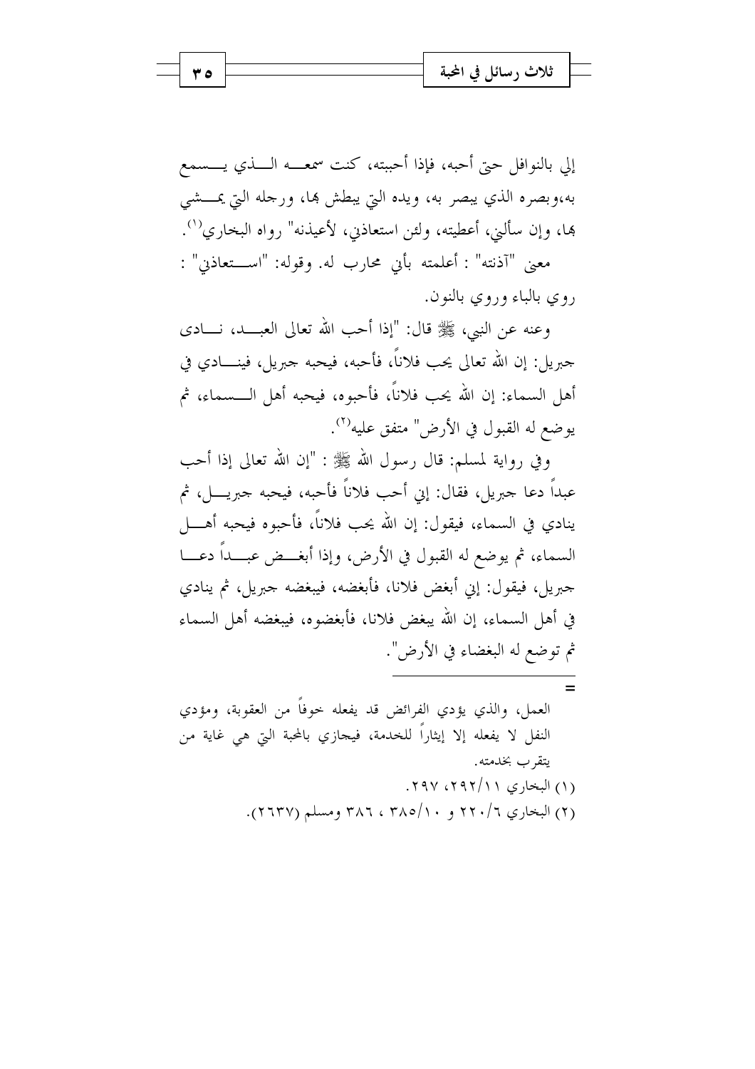إلي بالنوافل حتى أحبه، فإذا أحببته، كنت سمعه الذي يسمع به،وبصره الذي يبصر به، ويده التي يبطش بها، ورجله التي يمشي بها، وإن سألني، أعطيته، ولئن استعاذني، لأعيذنه" رواه البخاري[1].

معنى "آذنته" : أعلمته بأني محارب له. وقوله: "استعاذني" : روي بالباء وروي بالنون.

وعنه عن النبي، ﷺ قال: "إذا أحب الله تعالى العبد، نادى جبريل: إن الله تعالى يحب فلاناً، فأحبه، فيحبه جبريل، فينادي في أهل السماء: إن الله يحب فلاناً، فأحبوه، فيحبه أهل السماء، ثم يوضع له القبول في الأرض" متفق عليه[2].

وفي رواية لمسلم: قال رسول الله ﷺ : "إن الله تعالى إذا أحب عبداً دعا جبريل، فقال: إني أحب فلاناً فأحبه، فيحبه جبريل، ثم ينادي في السماء، فيقول: إن الله يحب فلاناً، فأحبوه فيحبه أهل السماء، ثم يوضع له القبول في الأرض، وإذا أبغض عبداً دعا جبريل، فيقول: إني أبغض فلانا، فأبغضه، فيبغضه جبريل، ثم ينادي في أهل السماء، إن الله يبغض فلانا، فأبغضوه، فيبغضه أهل السماء ثم توضع له البغضاء في الأرض".

---

العمل، والذي يؤدي الفرائض قد يفعله خوفاً من العقوبة، ومؤدي النفل لا يفعله إلا إيثاراً للخدمة، فيجازي بالمحبة التي هي غاية من يتقرب بخدمته.

(١) البخاري ١١/٢٩٢، ٢٩٧.

(٢) البخاري ٦/٢٢٠ و ١٠/٣٨٥ ، ٣٨٦ ومسلم (٢٦٣٧).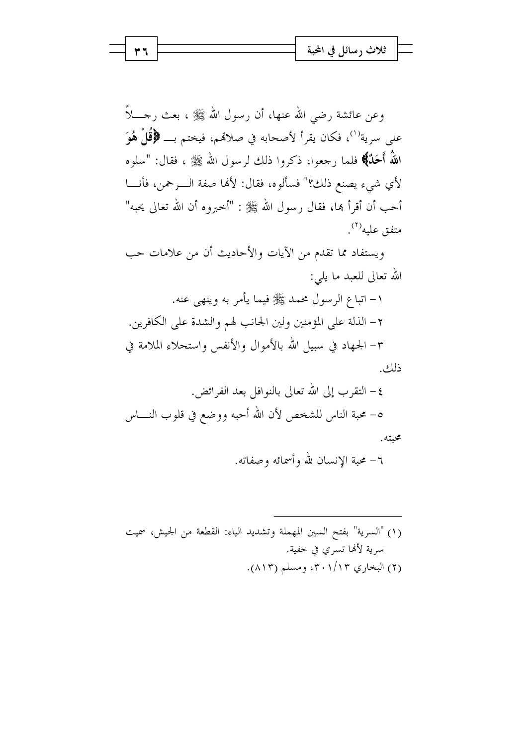وعن عائشة رضي الله عنها، أن رسول الله ﷺ ، بعث رجلاً على سرية[1]، فكان يقرأ لأصحابه في صلاتهم، فيختم بـ ﴿**قُلْ هُوَ اللَّهُ أَحَدٌ**﴾ فلما رجعوا، ذكروا ذلك لرسول الله ﷺ ، فقال: "سلوه لأي شيء يصنع ذلك؟" فسألوه، فقال: لأنها صفة الرحمن، فأنا أحب أن أقرأ بها، فقال رسول الله ﷺ : "أخبروه أن الله تعالى يحبه" متفق عليه[2].

ويستفاد مما تقدم من الآيات والأحاديث أن من علامات حب الله تعالى للعبد ما يلي:

١- اتباع الرسول محمد ﷺ فيما يأمر به وينهى عنه.

٢- الذلة على المؤمنين ولين الجانب لهم والشدة على الكافرين.

٣- الجهاد في سبيل الله بالأموال والأنفس واستحلاء الملامة في ذلك.

٤- التقرب إلى الله تعالى بالنوافل بعد الفرائض.

٥- محبة الناس للشخص لأن الله أحبه ووضع في قلوب الناس محبته.

٦- محبة الإنسان لله وأسمائه وصفاته.

---

(١) "السرية" بفتح السين المهملة وتشديد الياء: القطعة من الجيش، سميت سرية لأنها تسري في خفية.

(٢) البخاري ١٣/٣٠١، ومسلم (٨١٣).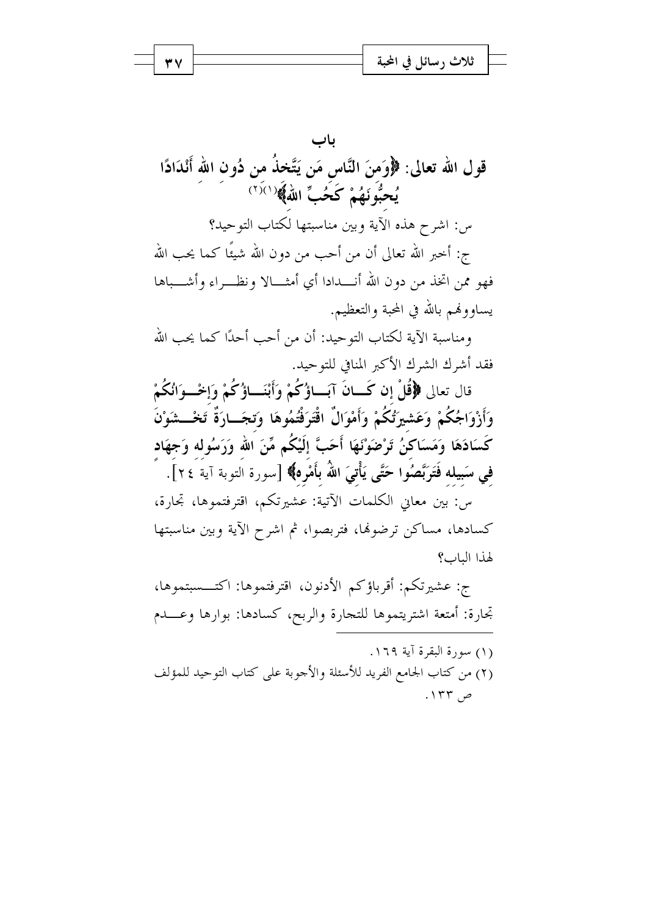## باب

## قول الله تعالى: ﴿وَمِنَ النَّاسِ مَن يَتَّخِذُ من دُونِ اللهِ أَنْدَادًا يُحِبُّونَهُمْ كَحُبِّ اللهِ﴾[1][2]

س: اشرح هذه الآية وبين مناسبتها لكتاب التوحيد؟

ج: أخبر الله تعالى أن من أحب من دون الله شيئًا كما يحب الله فهو ممن اتخذ من دون الله أندادا أي أمثالا ونظراء وأشباها يساوونهم بالله في المحبة والتعظيم.

ومناسبة الآية لكتاب التوحيد: أن من أحب أحدًا كما يحب الله فقد أشرك الشرك الأكبر المنافي للتوحيد.

قال تعالى **﴿قُلْ إن كَانَ آبَاؤُكُمْ وَأَبْنَاؤُكُمْ وَإِخْوَانُكُمْ وَأَزْوَاجُكُمْ وَعَشِيرَتُكُمْ وَأَمْوَالٌ اقْتَرَفْتُمُوهَا وَتِجَارَةٌ تَخْشَوْنَ كَسَادَهَا وَمَسَاكِنُ تَرْضَوْنَهَا أَحَبَّ إِلَيْكُم مِّنَ اللهِ وَرَسُولِهِ وَجِهَادٍ فِي سَبِيلِهِ فَتَرَبَّصُوا حَتَّى يَأْتِيَ اللهُ بِأَمْرِهِ﴾** [سورة التوبة آية ٢٤].

س: بين معاني الكلمات الآتية: عشيرتكم، اقترفتموها، تجارة، كسادها، مساكن ترضونها، فتربصوا، ثم اشرح الآية وبين مناسبتها لهذا الباب؟

ج: عشيرتكم: أقرباؤكم الأدنون، اقترفتموها: اكتسبتموها، تجارة: أمتعة اشتريتموها للتجارة والربح، كسادها: بوارها وعدم

---

(١) سورة البقرة آية ١٦٩.

(٢) من كتاب الجامع الفريد للأسئلة والأجوبة على كتاب التوحيد للمؤلف ص ١٣٣.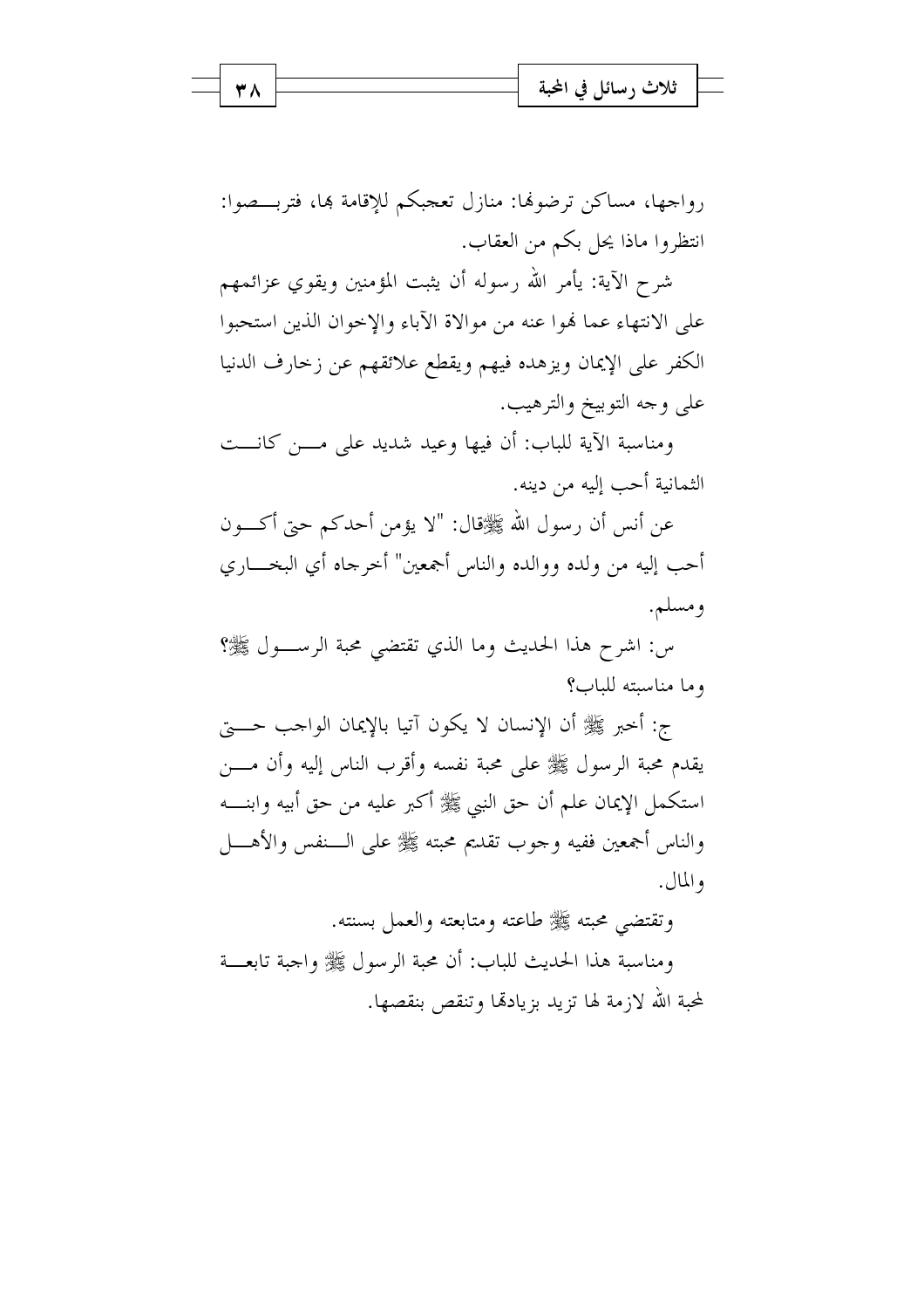رواجها، مساكن ترضونها: منازل تعجبكم للإقامة بها، فتربصوا: انتظروا ماذا يحل بكم من العقاب.

شرح الآية: يأمر الله رسوله أن يثبت المؤمنين ويقوي عزائمهم على الانتهاء عما نهوا عنه من موالاة الآباء والإخوان الذين استحبوا الكفر على الإيمان ويزهده فيهم ويقطع علائقهم عن زخارف الدنيا على وجه التوبيخ والترهيب.

ومناسبة الآية للباب: أن فيها وعيد شديد على من كانت الثمانية أحب إليه من دينه.

عن أنس أن رسول الله ﷺقال: "لا يؤمن أحدكم حتى أكون أحب إليه من ولده ووالده والناس أجمعين" أخرجاه أي البخاري ومسلم.

س: اشرح هذا الحديث وما الذي تقتضي محبة الرسول ﷺ؟ وما مناسبته للباب؟

ج: أخبر ﷺ أن الإنسان لا يكون آتيا بالإيمان الواجب حتى يقدم محبة الرسول ﷺ على محبة نفسه وأقرب الناس إليه وأن من استكمل الإيمان علم أن حق النبي ﷺ أكبر عليه من حق أبيه وابنه والناس أجمعين ففيه وجوب تقديم محبته ﷺ على النفس والأهل والمال.

وتقتضي محبته ﷺ طاعته ومتابعته والعمل بسنته.

ومناسبة هذا الحديث للباب: أن محبة الرسول ﷺ واجبة تابعة لمحبة الله لازمة لها تزيد بزيادتها وتنقص بنقصها.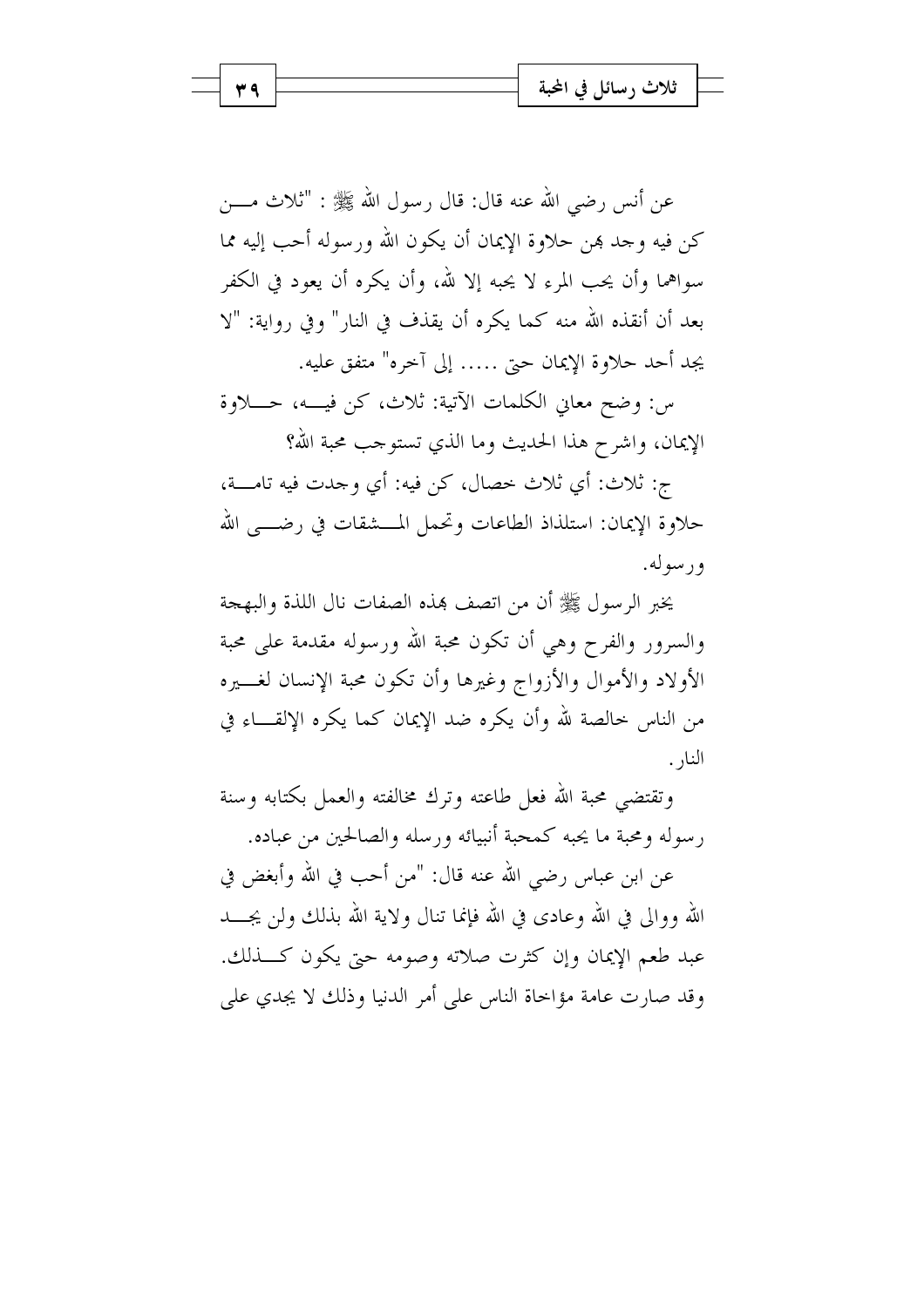عن أنس رضي الله عنه قال: قال رسول الله ﷺ : "ثلاث من كن فيه وجد بهن حلاوة الإيمان أن يكون الله ورسوله أحب إليه مما سواهما وأن يحب المرء لا يحبه إلا لله، وأن يكره أن يعود في الكفر بعد أن أنقذه الله منه كما يكره أن يقذف في النار" وفي رواية: "لا يجد أحد حلاوة الإيمان حتى ..... إلى آخره" متفق عليه.

س: وضح معاني الكلمات الآتية: ثلاث، كن فيه، حلاوة الإيمان، واشرح هذا الحديث وما الذي تستوجب محبة الله؟

ج: ثلاث: أي ثلاث خصال، كن فيه: أي وجدت فيه تامة، حلاوة الإيمان: استلذاذ الطاعات وتحمل المشقات في رضى الله ورسوله.

يخبر الرسول ﷺ أن من اتصف بهذه الصفات نال اللذة والبهجة والسرور والفرح وهي أن تكون محبة الله ورسوله مقدمة على محبة الأولاد والأموال والأزواج وغيرها وأن تكون محبة الإنسان لغيره من الناس خالصة لله وأن يكره ضد الإيمان كما يكره الإلقاء في النار.

وتقتضي محبة الله فعل طاعته وترك مخالفته والعمل بكتابه وسنة رسوله ومحبة ما يحبه كمحبة أنبيائه ورسله والصالحين من عباده.

عن ابن عباس رضي الله عنه قال: "من أحب في الله وأبغض في الله ووالى في الله وعادى في الله فإنما تنال ولاية الله بذلك ولن يجد عبد طعم الإيمان وإن كثرت صلاته وصومه حتى يكون كذلك. وقد صارت عامة مؤاخاة الناس على أمر الدنيا وذلك لا يجدي على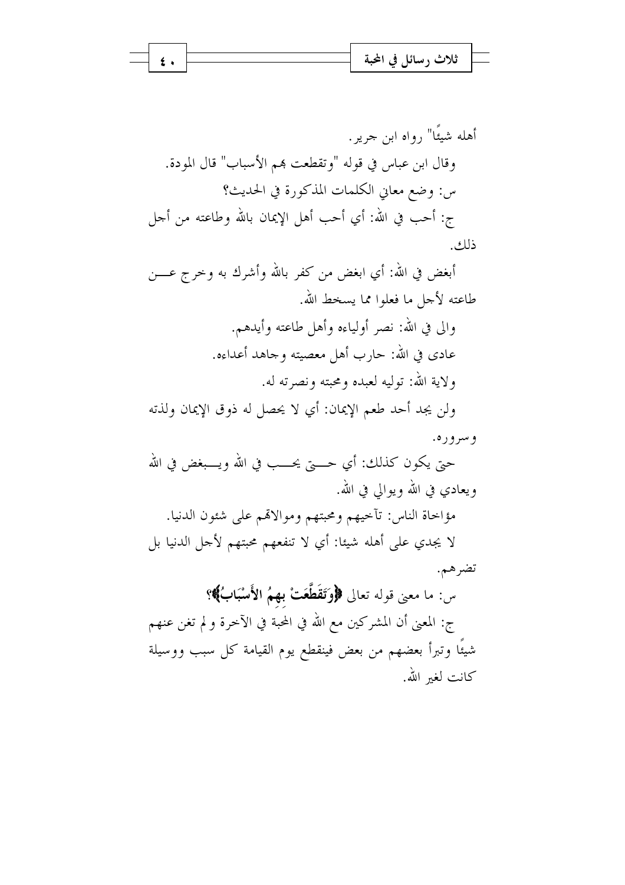أهله شيئًا" رواه ابن جرير.

وقال ابن عباس في قوله "وتقطعت بهم الأسباب" قال المودة.

س: وضع معاني الكلمات المذكورة في الحديث؟

ج: أحب في الله: أي أحب أهل الإيمان بالله وطاعته من أجل ذلك.

أبغض في الله: أي ابغض من كفر بالله وأشرك به وخرج عن طاعته لأجل ما فعلوا مما يسخط الله.

والى في الله: نصر أولياءه وأهل طاعته وأيدهم.

عادى في الله: حارب أهل معصيته وجاهد أعداءه.

ولاية الله: توليه لعبده ومحبته ونصرته له.

ولن يجد أحد طعم الإيمان: أي لا يحصل له ذوق الإيمان ولذته وسروره.

حتى يكون كذلك: أي حتى يحب في الله ويبغض في الله ويعادي في الله ويوالي في الله.

مؤاخاة الناس: تآخيهم ومحبتهم وموالاتهم على شئون الدنيا.

لا يجدي على أهله شيئا: أي لا تنفعهم محبتهم لأجل الدنيا بل تضرهم.

س: ما معنى قوله تعالى **﴿وَتَقَطَّعَتْ بِهِمُ الأَسْبَابُ﴾**؟

ج: المعنى أن المشركين مع الله في المحبة في الآخرة ولم تغن عنهم شيئًا وتبرأ بعضهم من بعض فينقطع يوم القيامة كل سبب ووسيلة كانت لغير الله.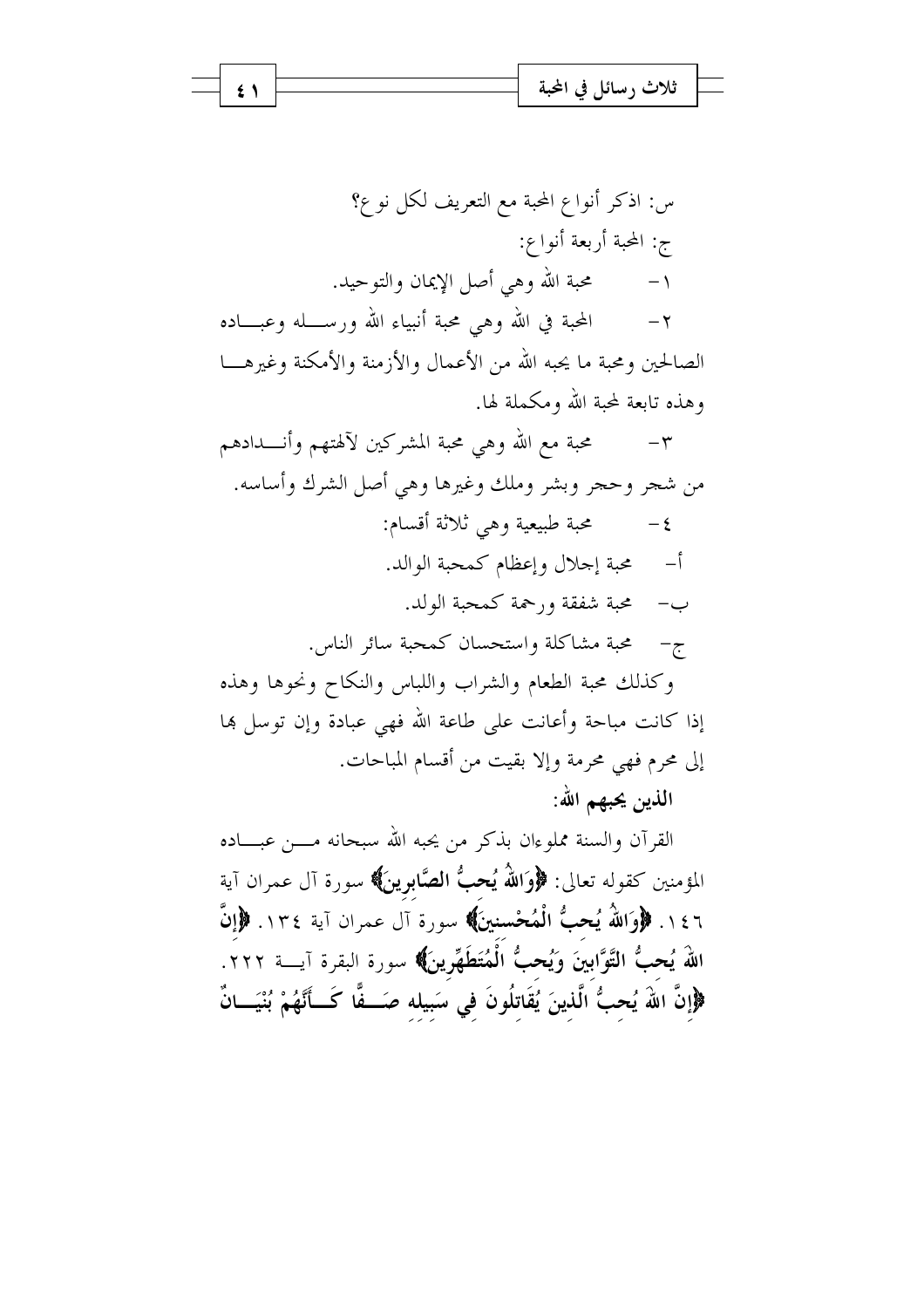س: اذكر أنواع المحبة مع التعريف لكل نوع؟

ج: المحبة أربعة أنواع:

١- محبة الله وهي أصل الإيمان والتوحيد.

٢- المحبة في الله وهي محبة أنبياء الله ورسله وعباده الصالحين ومحبة ما يحبه الله من الأعمال والأزمنة والأمكنة وغيرها وهذه تابعة لمحبة الله ومكملة لها.

٣- محبة مع الله وهي محبة المشركين لآلهتهم وأندادهم من شجر وحجر وبشر وملك وغيرها وهي أصل الشرك وأساسه.

٤- محبة طبيعية وهي ثلاثة أقسام:

أ- محبة إجلال وإعظام كمحبة الوالد.

ب- محبة شفقة ورحمة كمحبة الولد.

ج- محبة مشاكلة واستحسان كمحبة سائر الناس.

وكذلك محبة الطعام والشراب واللباس والنكاح ونحوها وهذه إذا كانت مباحة وأعانت على طاعة الله فهي عبادة وإن توسل بها إلى محرم فهي محرمة وإلا بقيت من أقسام المباحات.

**الذين يحبهم الله:**

القرآن والسنة مملوءان بذكر من يحبه الله سبحانه من عباده المؤمنين كقوله تعالى: **﴿وَاللَّهُ يُحِبُّ الصَّابِرِينَ﴾** سورة آل عمران آية ١٤٦. **﴿وَاللَّهُ يُحِبُّ الْمُحْسِنِينَ﴾** سورة آل عمران آية ١٣٤. **﴿إِنَّ اللَّهَ يُحِبُّ التَّوَّابِينَ وَيُحِبُّ الْمُتَطَهِّرِينَ﴾** سورة البقرة آية ٢٢٢. **﴿إِنَّ اللَّهَ يُحِبُّ الَّذِينَ يُقَاتِلُونَ فِي سَبِيلِهِ صَفًّا كَأَنَّهُمْ بُنْيَانٌ**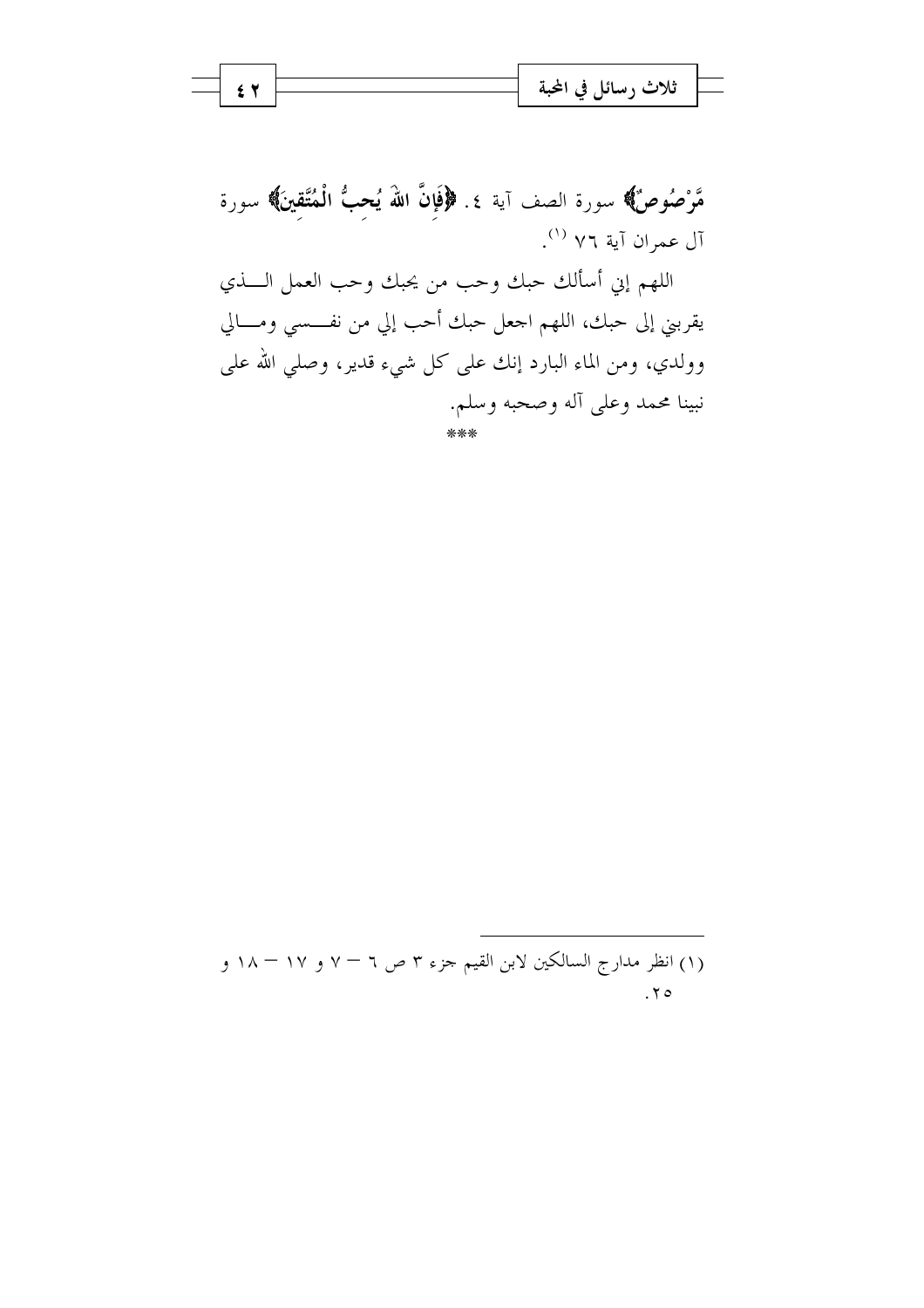**مَّرْصُوصٌ﴾** سورة الصف آية ٤. **﴿فَإِنَّ اللهَ يُحِبُّ الْمُتَّقِينَ﴾** سورة آل عمران آية ٧٦ (١).

اللهم إني أسألك حبك وحب من يحبك وحب العمل الـــذي يقربني إلى حبك، اللهم اجعل حبك أحب إلي من نفـــسي ومـــالي وولدي، ومن الماء البارد إنك على كل شيء قدير، وصلي الله على نبينا محمد وعلى آله وصحبه وسلم.

***

---

(١) انظر مدارج السالكين لابن القيم جزء ٣ ص ٦ – ٧ و ١٧ – ١٨ و ٢٥.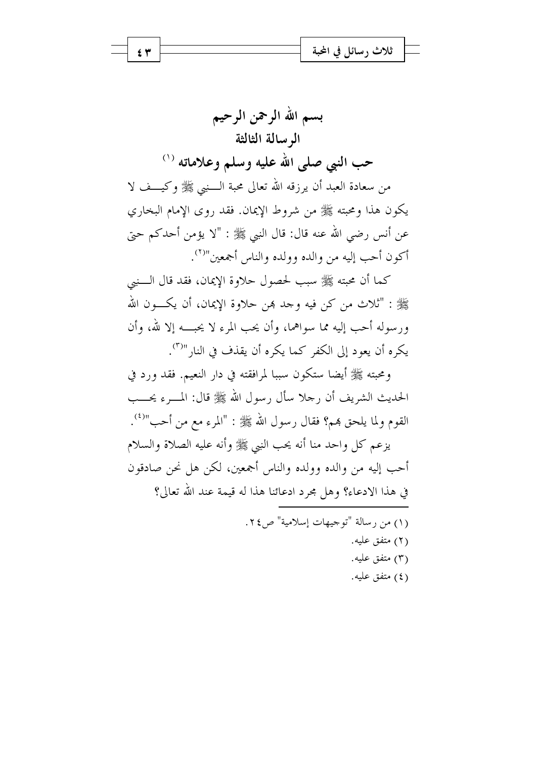# بسم الله الرحمن الرحيم

## الرسالة الثالثة

## حب النبي صلى الله عليه وسلم وعلاماته [1]

من سعادة العبد أن يرزقه الله تعالى محبة النبي ﷺ وكيف لا يكون هذا ومحبته ﷺ من شروط الإيمان. فقد روى الإمام البخاري عن أنس رضي الله عنه قال: قال النبي ﷺ : "لا يؤمن أحدكم حتى أكون أحب إليه من والده وولده والناس أجمعين"[2].

كما أن محبته ﷺ سبب لحصول حلاوة الإيمان، فقد قال النبي ﷺ : "ثلاث من كن فيه وجد بهن حلاوة الإيمان، أن يكون الله ورسوله أحب إليه مما سواهما، وأن يحب المرء لا يحبه إلا لله، وأن يكره أن يعود إلى الكفر كما يكره أن يقذف في النار"[3].

ومحبته ﷺ أيضا ستكون سببا لمرافقته في دار النعيم. فقد ورد في الحديث الشريف أن رجلا سأل رسول الله ﷺ قال: المرء يحب القوم ولما يلحق بهم؟ فقال رسول الله ﷺ : "المرء مع من أحب"[4].

يزعم كل واحد منا أنه يحب النبي ﷺ وأنه عليه الصلاة والسلام أحب إليه من والده وولده والناس أجمعين، لكن هل نحن صادقون في هذا الادعاء؟ وهل مجرد ادعائنا هذا له قيمة عند الله تعالى؟

---

(١) من رسالة "توجيهات إسلامية" ص٢٤.

(٢) متفق عليه.

(٣) متفق عليه.

(٤) متفق عليه.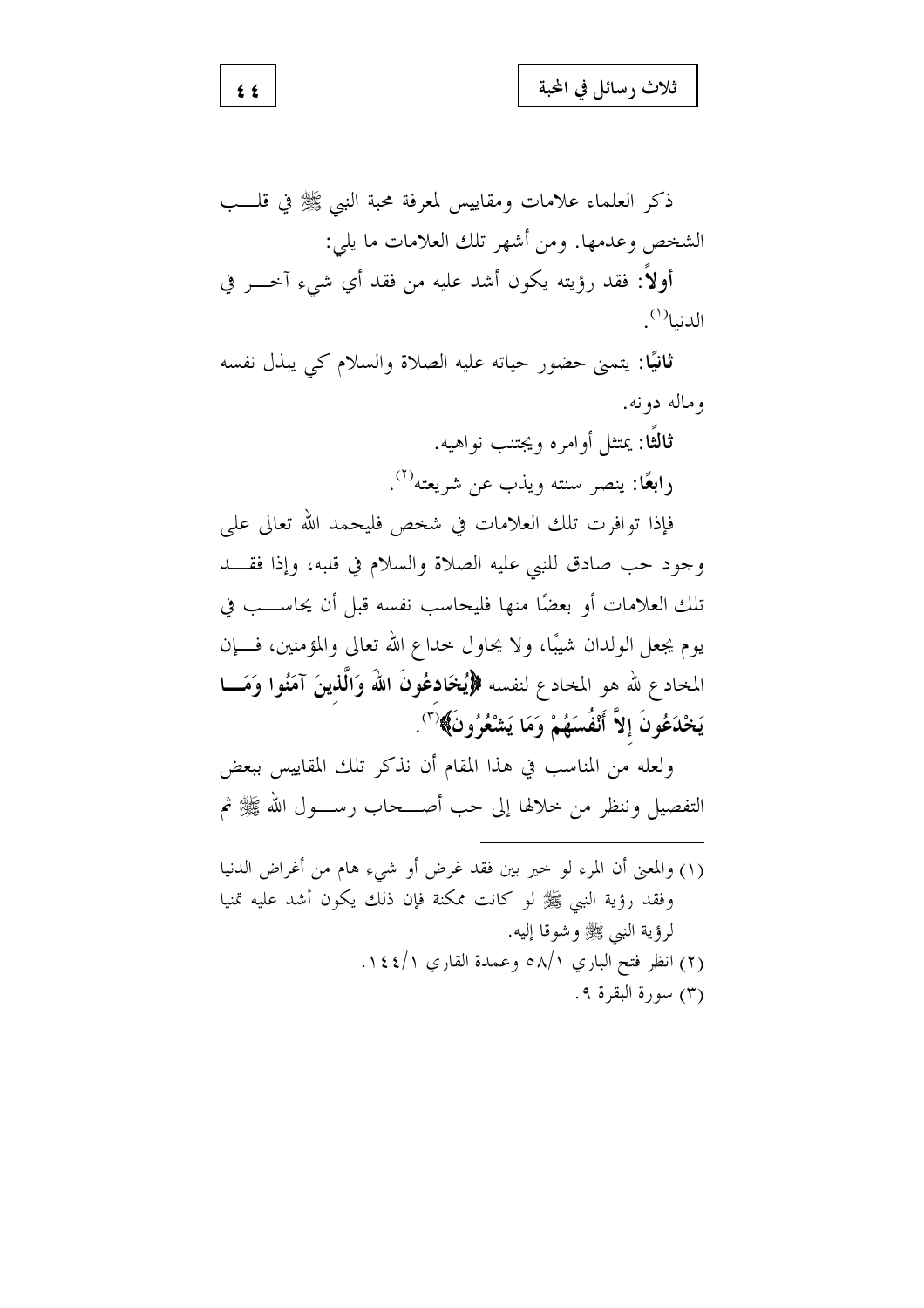ذكر العلماء علامات ومقاييس لمعرفة محبة النبي ﷺ في قلب الشخص وعدمها. ومن أشهر تلك العلامات ما يلي:

**أولاً**: فقد رؤيته يكون أشد عليه من فقد أي شيء آخر في الدنيا[1].

**ثانيًا**: يتمنى حضور حياته عليه الصلاة والسلام كي يبذل نفسه وماله دونه.

**ثالثًا**: يمتثل أوامره ويجتنب نواهيه.

**رابعًا**: ينصر سنته ويذب عن شريعته[2].

فإذا توافرت تلك العلامات في شخص فليحمد الله تعالى على وجود حب صادق للنبي عليه الصلاة والسلام في قلبه، وإذا فقد تلك العلامات أو بعضًا منها فليحاسب نفسه قبل أن يحاسب في يوم يجعل الولدان شيبًا، ولا يحاول خداع الله تعالى والمؤمنين، فإن المخادع لله هو المخادع لنفسه **﴿يُخَادِعُونَ اللهَ وَالَّذِينَ آمَنُوا وَمَا يَخْدَعُونَ إِلاَّ أَنْفُسَهُمْ وَمَا يَشْعُرُونَ﴾**[3].

ولعله من المناسب في هذا المقام أن نذكر تلك المقاييس ببعض التفصيل وننظر من خلالها إلى حب أصحاب رسول الله ﷺ ثم

---

(١) والمعنى أن المرء لو خير بين فقد غرض أو شيء هام من أغراض الدنيا وفقد رؤية النبي ﷺ لو كانت ممكنة فإن ذلك يكون أشد عليه تمنيا لرؤية النبي ﷺ وشوقا إليه.

(٢) انظر فتح الباري ٥٨/١ وعمدة القاري ١٤٤/١.

(٣) سورة البقرة ٩.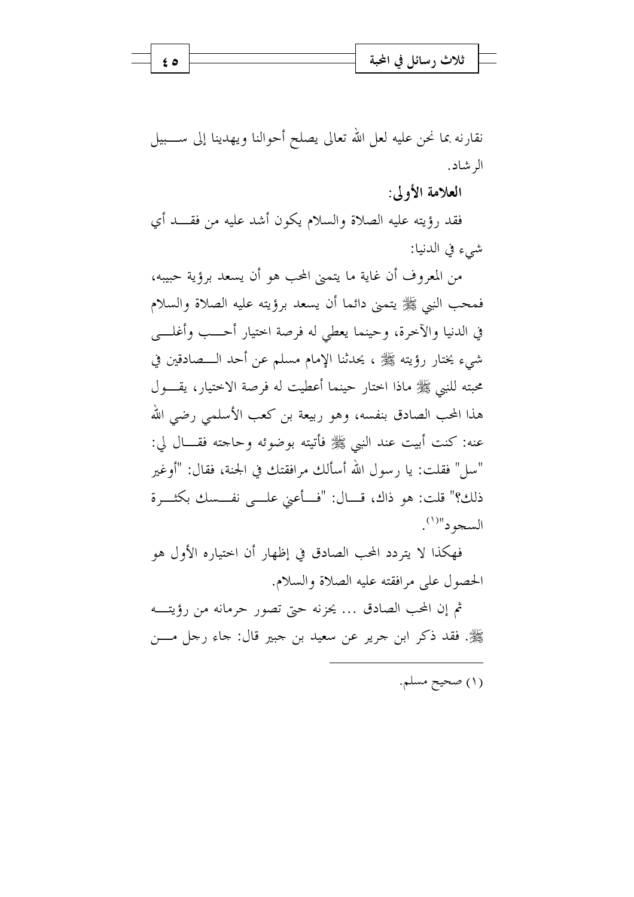نقارنه بما نحن عليه لعل الله تعالى يصلح أحوالنا ويهدينا إلى سبيل الرشاد.

**العلامة الأولى:**

فقد رؤيته عليه الصلاة والسلام يكون أشد عليه من فقد أي شيء في الدنيا:

من المعروف أن غاية ما يتمنى المحب هو أن يسعد برؤية حبيبه، فمحب النبي ﷺ يتمنى دائما أن يسعد برؤيته عليه الصلاة والسلام في الدنيا والآخرة، وحينما يعطى له فرصة اختيار أحب وأغلى شيء يختار رؤيته ﷺ ، يحدثنا الإمام مسلم عن أحد الصادقين في محبته للنبي ﷺ ماذا اختار حينما أعطيت له فرصة الاختيار، يقول هذا المحب الصادق بنفسه، وهو ربيعة بن كعب الأسلمي رضي الله عنه: كنت أبيت عند النبي ﷺ فأتيته بوضوئه وحاجته فقال لي: "سل" فقلت: يا رسول الله أسألك مرافقتك في الجنة، فقال: "أوغير ذلك؟" قلت: هو ذاك، قال: "فأعني على نفسك بكثرة السجود"[1].

فهكذا لا يتردد المحب الصادق في إظهار أن اختياره الأول هو الحصول على مرافقته عليه الصلاة والسلام.

ثم إن المحب الصادق ... يحزنه حتى تصور حرمانه من رؤيته ﷺ. فقد ذكر ابن جرير عن سعيد بن جبير قال: جاء رجل من

---

(١) صحيح مسلم.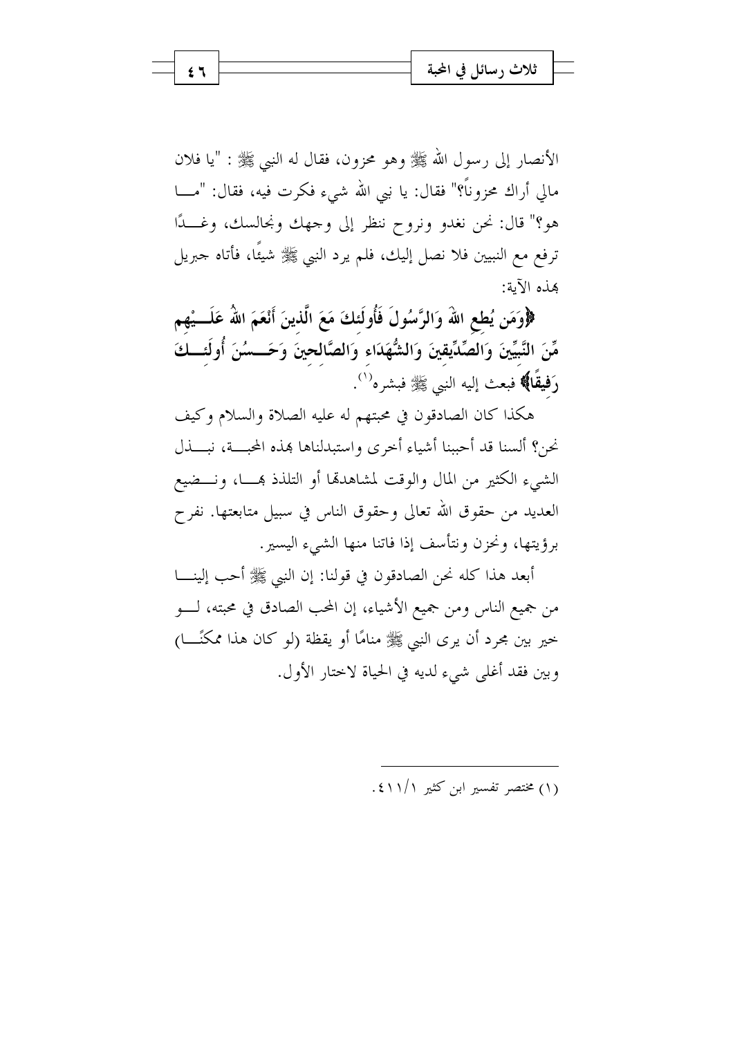الأنصار إلى رسول الله ﷺ وهو محزون، فقال له النبي ﷺ : "يا فلان مالي أراك محزوناً؟" فقال: يا نبي الله شيء فكرت فيه، فقال: "ما هو؟" قال: نحن نغدو ونروح ننظر إلى وجهك ونجالسك، وغدًا ترفع مع النبيين فلا نصل إليك، فلم يرد النبي ﷺ شيئًا، فأتاه جبريل بهذه الآية:

﴿وَمَن يُطِعِ اللهَ وَالرَّسُولَ فَأُولَئِكَ مَعَ الَّذِينَ أَنْعَمَ اللهُ عَلَيْهِم مِّنَ النَّبِيِّينَ وَالصِّدِّيقِينَ وَالشُّهَدَاء وَالصَّالِحِينَ وَحَسُنَ أُولَئِكَ رَفِيقًا﴾ فبعث إليه النبي ﷺ فبشره[1].

هكذا كان الصادقون في محبتهم له عليه الصلاة والسلام وكيف نحن؟ ألسنا قد أحببنا أشياء أخرى واستبدلناها بهذه المحبة، نبذل الشيء الكثير من المال والوقت لمشاهدتها أو التلذذ بها، ونضيع العديد من حقوق الله تعالى وحقوق الناس في سبيل متابعتها. نفرح برؤيتها، ونحزن ونتأسف إذا فاتنا منها الشيء اليسير.

أبعد هذا كله نحن الصادقون في قولنا: إن النبي ﷺ أحب إلينا من جميع الناس ومن جميع الأشياء، إن المحب الصادق في محبته، لو خير بين مجرد أن يرى النبي ﷺ منامًا أو يقظة (لو كان هذا ممكنًا) وبين فقد أغلى شيء لديه في الحياة لاختار الأول.

---

(١) مختصر تفسير ابن كثير ١/٤١١.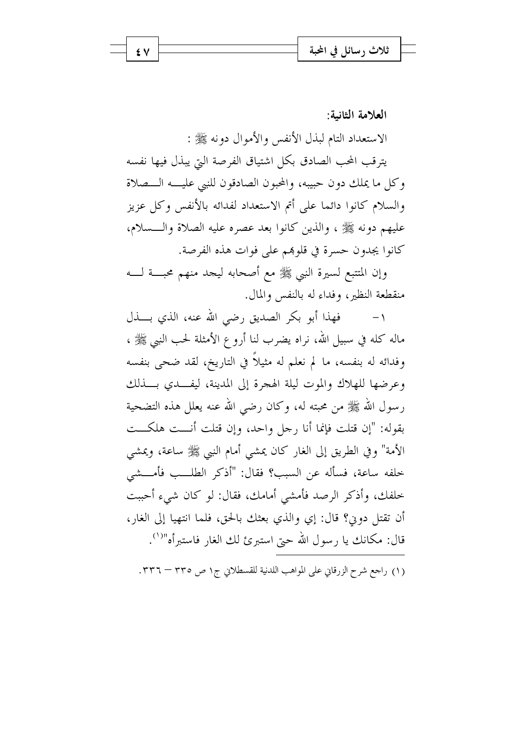**العلامة الثانية:**

الاستعداد التام لبذل الأنفس والأموال دونه ﷺ :

يترقب المحب الصادق بكل اشتياق الفرصة التي يبذل فيها نفسه وكل ما يملك دون حبيبه، والمحبون الصادقون للنبي عليه الصلاة والسلام كانوا دائما على أتم الاستعداد لفدائه بالأنفس وكل عزيز عليهم دونه ﷺ ، والذين كانوا بعد عصره عليه الصلاة والسلام، كانوا يجدون حسرة في قلوبهم على فوات هذه الفرصة.

وإن المتتبع لسيرة النبي ﷺ مع أصحابه ليجد منهم محبة له منقطعة النظير، وفداء له بالنفس والمال.

١- فهذا أبو بكر الصديق رضي الله عنه، الذي بذل ماله كله في سبيل الله، نراه يضرب لنا أروع الأمثلة لحب النبي ﷺ ، وفدائه له بنفسه، ما لم نعلم له مثيلاً في التاريخ، لقد ضحى بنفسه وعرضها للهلاك والموت ليلة الهجرة إلى المدينة، ليفدي بذلك رسول الله ﷺ من محبته له، وكان رضي الله عنه يعلل هذه التضحية بقوله: "إن قتلت فإنما أنا رجل واحد، وإن قتلت أنت هلكت الأمة" وفي الطريق إلى الغار كان يمشي أمام النبي ﷺ ساعة، ويمشي خلفه ساعة، فسأله عن السبب؟ فقال: "أذكر الطلب فأمشي خلفك، وأذكر الرصد فأمشي أمامك، فقال: لو كان شيء أحببت أن تقتل دوني؟ قال: إي والذي بعثك بالحق، فلما انتهيا إلى الغار، قال: مكانك يا رسول الله حتى استبرئ لك الغار فاستبرأه"[1].

---

(١) راجع شرح الزرقاني على المواهب اللدنية للقسطلاني ج١ ص ٣٣٥ – ٣٣٦.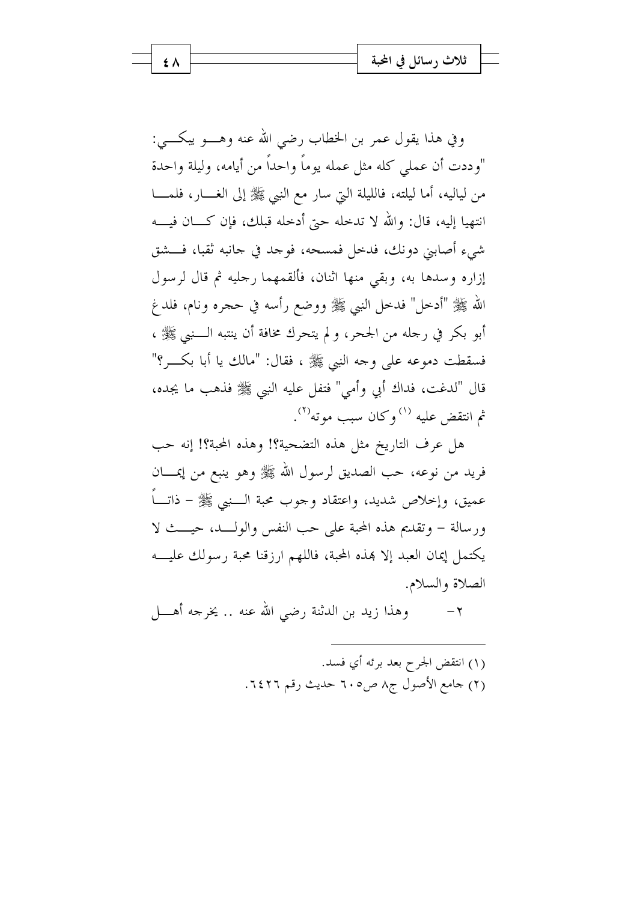وفي هذا يقول عمر بن الخطاب رضي الله عنه وهو يبكي: "وددت أن عملي كله مثل عمله يوماً واحداً من أيامه، وليلة واحدة من لياليه، أما ليلته، فالليلة التي سار مع النبي ﷺ إلى الغار، فلما انتهيا إليه، قال: والله لا تدخله حتى أدخله قبلك، فإن كان فيه شيء أصابني دونك، فدخل فمسحه، فوجد في جانبه ثقبا، فشق إزاره وسدها به، وبقي منها اثنان، فألقمهما رجليه ثم قال لرسول الله ﷺ "أدخل" فدخل النبي ﷺ ووضع رأسه في حجره ونام، فلدغ أبو بكر في رجله من الجحر، ولم يتحرك مخافة أن ينتبه النبي ﷺ ، فسقطت دموعه على وجه النبي ﷺ ، فقال: "مالك يا أبا بكر؟" قال "لدغت، فداك أبي وأمي" فتفل عليه النبي ﷺ فذهب ما يجده، ثم انتقض عليه [1] وكان سبب موته[2].

هل عرف التاريخ مثل هذه التضحية؟! وهذه المحبة؟! إنه حب فريد من نوعه، حب الصديق لرسول الله ﷺ وهو ينبع من إيمان عميق، وإخلاص شديد، واعتقاد وجوب محبة النبي ﷺ – ذاتاً ورسالة – وتقديم هذه المحبة على حب النفس والولد، حيث لا يكتمل إيمان العبد إلا بهذه المحبة، فاللهم ارزقنا محبة رسولك عليه الصلاة والسلام.

٢- وهذا زيد بن الدثنة رضي الله عنه .. يخرجه أهل

---

(١) انتقض الجرح بعد برئه أي فسد.

(٢) جامع الأصول ج٨ ص٦٠٥ حديث رقم ٦٤٢٦.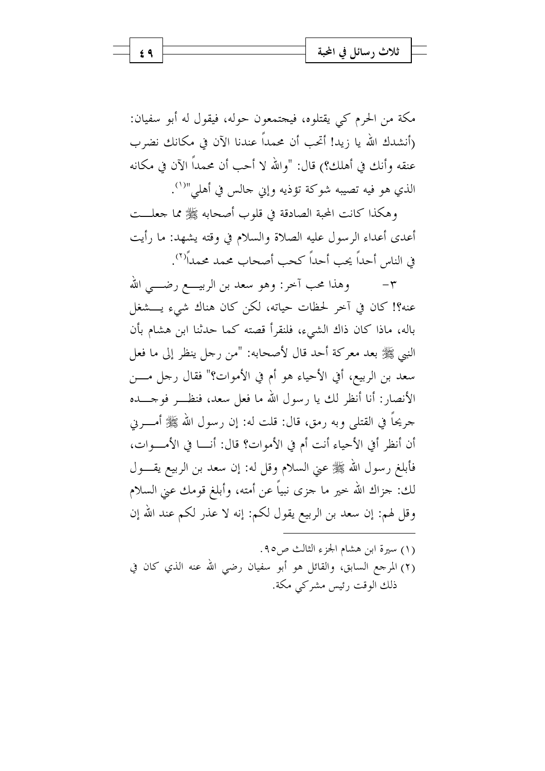مكة من الحرم كي يقتلوه، فيجتمعون حوله، فيقول له أبو سفيان: (أنشدك الله يا زيد! أتحب أن محمداً عندنا الآن في مكانك نضرب عنقه وأنك في أهلك؟) قال: "والله لا أحب أن محمداً الآن في مكانه الذي هو فيه تصيبه شوكة تؤذيه وإني جالس في أهلي"[1].

وهكذا كانت المحبة الصادقة في قلوب أصحابه ﷺ مما جعلت أعدى أعداء الرسول عليه الصلاة والسلام في وقته يشهد: ما رأيت في الناس أحداً يحب أحداً كحب أصحاب محمد محمداً[2].

٣- وهذا محب آخر: وهو سعد بن الربيع رضي الله عنه؟! كان في آخر لحظات حياته، لكن كان هناك شيء يشغل باله، ماذا كان ذاك الشيء، فلنقرأ قصته كما حدثنا ابن هشام بأن النبي ﷺ بعد معركة أحد قال لأصحابه: "من رجل ينظر إلى ما فعل سعد بن الربيع، أفي الأحياء هو أم في الأموات؟" فقال رجل من الأنصار: أنا أنظر لك يا رسول الله ما فعل سعد، فنظر فوجده جريحاً في القتلى وبه رمق، قال: قلت له: إن رسول الله ﷺ أمرني أن أنظر أفي الأحياء أنت أم في الأموات؟ قال: أنا في الأموات، فأبلغ رسول الله ﷺ عني السلام وقل له: إن سعد بن الربيع يقول لك: جزاك الله خير ما جزى نبياً عن أمته، وأبلغ قومك عني السلام وقل لهم: إن سعد بن الربيع يقول لكم: إنه لا عذر لكم عند الله إن

---

(١) سيرة ابن هشام الجزء الثالث ص٩٥.

(٢) المرجع السابق، والقائل هو أبو سفيان رضي الله عنه الذي كان في ذلك الوقت رئيس مشركي مكة.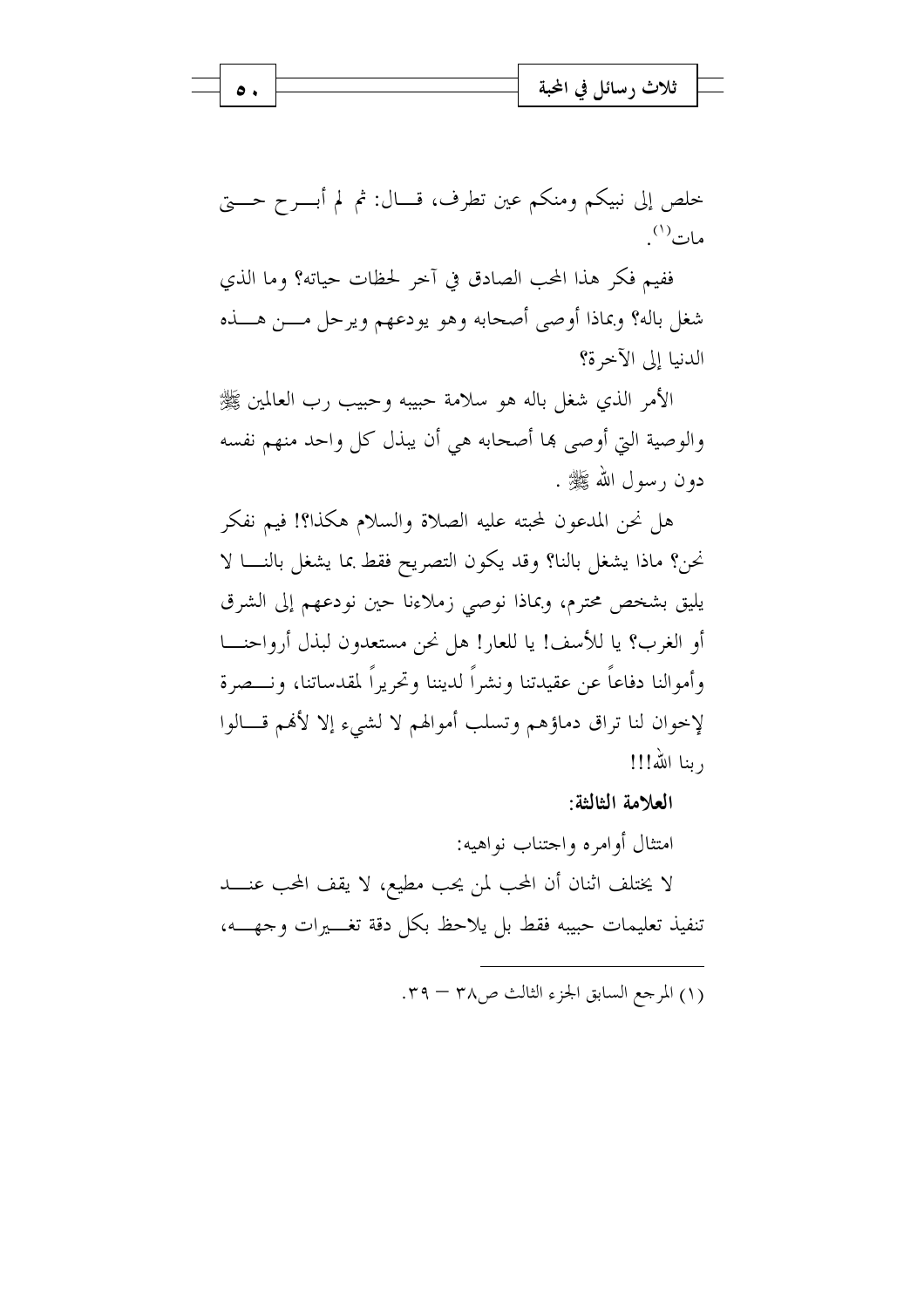خلص إلى نبيكم ومنكم عين تطرف، قال: ثم لم أبرح حتى مات[1].

ففيم فكر هذا المحب الصادق في آخر لحظات حياته؟ وما الذي شغل باله؟ وبماذا أوصى أصحابه وهو يودعهم ويرحل من هذه الدنيا إلى الآخرة؟

الأمر الذي شغل باله هو سلامة حبيبه وحبيب رب العالمين ﷺ والوصية التي أوصى بها أصحابه هي أن يبذل كل واحد منهم نفسه دون رسول الله ﷺ .

هل نحن المدعون لمحبته عليه الصلاة والسلام هكذا؟! فيم نفكر نحن؟ ماذا يشغل بالنا؟ وقد يكون التصريح فقط بما يشغل بالنا لا يليق بشخص محترم، وبماذا نوصي زملاءنا حين نودعهم إلى الشرق أو الغرب؟ يا للأسف! يا للعار! هل نحن مستعدون لبذل أرواحنا وأموالنا دفاعاً عن عقيدتنا ونشراً لديننا وتحريراً لمقدساتنا، ونصرة لإخوان لنا تراق دماؤهم وتسلب أموالهم لا لشيء إلا لأنهم قالوا ربنا الله!!!

**العلامة الثالثة:**

امتثال أوامره واجتناب نواهيه:

لا يختلف اثنان أن المحب لمن يحب مطيع، لا يقف المحب عند تنفيذ تعليمات حبيبه فقط بل يلاحظ بكل دقة تغيرات وجهه،

---

(١) المرجع السابق الجزء الثالث ص٣٨ – ٣٩.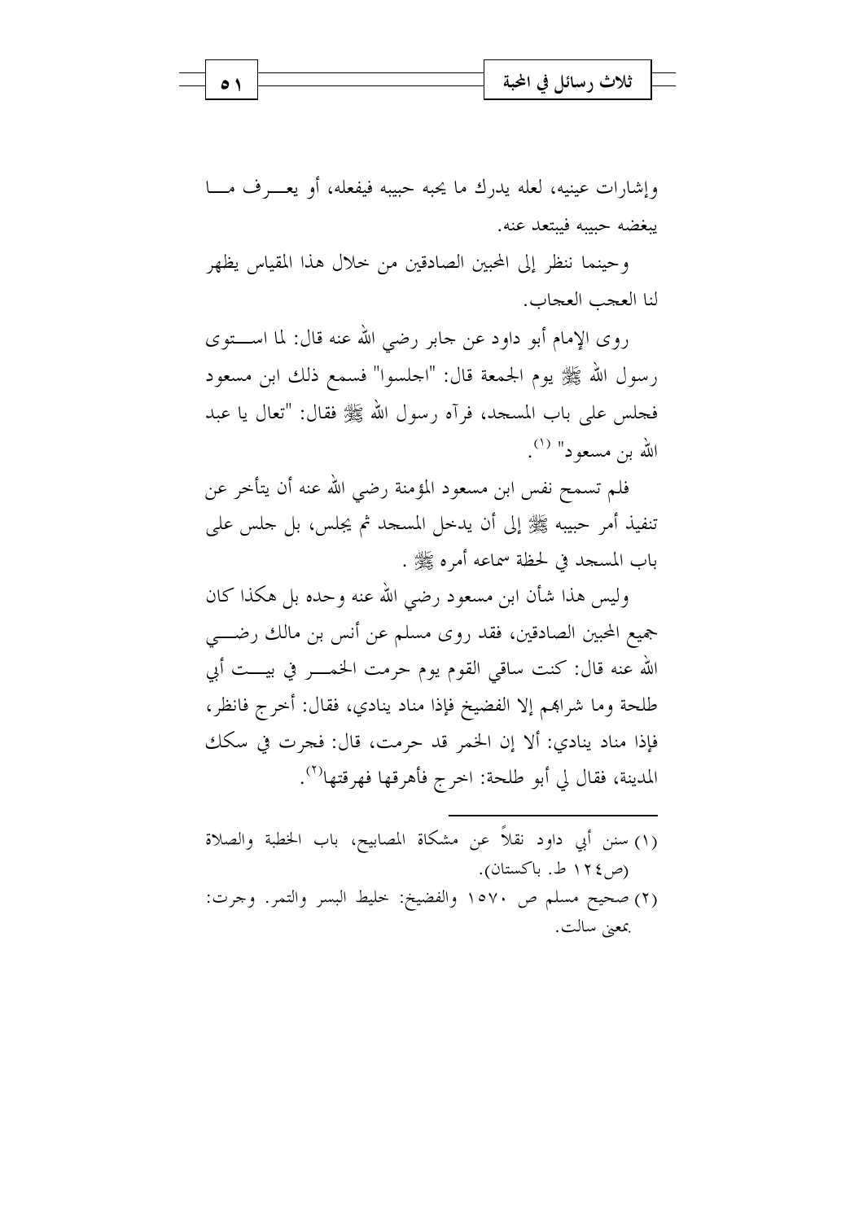وإشارات عينيه، لعله يدرك ما يحبه حبيبه فيفعله، أو يعرف ما يبغضه حبيبه فيبتعد عنه.

وحينما ننظر إلى المحبين الصادقين من خلال هذا المقياس يظهر لنا العجب العجاب.

روى الإمام أبو داود عن جابر رضي الله عنه قال: لما استوى رسول الله ﷺ يوم الجمعة قال: "اجلسوا" فسمع ذلك ابن مسعود فجلس على باب المسجد، فرآه رسول الله ﷺ فقال: "تعال يا عبد الله بن مسعود" [1].

فلم تسمح نفس ابن مسعود المؤمنة رضي الله عنه أن يتأخر عن تنفيذ أمر حبيبه ﷺ إلى أن يدخل المسجد ثم يجلس، بل جلس على باب المسجد في لحظة سماعه أمره ﷺ.

وليس هذا شأن ابن مسعود رضي الله عنه وحده بل هكذا كان جميع المحبين الصادقين، فقد روى مسلم عن أنس بن مالك رضي الله عنه قال: كنت ساقي القوم يوم حرمت الخمر في بيت أبي طلحة وما شرابهم إلا الفضيخ فإذا مناد ينادي، فقال: أخرج فانظر، فإذا مناد ينادي: ألا إن الخمر قد حرمت، قال: فجرت في سكك المدينة، فقال لي أبو طلحة: اخرج فأهرقها فهرقتها[2].

---

(١) سنن أبي داود نقلاً عن مشكاة المصابيح، باب الخطبة والصلاة (ص١٢٤ ط. باكستان).

(٢) صحيح مسلم ص ١٥٧٠ والفضيخ: خليط البسر والتمر. وجرت: بمعنى سالت.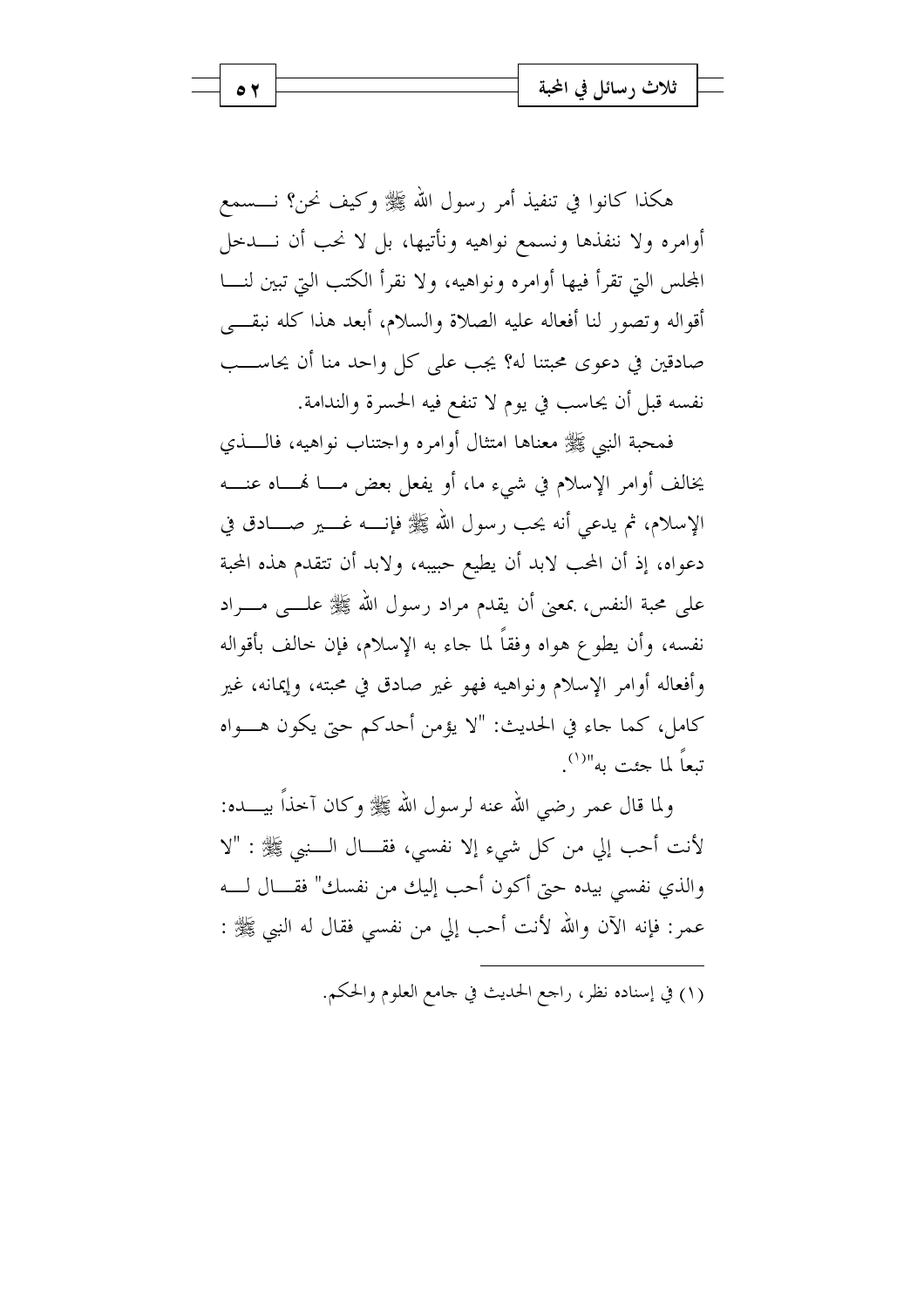هكذا كانوا في تنفيذ أمر رسول الله ﷺ وكيف نحن؟ نسمع أوامره ولا ننفذها ونسمع نواهيه ونأتيها، بل لا نحب أن ندخل المجلس التي تقرأ فيها أوامره ونواهيه، ولا نقرأ الكتب التي تبين لنا أقواله وتصور لنا أفعاله عليه الصلاة والسلام، أبعد هذا كله نبقى صادقين في دعوى محبتنا له؟ يجب على كل واحد منا أن يحاسب نفسه قبل أن يحاسب في يوم لا تنفع فيه الحسرة والندامة.

فمحبة النبي ﷺ معناها امتثال أوامره واجتناب نواهيه، فالذي يخالف أوامر الإسلام في شيء ما، أو يفعل بعض ما نهاه عنه الإسلام، ثم يدعي أنه يحب رسول الله ﷺ فإنه غير صادق في دعواه، إذ أن المحب لابد أن يطيع حبيبه، ولابد أن تتقدم هذه المحبة على محبة النفس، بمعنى أن يقدم مراد رسول الله ﷺ على مراد نفسه، وأن يطوع هواه وفقاً لما جاء به الإسلام، فإن خالف بأقواله وأفعاله أوامر الإسلام ونواهيه فهو غير صادق في محبته، وإيمانه، غير كامل، كما جاء في الحديث: "لا يؤمن أحدكم حتى يكون هواه تبعاً لما جئت به"[1].

ولما قال عمر رضي الله عنه لرسول الله ﷺ وكان آخذاً بيده: لأنت أحب إلي من كل شيء إلا نفسي، فقال النبي ﷺ : "لا والذي نفسي بيده حتى أكون أحب إليك من نفسك" فقال له عمر: فإنه الآن والله لأنت أحب إلي من نفسي فقال له النبي ﷺ :

---

(١) في إسناده نظر، راجع الحديث في جامع العلوم والحكم.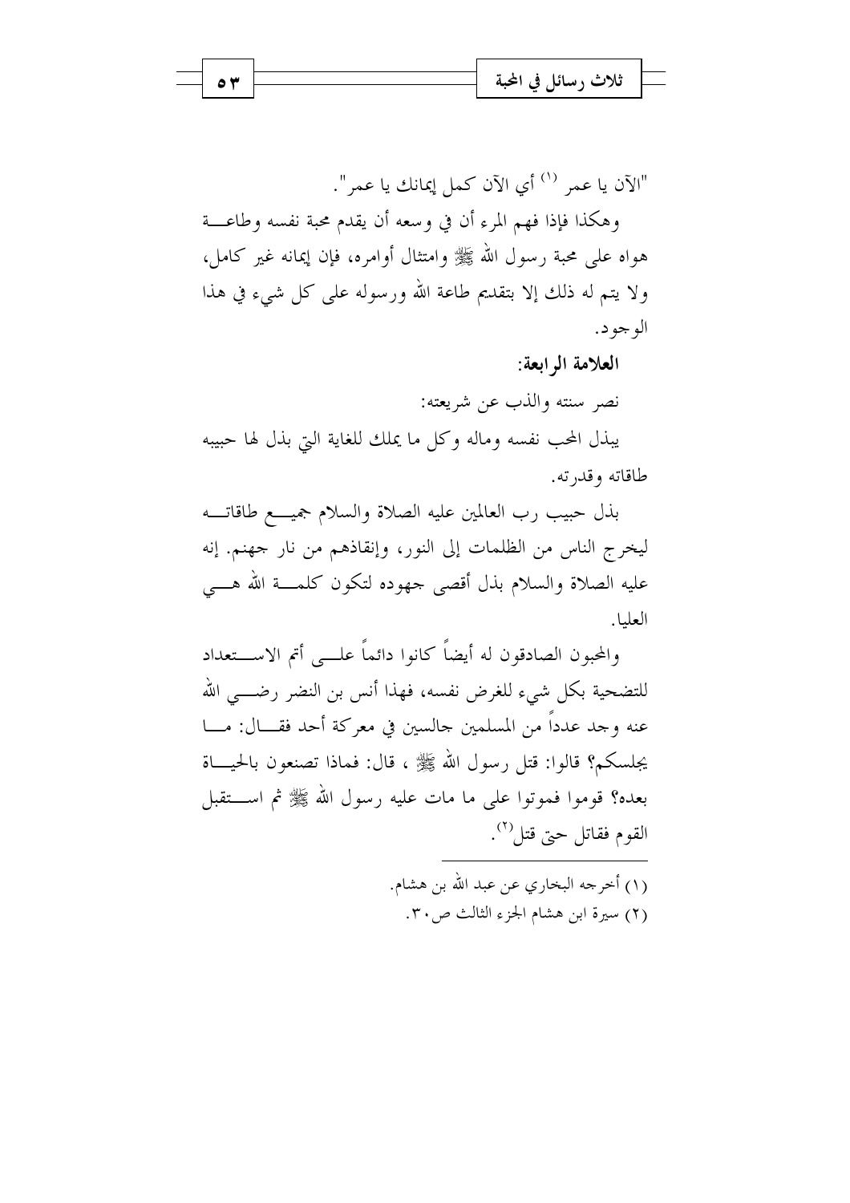"الآن يا عمر [1] أي الآن كمل إيمانك يا عمر".

وهكذا فإذا فهم المرء أن في وسعه أن يقدم محبة نفسه وطاعة هواه على محبة رسول الله ﷺ وامتثال أوامره، فإن إيمانه غير كامل، ولا يتم له ذلك إلا بتقديم طاعة الله ورسوله على كل شيء في هذا الوجود.

**العلامة الرابعة:**

نصر سنته والذب عن شريعته:

يبذل المحب نفسه وماله وكل ما يملك للغاية التي بذل لها حبيبه طاقاته وقدرته.

بذل حبيب رب العالمين عليه الصلاة والسلام جميع طاقاته ليخرج الناس من الظلمات إلى النور، وإنقاذهم من نار جهنم. إنه عليه الصلاة والسلام بذل أقصى جهوده لتكون كلمة الله هي العليا.

والمحبون الصادقون له أيضاً كانوا دائماً على أتم الاستعداد للتضحية بكل شيء للغرض نفسه، فهذا أنس بن النضر رضي الله عنه وجد عدداً من المسلمين جالسين في معركة أحد فقال: ما يجلسكم؟ قالوا: قتل رسول الله ﷺ ، قال: فماذا تصنعون بالحياة بعده؟ قوموا فموتوا على ما مات عليه رسول الله ﷺ ثم استقبل القوم فقاتل حتى قتل[2].

---

(١) أخرجه البخاري عن عبد الله بن هشام.

(٢) سيرة ابن هشام الجزء الثالث ص٣٠.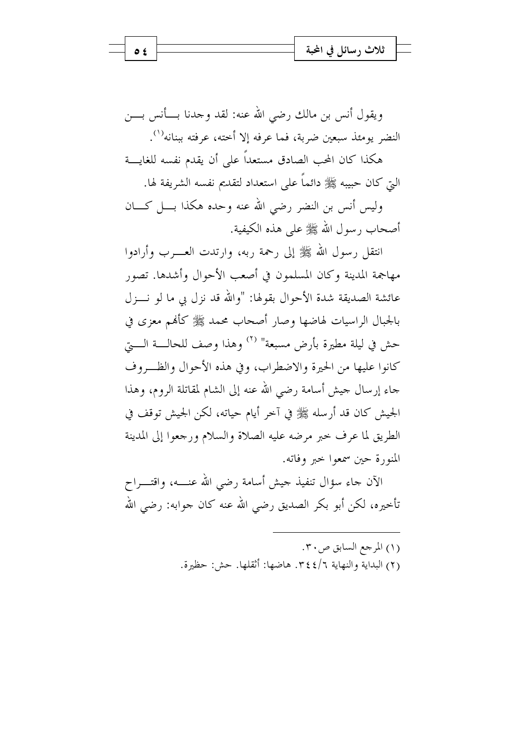ويقول أنس بن مالك رضي الله عنه: لقد وجدنا بأنس بن النضر يومئذ سبعين ضربة، فما عرفه إلا أخته، عرفته ببنانه[1].

هكذا كان المحب الصادق مستعداً على أن يقدم نفسه للغاية التي كان حبيبه ﷺ دائماً على استعداد لتقديم نفسه الشريفة لها.

وليس أنس بن النضر رضي الله عنه وحده هكذا بل كان أصحاب رسول الله ﷺ على هذه الكيفية.

انتقل رسول الله ﷺ إلى رحمة ربه، وارتدت العرب وأرادوا مهاجمة المدينة وكان المسلمون في أصعب الأحوال وأشدها. تصور عائشة الصديقة شدة الأحوال بقولها: "والله قد نزل بي ما لو نزل بالجبال الراسيات لهاضها وصار أصحاب محمد ﷺ كأنهم معزى في حش في ليلة مطيرة بأرض مسبعة" [2] وهذا وصف للحالة التي كانوا عليها من الحيرة والاضطراب، وفي هذه الأحوال والظروف جاء إرسال جيش أسامة رضي الله عنه إلى الشام لمقاتلة الروم، وهذا الجيش كان قد أرسله ﷺ في آخر أيام حياته، لكن الجيش توقف في الطريق لما عرف خبر مرضه عليه الصلاة والسلام ورجعوا إلى المدينة المنورة حين سمعوا خبر وفاته.

الآن جاء سؤال تنفيذ جيش أسامة رضي الله عنه، واقتراح تأخيره، لكن أبو بكر الصديق رضي الله عنه كان جوابه: رضي الله

---

(١) المرجع السابق ص٣٠.

(٢) البداية والنهاية ٣٤٤/٦. هاضها: أثقلها. حش: حظيرة.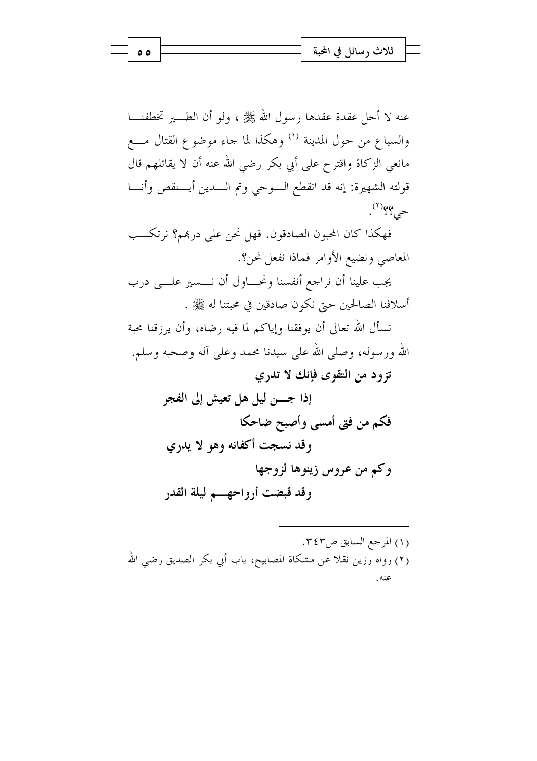عنه لا أحل عقدة عقدها رسول الله ﷺ ، ولو أن الطير تخطفنا والسباع من حول المدينة [1] وهكذا لما جاء موضوع القتال مع مانعي الزكاة واقترح على أبي بكر رضي الله عنه أن لا يقاتلهم قال قولته الشهيرة: إنه قد انقطع الوحي وتم الدين أينقص وأنا حي؟؟[2].

فهكذا كان المحبون الصادقون. فهل نحن على دربهم؟ نرتكب المعاصي ونضيع الأوامر فماذا نفعل نحن؟.

يجب علينا أن نراجع أنفسنا ونحاول أن نسير على درب أسلافنا الصالحين حتى نكون صادقين في محبتنا له ﷺ .

نسأل الله تعالى أن يوفقنا وإياكم لما فيه رضاه، وأن يرزقنا محبة الله ورسوله، وصلى الله على سيدنا محمد وعلى آله وصحبه وسلم.

**تزود من التقوى فإنك لا تدري**

**إذا جن ليل هل تعيش إلى الفجر**

**فكم من فتى أمسى وأصبح ضاحكا**

**وقد نسجت أكفانه وهو لا يدري**

**وكم من عروس زينوها لزوجها**

**وقد قبضت أرواحهم ليلة القدر**

---

(١) المرجع السابق ص٣٤٣.

(٢) رواه رزين نقلا عن مشكاة المصابيح، باب أبي بكر الصديق رضي الله عنه.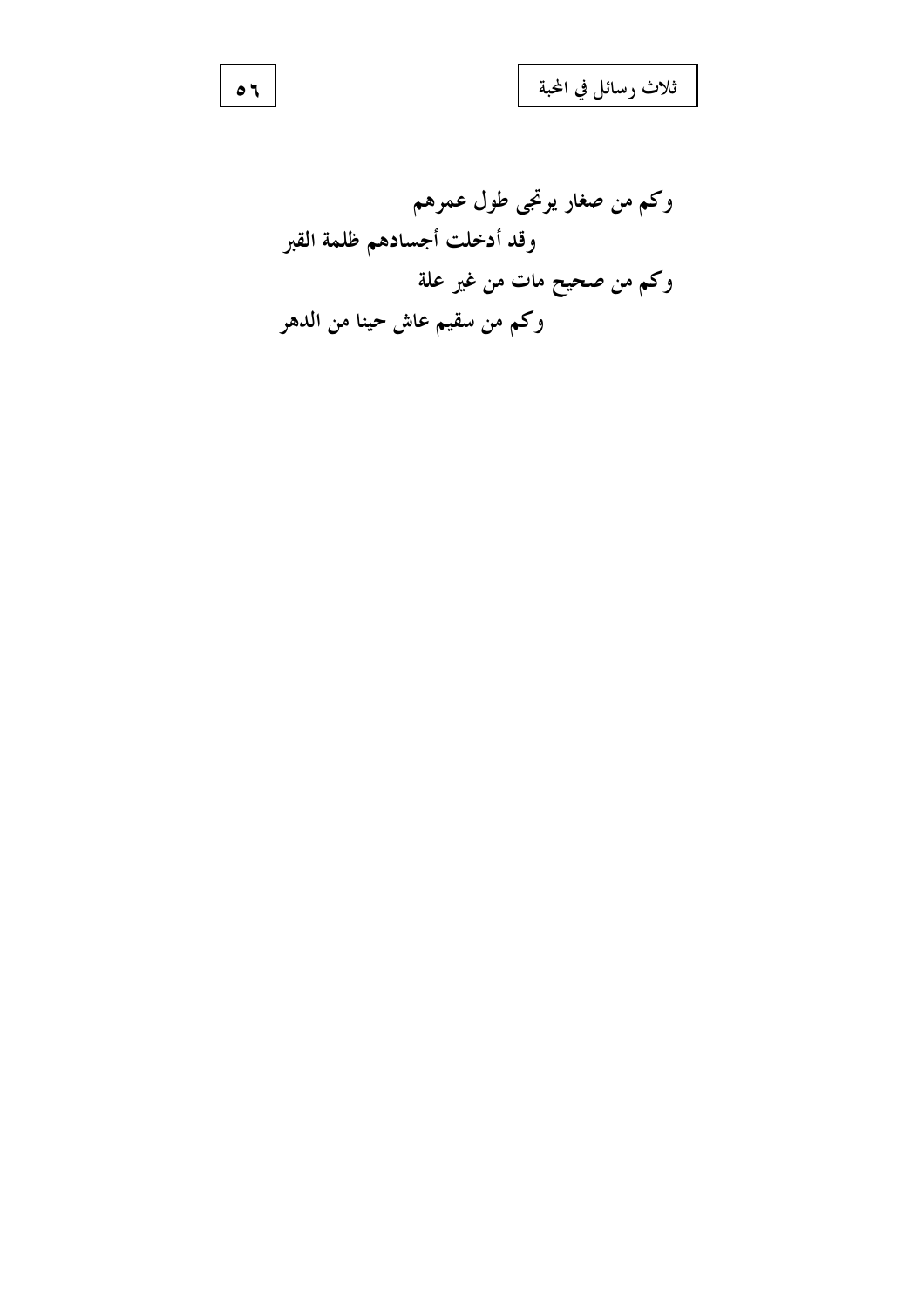**وكم من صغار يرتجى طول عمرهم**

**وقد أدخلت أجسادهم ظلمة القبر**

**وكم من صحيح مات من غير علة**

**وكم من سقيم عاش حينا من الدهر**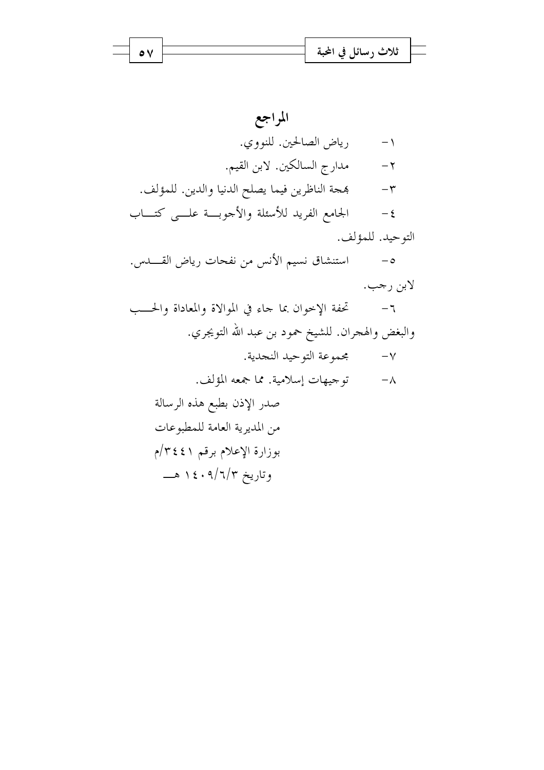# المراجع

١- رياض الصالحين. للنووي.

٢- مدارج السالكين. لابن القيم.

٣- بهجة الناظرين فيما يصلح الدنيا والدين. للمؤلف.

٤- الجامع الفريد للأسئلة والأجوبة على كتاب التوحيد. للمؤلف.

٥- استنشاق نسيم الأنس من نفحات رياض القدس. لابن رجب.

٦- تحفة الإخوان بما جاء في الموالاة والمعاداة والحب والبغض والهجران. للشيخ حمود بن عبد الله التويجري.

٧- مجموعة التوحيد النجدية.

٨- توجيهات إسلامية. مما جمعه المؤلف.

صدر الإذن بطبع هذه الرسالة
من المديرية العامة للمطبوعات
بوزارة الإعلام برقم ٣٤٤١/م
وتاريخ ١٤٠٩/٦/٣ هـ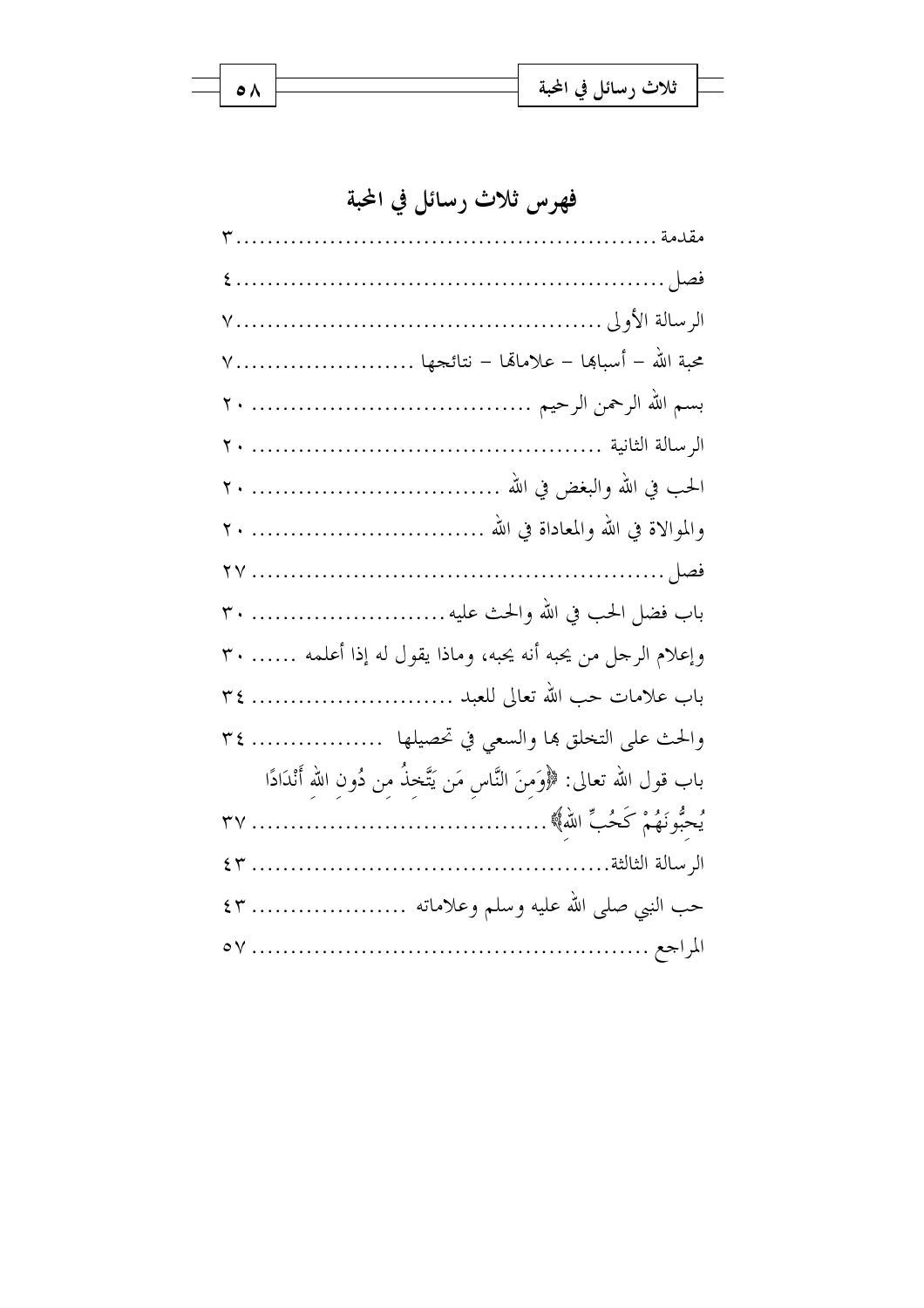# فهرس ثلاث رسائل في المحبة

| | |
|---|---|
| مقدمة | ٣ |
| فصل | ٤ |
| الرسالة الأولى | ٧ |
| محبة الله – أسبابها – علاماتها – نتائجها | ٧ |
| بسم الله الرحمن الرحيم | ٢٠ |
| الرسالة الثانية | ٢٠ |
| الحب في الله والبغض في الله | ٢٠ |
| والموالاة في الله والمعاداة في الله | ٢٠ |
| فصل | ٢٧ |
| باب فضل الحب في الله والحث عليه | ٣٠ |
| وإعلام الرجل من يحبه أنه يحبه، وماذا يقول له إذا أعلمه | ٣٠ |
| باب علامات حب الله تعالى للعبد | ٣٤ |
| والحث على التخلق بها والسعي في تحصيلها | ٣٤ |
| باب قول الله تعالى: ﴿وَمِنَ النَّاسِ مَن يَتَّخِذُ مِن دُونِ اللهِ أَنْدَادًا يُحِبُّونَهُمْ كَحُبِّ اللهِ﴾ | ٣٧ |
| الرسالة الثالثة | ٤٣ |
| حب النبي صلى الله عليه وسلم وعلاماته | ٤٣ |
| المراجع | ٥٧ |